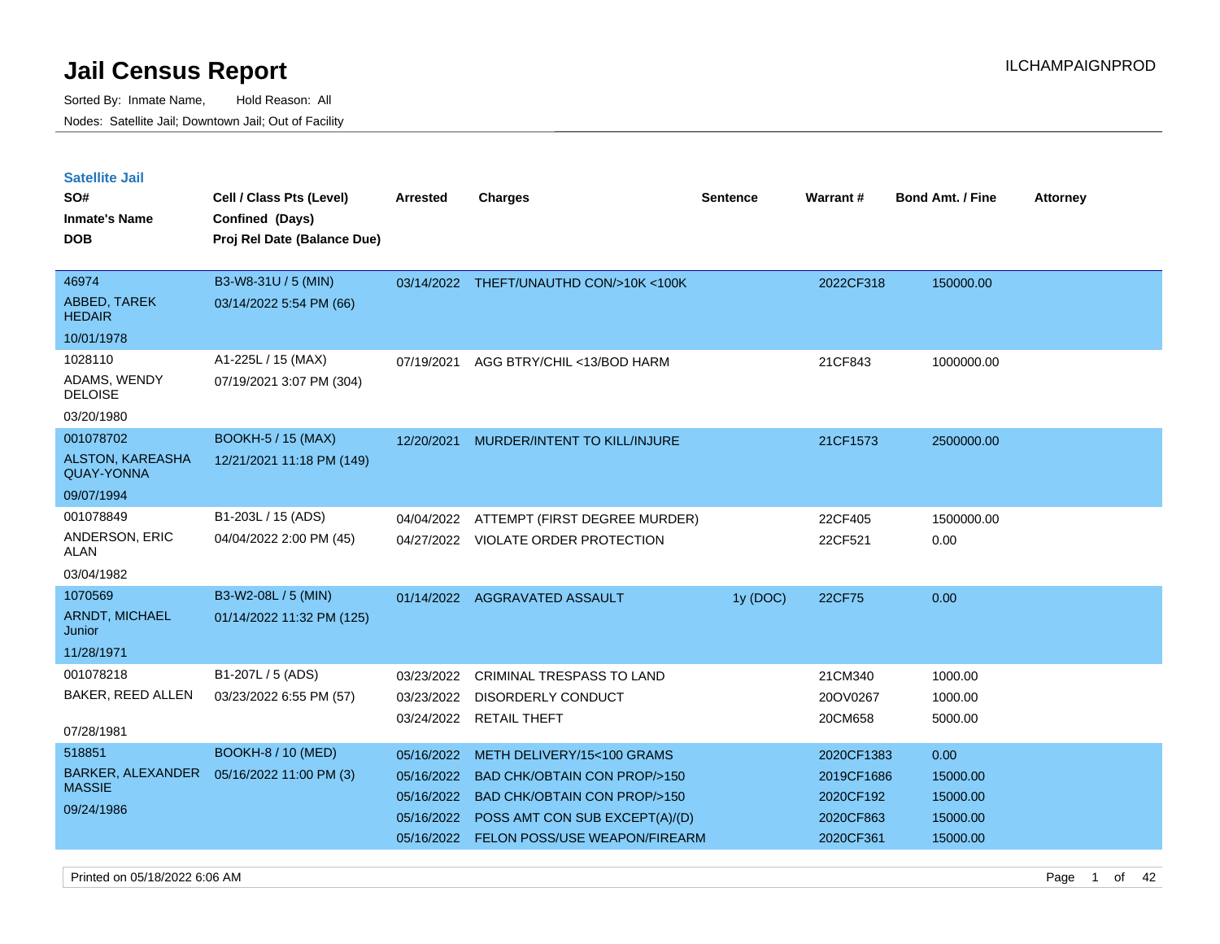# Jail Census Report

ILCHAMPAIGNPROD

Sorted By: Inmate Name, Hold Reason: All

Nodes: Satellite Jail; Downtown Jail; Out of Facility

## Satellite Jail

| SO# / Inmate's Name / DOB | Cell / Class Pts (Level) / Confined (Days) / Proj Rel Date (Balance Due) | Arrested | Charges | Sentence | Warrant # | Bond Amt. / Fine | Attorney |
|---|---|---|---|---|---|---|---|
| 46974<br>ABBED, TAREK HEDAIR<br>10/01/1978 | B3-W8-31U / 5 (MIN)<br>03/14/2022 5:54 PM (66) | 03/14/2022 | THEFT/UNAUTHD CON/>10K <100K | | 2022CF318 | 150000.00 | |
| 1028110<br>ADAMS, WENDY DELOISE<br>03/20/1980 | A1-225L / 15 (MAX)<br>07/19/2021 3:07 PM (304) | 07/19/2021 | AGG BTRY/CHIL <13/BOD HARM | | 21CF843 | 1000000.00 | |
| 001078702<br>ALSTON, KAREASHA QUAY-YONNA<br>09/07/1994 | BOOKH-5 / 15 (MAX)<br>12/21/2021 11:18 PM (149) | 12/20/2021 | MURDER/INTENT TO KILL/INJURE | | 21CF1573 | 2500000.00 | |
| 001078849<br>ANDERSON, ERIC ALAN<br>03/04/1982 | B1-203L / 15 (ADS)<br>04/04/2022 2:00 PM (45) | 04/04/2022 | ATTEMPT (FIRST DEGREE MURDER) | | 22CF405 | 1500000.00 | |
| | | 04/27/2022 | VIOLATE ORDER PROTECTION | | 22CF521 | 0.00 | |
| 1070569<br>ARNDT, MICHAEL Junior<br>11/28/1971 | B3-W2-08L / 5 (MIN)<br>01/14/2022 11:32 PM (125) | 01/14/2022 | AGGRAVATED ASSAULT | 1y (DOC) | 22CF75 | 0.00 | |
| 001078218<br>BAKER, REED ALLEN<br>07/28/1981 | B1-207L / 5 (ADS)<br>03/23/2022 6:55 PM (57) | 03/23/2022 | CRIMINAL TRESPASS TO LAND | | 21CM340 | 1000.00 | |
| | | 03/23/2022 | DISORDERLY CONDUCT | | 20OV0267 | 1000.00 | |
| | | 03/24/2022 | RETAIL THEFT | | 20CM658 | 5000.00 | |
| 518851<br>BARKER, ALEXANDER MASSIE<br>09/24/1986 | BOOKH-8 / 10 (MED)<br>05/16/2022 11:00 PM (3) | 05/16/2022 | METH DELIVERY/15<100 GRAMS | | 2020CF1383 | 0.00 | |
| | | 05/16/2022 | BAD CHK/OBTAIN CON PROP/>150 | | 2019CF1686 | 15000.00 | |
| | | 05/16/2022 | BAD CHK/OBTAIN CON PROP/>150 | | 2020CF192 | 15000.00 | |
| | | 05/16/2022 | POSS AMT CON SUB EXCEPT(A)/(D) | | 2020CF863 | 15000.00 | |
| | | 05/16/2022 | FELON POSS/USE WEAPON/FIREARM | | 2020CF361 | 15000.00 | |

Printed on 05/18/2022 6:06 AM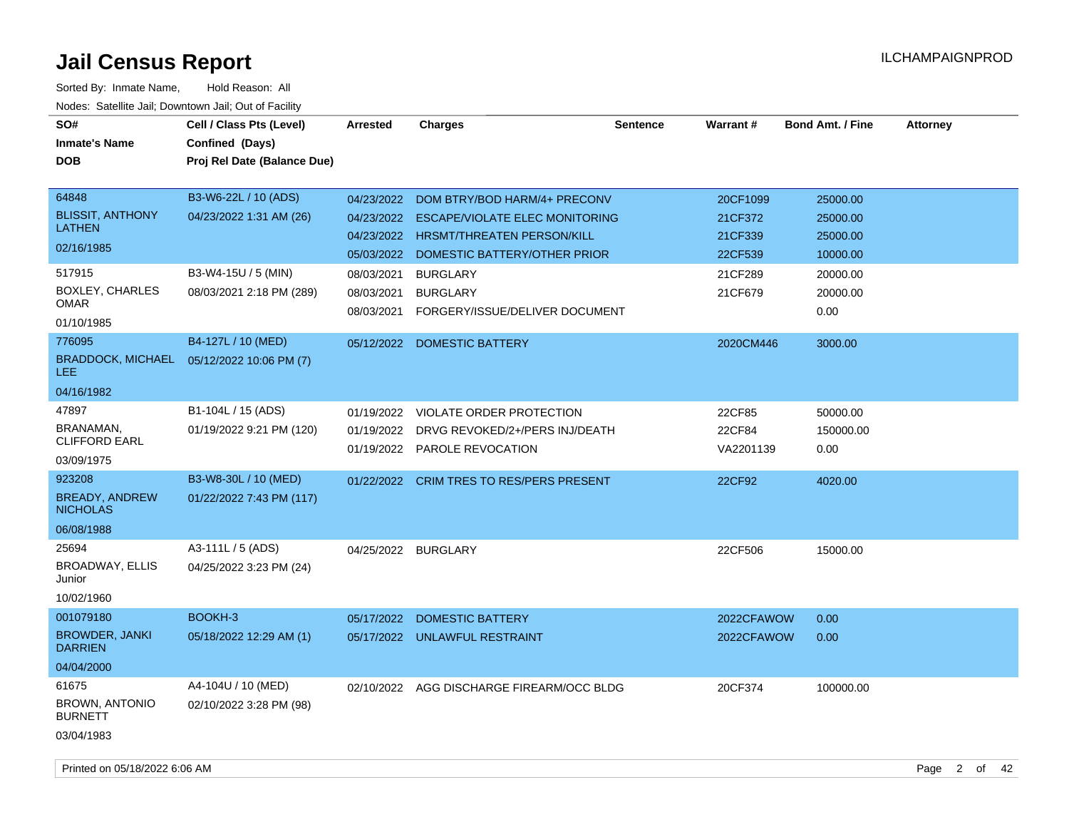# Jail Census Report

Sorted By: Inmate Name, Hold Reason: All

Nodes: Satellite Jail; Downtown Jail; Out of Facility

| SO# / Inmate's Name / DOB | Cell / Class Pts (Level) / Confined (Days) / Proj Rel Date (Balance Due) | Arrested | Charges | Sentence | Warrant # | Bond Amt. / Fine | Attorney |
|---|---|---|---|---|---|---|---|
| 64848 BLISSIT, ANTHONY LATHEN 02/16/1985 | B3-W6-22L / 10 (ADS) 04/23/2022 1:31 AM (26) | 04/23/2022 | DOM BTRY/BOD HARM/4+ PRECONV | | 20CF1099 | 25000.00 | |
| | | 04/23/2022 | ESCAPE/VIOLATE ELEC MONITORING | | 21CF372 | 25000.00 | |
| | | 04/23/2022 | HRSMT/THREATEN PERSON/KILL | | 21CF339 | 25000.00 | |
| | | 05/03/2022 | DOMESTIC BATTERY/OTHER PRIOR | | 22CF539 | 10000.00 | |
| 517915 BOXLEY, CHARLES OMAR 01/10/1985 | B3-W4-15U / 5 (MIN) 08/03/2021 2:18 PM (289) | 08/03/2021 | BURGLARY | | 21CF289 | 20000.00 | |
| | | 08/03/2021 | BURGLARY | | 21CF679 | 20000.00 | |
| | | 08/03/2021 | FORGERY/ISSUE/DELIVER DOCUMENT | | | 0.00 | |
| 776095 BRADDOCK, MICHAEL LEE 04/16/1982 | B4-127L / 10 (MED) 05/12/2022 10:06 PM (7) | 05/12/2022 | DOMESTIC BATTERY | | 2020CM446 | 3000.00 | |
| 47897 BRANAMAN, CLIFFORD EARL 03/09/1975 | B1-104L / 15 (ADS) 01/19/2022 9:21 PM (120) | 01/19/2022 | VIOLATE ORDER PROTECTION | | 22CF85 | 50000.00 | |
| | | 01/19/2022 | DRVG REVOKED/2+/PERS INJ/DEATH | | 22CF84 | 150000.00 | |
| | | 01/19/2022 | PAROLE REVOCATION | | VA2201139 | 0.00 | |
| 923208 BREADY, ANDREW NICHOLAS 06/08/1988 | B3-W8-30L / 10 (MED) 01/22/2022 7:43 PM (117) | 01/22/2022 | CRIM TRES TO RES/PERS PRESENT | | 22CF92 | 4020.00 | |
| 25694 BROADWAY, ELLIS Junior 10/02/1960 | A3-111L / 5 (ADS) 04/25/2022 3:23 PM (24) | 04/25/2022 | BURGLARY | | 22CF506 | 15000.00 | |
| 001079180 BROWDER, JANKI DARRIEN 04/04/2000 | BOOKH-3 05/18/2022 12:29 AM (1) | 05/17/2022 | DOMESTIC BATTERY | | 2022CFAWOW | 0.00 | |
| | | 05/17/2022 | UNLAWFUL RESTRAINT | | 2022CFAWOW | 0.00 | |
| 61675 BROWN, ANTONIO BURNETT 03/04/1983 | A4-104U / 10 (MED) 02/10/2022 3:28 PM (98) | 02/10/2022 | AGG DISCHARGE FIREARM/OCC BLDG | | 20CF374 | 100000.00 | |

Printed on 05/18/2022 6:06 AM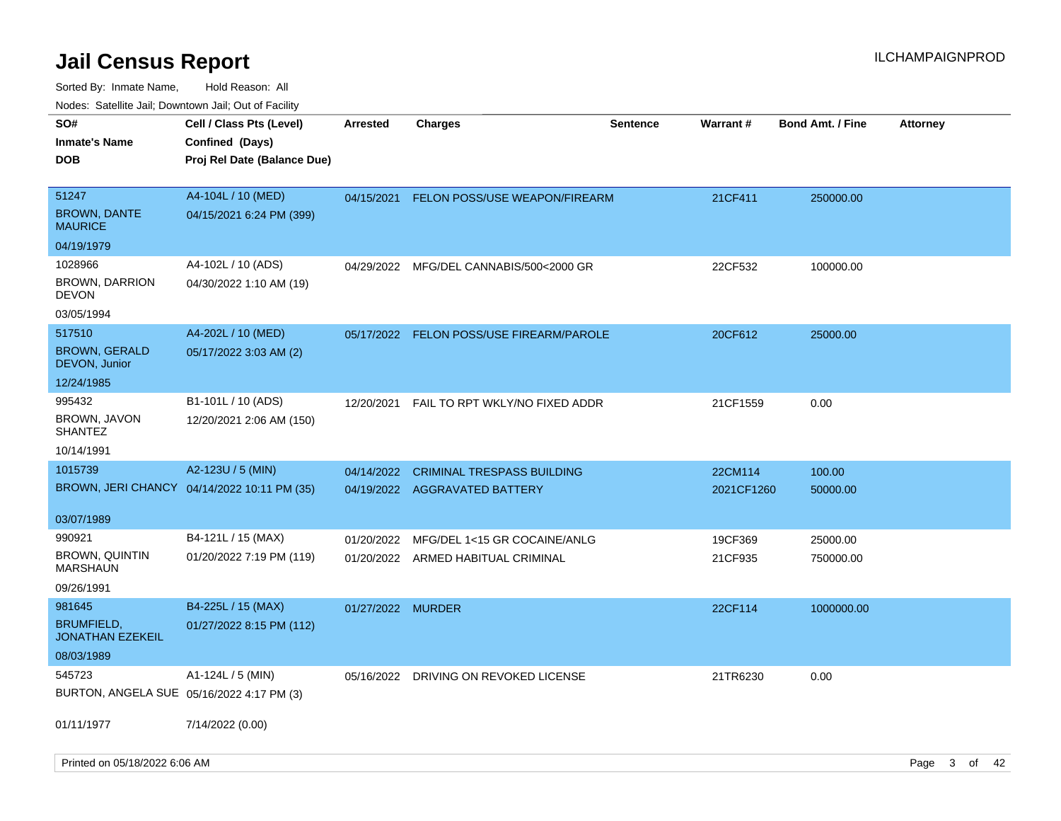# Jail Census Report

ILCHAMPAIGNPROD

Sorted By: Inmate Name, Hold Reason: All

Nodes: Satellite Jail; Downtown Jail; Out of Facility

| SO# / Inmate's Name / DOB | Cell / Class Pts (Level) / Confined (Days) / Proj Rel Date (Balance Due) | Arrested | Charges | Sentence | Warrant # | Bond Amt. / Fine | Attorney |
|---|---|---|---|---|---|---|---|
| 51247<br>BROWN, DANTE MAURICE<br>04/19/1979 | A4-104L / 10 (MED)<br>04/15/2021 6:24 PM (399) | 04/15/2021 | FELON POSS/USE WEAPON/FIREARM | | 21CF411 | 250000.00 | |
| 1028966<br>BROWN, DARRION DEVON<br>03/05/1994 | A4-102L / 10 (ADS)<br>04/30/2022 1:10 AM (19) | 04/29/2022 | MFG/DEL CANNABIS/500<2000 GR | | 22CF532 | 100000.00 | |
| 517510<br>BROWN, GERALD DEVON, Junior<br>12/24/1985 | A4-202L / 10 (MED)<br>05/17/2022 3:03 AM (2) | 05/17/2022 | FELON POSS/USE FIREARM/PAROLE | | 20CF612 | 25000.00 | |
| 995432<br>BROWN, JAVON SHANTEZ<br>10/14/1991 | B1-101L / 10 (ADS)<br>12/20/2021 2:06 AM (150) | 12/20/2021 | FAIL TO RPT WKLY/NO FIXED ADDR | | 21CF1559 | 0.00 | |
| 1015739<br>BROWN, JERI CHANCY<br>03/07/1989 | A2-123U / 5 (MIN)<br>04/14/2022 10:11 PM (35) | 04/14/2022 | CRIMINAL TRESPASS BUILDING | | 22CM114 | 100.00 | |
| | | 04/19/2022 | AGGRAVATED BATTERY | | 2021CF1260 | 50000.00 | |
| 990921<br>BROWN, QUINTIN MARSHAUN<br>09/26/1991 | B4-121L / 15 (MAX)<br>01/20/2022 7:19 PM (119) | 01/20/2022 | MFG/DEL 1<15 GR COCAINE/ANLG | | 19CF369 | 25000.00 | |
| | | 01/20/2022 | ARMED HABITUAL CRIMINAL | | 21CF935 | 750000.00 | |
| 981645<br>BRUMFIELD, JONATHAN EZEKEIL<br>08/03/1989 | B4-225L / 15 (MAX)<br>01/27/2022 8:15 PM (112) | 01/27/2022 | MURDER | | 22CF114 | 1000000.00 | |
| 545723<br>BURTON, ANGELA SUE<br>01/11/1977 | A1-124L / 5 (MIN)<br>05/16/2022 4:17 PM (3)<br>7/14/2022 (0.00) | 05/16/2022 | DRIVING ON REVOKED LICENSE | | 21TR6230 | 0.00 | |

Printed on 05/18/2022 6:06 AM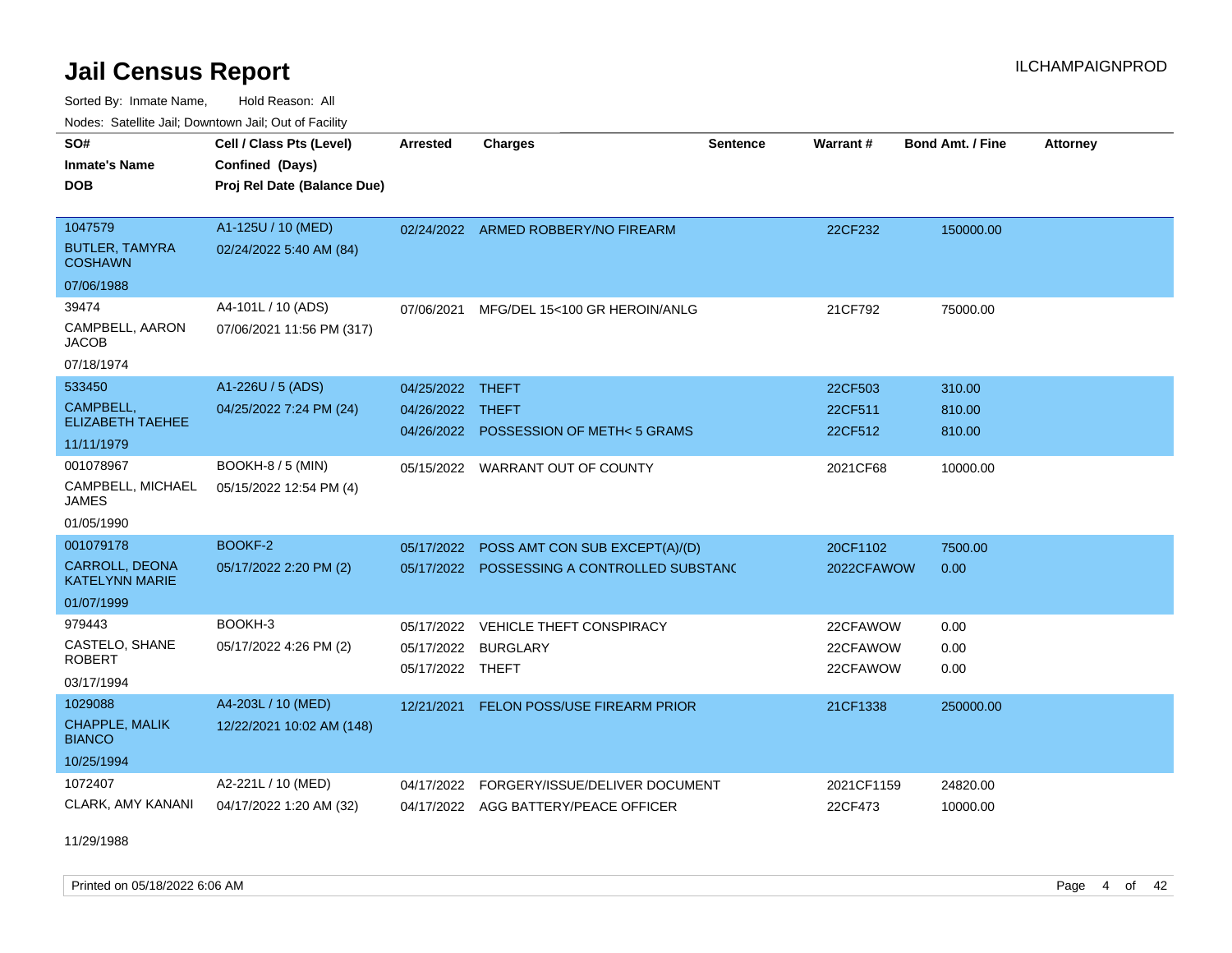# Jail Census Report

ILCHAMPAIGNPROD

Sorted By: Inmate Name, Hold Reason: All

Nodes: Satellite Jail; Downtown Jail; Out of Facility

| SO# / Inmate's Name / DOB | Cell / Class Pts (Level) / Confined (Days) / Proj Rel Date (Balance Due) | Arrested | Charges | Sentence | Warrant # | Bond Amt. / Fine | Attorney |
|---|---|---|---|---|---|---|---|
| 1047579<br>BUTLER, TAMYRA COSHAWN<br>07/06/1988 | A1-125U / 10 (MED)<br>02/24/2022 5:40 AM (84) | 02/24/2022 | ARMED ROBBERY/NO FIREARM | | 22CF232 | 150000.00 | |
| 39474<br>CAMPBELL, AARON JACOB<br>07/18/1974 | A4-101L / 10 (ADS)<br>07/06/2021 11:56 PM (317) | 07/06/2021 | MFG/DEL 15<100 GR HEROIN/ANLG | | 21CF792 | 75000.00 | |
| 533450<br>CAMPBELL, ELIZABETH TAEHEE<br>11/11/1979 | A1-226U / 5 (ADS)<br>04/25/2022 7:24 PM (24) | 04/25/2022 | THEFT | | 22CF503 | 310.00 | |
| | | 04/26/2022 | THEFT | | 22CF511 | 810.00 | |
| | | 04/26/2022 | POSSESSION OF METH< 5 GRAMS | | 22CF512 | 810.00 | |
| 001078967<br>CAMPBELL, MICHAEL JAMES<br>01/05/1990 | BOOKH-8 / 5 (MIN)<br>05/15/2022 12:54 PM (4) | 05/15/2022 | WARRANT OUT OF COUNTY | | 2021CF68 | 10000.00 | |
| 001079178<br>CARROLL, DEONA KATELYNN MARIE<br>01/07/1999 | BOOKF-2<br>05/17/2022 2:20 PM (2) | 05/17/2022 | POSS AMT CON SUB EXCEPT(A)/(D) | | 20CF1102 | 7500.00 | |
| | | 05/17/2022 | POSSESSING A CONTROLLED SUBSTANC | | 2022CFAWOW | 0.00 | |
| 979443<br>CASTELO, SHANE ROBERT<br>03/17/1994 | BOOKH-3<br>05/17/2022 4:26 PM (2) | 05/17/2022 | VEHICLE THEFT CONSPIRACY | | 22CFAWOW | 0.00 | |
| | | 05/17/2022 | BURGLARY | | 22CFAWOW | 0.00 | |
| | | 05/17/2022 | THEFT | | 22CFAWOW | 0.00 | |
| 1029088<br>CHAPPLE, MALIK BIANCO<br>10/25/1994 | A4-203L / 10 (MED)<br>12/22/2021 10:02 AM (148) | 12/21/2021 | FELON POSS/USE FIREARM PRIOR | | 21CF1338 | 250000.00 | |
| 1072407<br>CLARK, AMY KANANI<br>11/29/1988 | A2-221L / 10 (MED)<br>04/17/2022 1:20 AM (32) | 04/17/2022 | FORGERY/ISSUE/DELIVER DOCUMENT | | 2021CF1159 | 24820.00 | |
| | | 04/17/2022 | AGG BATTERY/PEACE OFFICER | | 22CF473 | 10000.00 | |

Printed on 05/18/2022 6:06 AM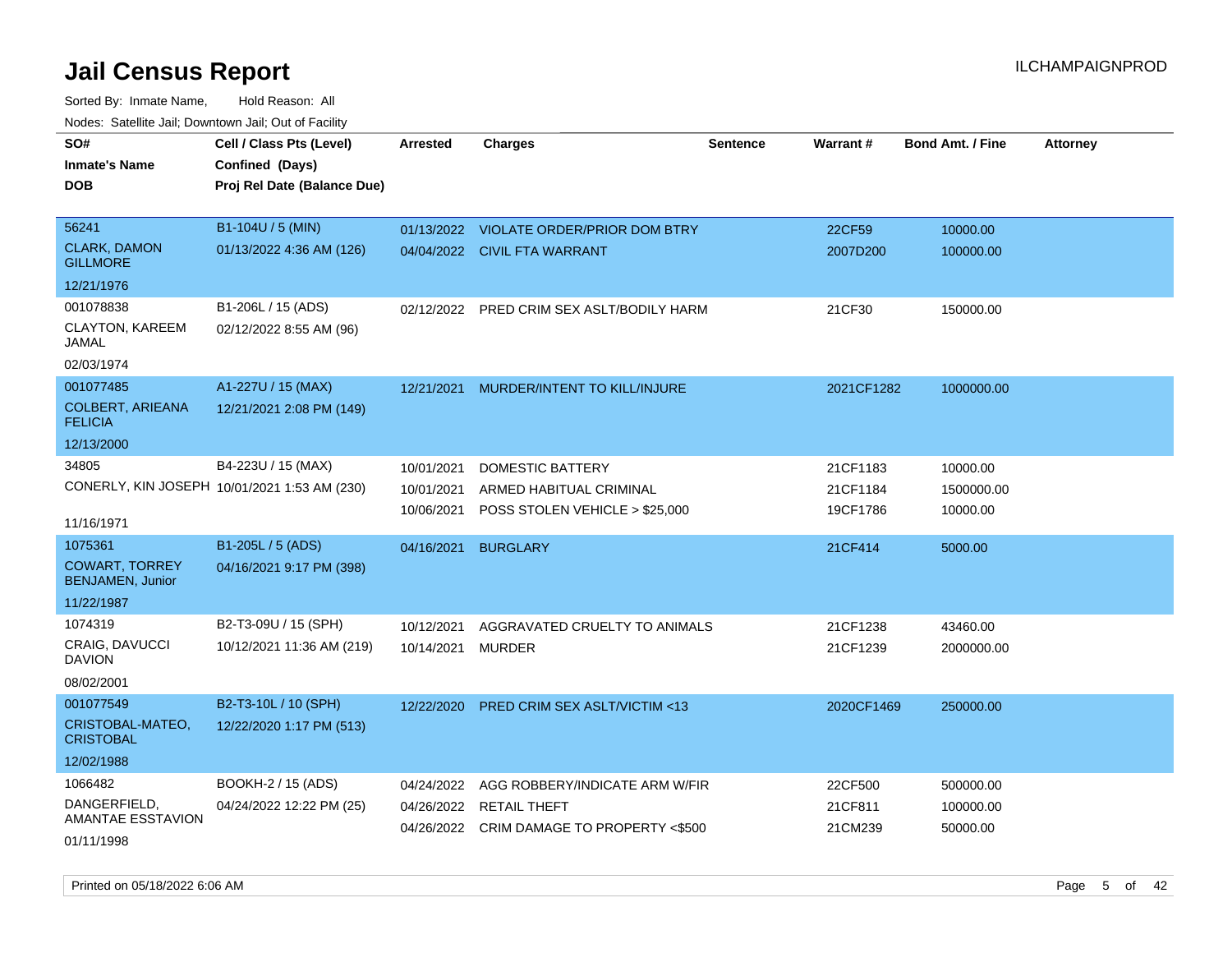# Jail Census Report

ILCHAMPAIGNPROD

Sorted By: Inmate Name, Hold Reason: All

Nodes: Satellite Jail; Downtown Jail; Out of Facility

| SO# / Inmate's Name / DOB | Cell / Class Pts (Level) / Confined (Days) / Proj Rel Date (Balance Due) | Arrested | Charges | Sentence | Warrant # | Bond Amt. / Fine | Attorney |
|---|---|---|---|---|---|---|---|
| 56241<br>CLARK, DAMON GILLMORE<br>12/21/1976 | B1-104U / 5 (MIN)<br>01/13/2022 4:36 AM (126) | 01/13/2022<br>04/04/2022 | VIOLATE ORDER/PRIOR DOM BTRY<br>CIVIL FTA WARRANT | | 22CF59<br>2007D200 | 10000.00<br>100000.00 | |
| 001078838<br>CLAYTON, KAREEM JAMAL<br>02/03/1974 | B1-206L / 15 (ADS)<br>02/12/2022 8:55 AM (96) | 02/12/2022 | PRED CRIM SEX ASLT/BODILY HARM | | 21CF30 | 150000.00 | |
| 001077485<br>COLBERT, ARIEANA FELICIA<br>12/13/2000 | A1-227U / 15 (MAX)<br>12/21/2021 2:08 PM (149) | 12/21/2021 | MURDER/INTENT TO KILL/INJURE | | 2021CF1282 | 1000000.00 | |
| 34805<br>CONERLY, KIN JOSEPH<br>11/16/1971 | B4-223U / 15 (MAX)<br>10/01/2021 1:53 AM (230) | 10/01/2021<br>10/01/2021<br>10/06/2021 | DOMESTIC BATTERY<br>ARMED HABITUAL CRIMINAL<br>POSS STOLEN VEHICLE > $25,000 | | 21CF1183<br>21CF1184<br>19CF1786 | 10000.00<br>1500000.00<br>10000.00 | |
| 1075361<br>COWART, TORREY BENJAMEN, Junior<br>11/22/1987 | B1-205L / 5 (ADS)<br>04/16/2021 9:17 PM (398) | 04/16/2021 | BURGLARY | | 21CF414 | 5000.00 | |
| 1074319<br>CRAIG, DAVUCCI DAVION<br>08/02/2001 | B2-T3-09U / 15 (SPH)<br>10/12/2021 11:36 AM (219) | 10/12/2021<br>10/14/2021 | AGGRAVATED CRUELTY TO ANIMALS<br>MURDER | | 21CF1238<br>21CF1239 | 43460.00<br>2000000.00 | |
| 001077549<br>CRISTOBAL-MATEO, CRISTOBAL<br>12/02/1988 | B2-T3-10L / 10 (SPH)<br>12/22/2020 1:17 PM (513) | 12/22/2020 | PRED CRIM SEX ASLT/VICTIM <13 | | 2020CF1469 | 250000.00 | |
| 1066482<br>DANGERFIELD, AMANTAE ESSTAVION<br>01/11/1998 | BOOKH-2 / 15 (ADS)<br>04/24/2022 12:22 PM (25) | 04/24/2022<br>04/26/2022<br>04/26/2022 | AGG ROBBERY/INDICATE ARM W/FIR<br>RETAIL THEFT<br>CRIM DAMAGE TO PROPERTY <$500 | | 22CF500<br>21CF811<br>21CM239 | 500000.00<br>100000.00<br>50000.00 | |

Printed on 05/18/2022 6:06 AM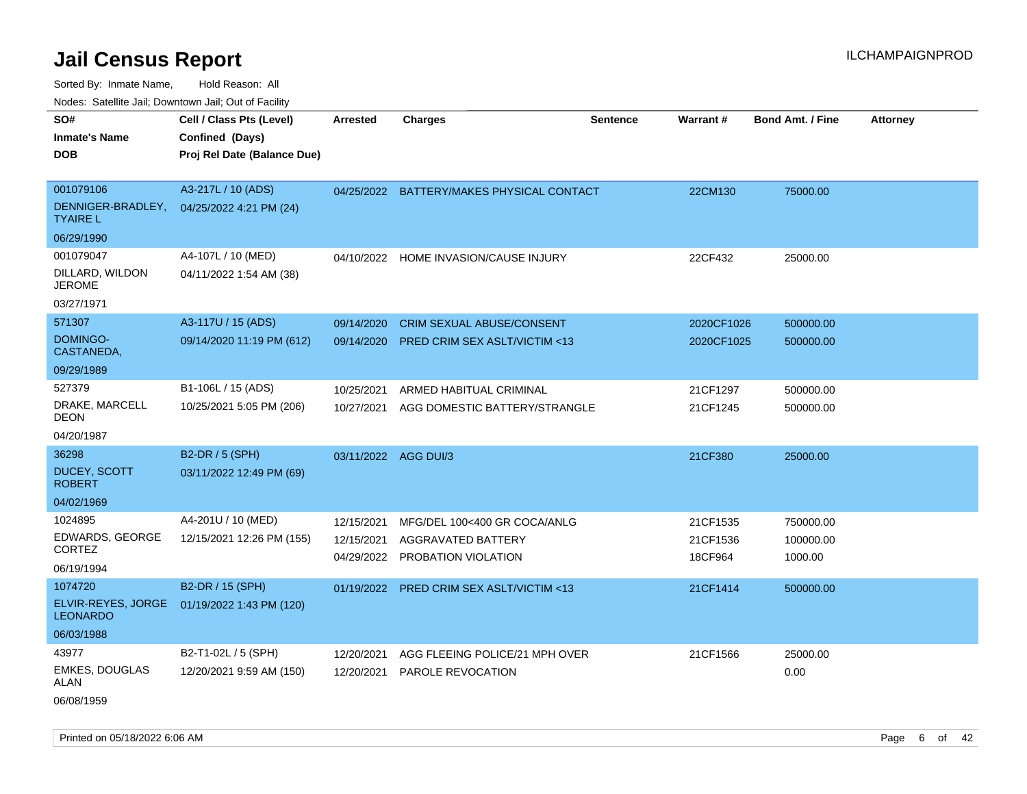# Jail Census Report

Sorted By: Inmate Name, Hold Reason: All

Nodes: Satellite Jail; Downtown Jail; Out of Facility

| SO# / Inmate's Name / DOB | Cell / Class Pts (Level) / Confined (Days) / Proj Rel Date (Balance Due) | Arrested | Charges | Sentence | Warrant # | Bond Amt. / Fine | Attorney |
|---|---|---|---|---|---|---|---|
| 001079106<br>DENNIGER-BRADLEY, TYAIRE L<br>06/29/1990 | A3-217L / 10 (ADS)<br>04/25/2022 4:21 PM (24) | 04/25/2022 | BATTERY/MAKES PHYSICAL CONTACT | | 22CM130 | 75000.00 | |
| 001079047<br>DILLARD, WILDON JEROME<br>03/27/1971 | A4-107L / 10 (MED)<br>04/11/2022 1:54 AM (38) | 04/10/2022 | HOME INVASION/CAUSE INJURY | | 22CF432 | 25000.00 | |
| 571307<br>DOMINGO-CASTANEDA,<br>09/29/1989 | A3-117U / 15 (ADS)<br>09/14/2020 11:19 PM (612) | 09/14/2020 | CRIM SEXUAL ABUSE/CONSENT | | 2020CF1026 | 500000.00 | |
| | | 09/14/2020 | PRED CRIM SEX ASLT/VICTIM <13 | | 2020CF1025 | 500000.00 | |
| 527379<br>DRAKE, MARCELL DEON<br>04/20/1987 | B1-106L / 15 (ADS)<br>10/25/2021 5:05 PM (206) | 10/25/2021 | ARMED HABITUAL CRIMINAL | | 21CF1297 | 500000.00 | |
| | | 10/27/2021 | AGG DOMESTIC BATTERY/STRANGLE | | 21CF1245 | 500000.00 | |
| 36298<br>DUCEY, SCOTT ROBERT<br>04/02/1969 | B2-DR / 5 (SPH)<br>03/11/2022 12:49 PM (69) | 03/11/2022 | AGG DUI/3 | | 21CF380 | 25000.00 | |
| 1024895<br>EDWARDS, GEORGE CORTEZ<br>06/19/1994 | A4-201U / 10 (MED)<br>12/15/2021 12:26 PM (155) | 12/15/2021 | MFG/DEL 100<400 GR COCA/ANLG | | 21CF1535 | 750000.00 | |
| | | 12/15/2021 | AGGRAVATED BATTERY | | 21CF1536 | 100000.00 | |
| | | 04/29/2022 | PROBATION VIOLATION | | 18CF964 | 1000.00 | |
| 1074720<br>ELVIR-REYES, JORGE LEONARDO<br>06/03/1988 | B2-DR / 15 (SPH)<br>01/19/2022 1:43 PM (120) | 01/19/2022 | PRED CRIM SEX ASLT/VICTIM <13 | | 21CF1414 | 500000.00 | |
| 43977<br>EMKES, DOUGLAS ALAN<br>06/08/1959 | B2-T1-02L / 5 (SPH)<br>12/20/2021 9:59 AM (150) | 12/20/2021 | AGG FLEEING POLICE/21 MPH OVER | | 21CF1566 | 25000.00 | |
| | | 12/20/2021 | PAROLE REVOCATION | | | 0.00 | |

Printed on 05/18/2022 6:06 AM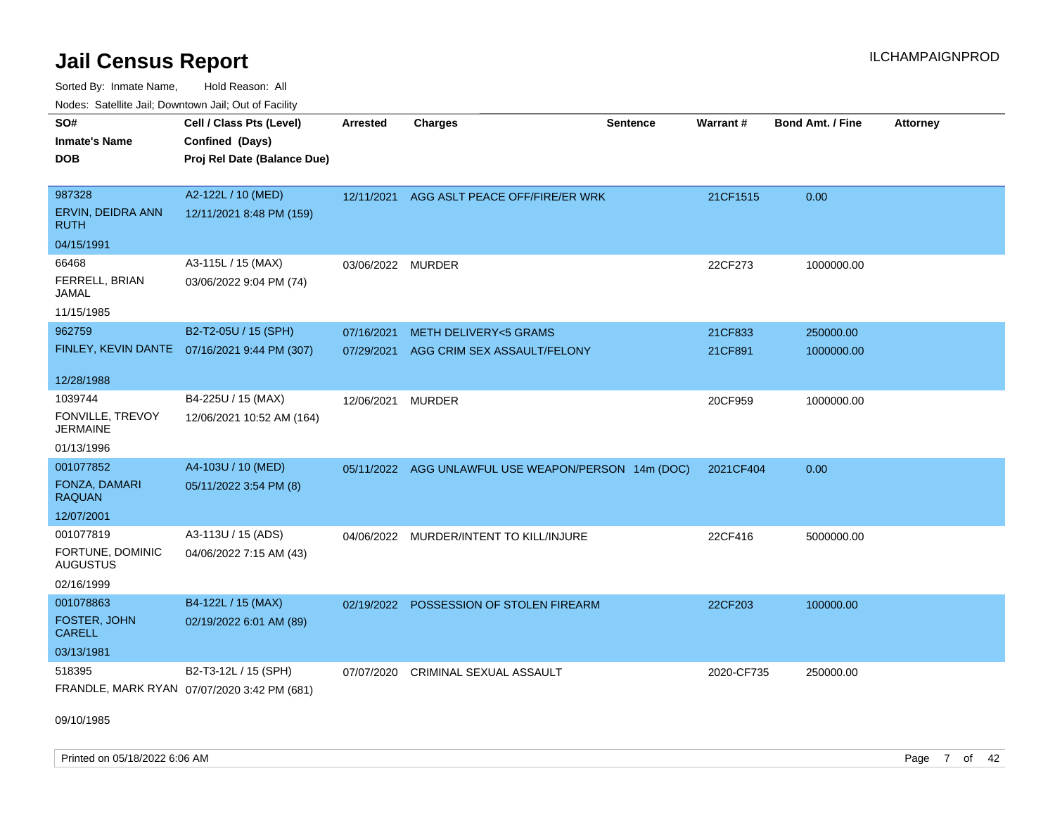# Jail Census Report

ILCHAMPAIGNPROD

Sorted By: Inmate Name, Hold Reason: All

Nodes: Satellite Jail; Downtown Jail; Out of Facility

| SO# / Inmate's Name / DOB | Cell / Class Pts (Level) / Confined (Days) / Proj Rel Date (Balance Due) | Arrested | Charges | Sentence | Warrant # | Bond Amt. / Fine | Attorney |
|---|---|---|---|---|---|---|---|
| 987328<br>ERVIN, DEIDRA ANN RUTH<br>04/15/1991 | A2-122L / 10 (MED)<br>12/11/2021 8:48 PM (159) | 12/11/2021 | AGG ASLT PEACE OFF/FIRE/ER WRK | | 21CF1515 | 0.00 | |
| 66468<br>FERRELL, BRIAN JAMAL<br>11/15/1985 | A3-115L / 15 (MAX)<br>03/06/2022 9:04 PM (74) | 03/06/2022 | MURDER | | 22CF273 | 1000000.00 | |
| 962759<br>FINLEY, KEVIN DANTE<br>12/28/1988 | B2-T2-05U / 15 (SPH)<br>07/16/2021 9:44 PM (307) | 07/16/2021 | METH DELIVERY<5 GRAMS | | 21CF833 | 250000.00 | |
| | | 07/29/2021 | AGG CRIM SEX ASSAULT/FELONY | | 21CF891 | 1000000.00 | |
| 1039744<br>FONVILLE, TREVOY JERMAINE<br>01/13/1996 | B4-225U / 15 (MAX)<br>12/06/2021 10:52 AM (164) | 12/06/2021 | MURDER | | 20CF959 | 1000000.00 | |
| 001077852<br>FONZA, DAMARI RAQUAN<br>12/07/2001 | A4-103U / 10 (MED)<br>05/11/2022 3:54 PM (8) | 05/11/2022 | AGG UNLAWFUL USE WEAPON/PERSON | 14m (DOC) | 2021CF404 | 0.00 | |
| 001077819<br>FORTUNE, DOMINIC AUGUSTUS<br>02/16/1999 | A3-113U / 15 (ADS)<br>04/06/2022 7:15 AM (43) | 04/06/2022 | MURDER/INTENT TO KILL/INJURE | | 22CF416 | 5000000.00 | |
| 001078863<br>FOSTER, JOHN CARELL<br>03/13/1981 | B4-122L / 15 (MAX)<br>02/19/2022 6:01 AM (89) | 02/19/2022 | POSSESSION OF STOLEN FIREARM | | 22CF203 | 100000.00 | |
| 518395<br>FRANDLE, MARK RYAN<br>09/10/1985 | B2-T3-12L / 15 (SPH)<br>07/07/2020 3:42 PM (681) | 07/07/2020 | CRIMINAL SEXUAL ASSAULT | | 2020-CF735 | 250000.00 | |

Printed on 05/18/2022 6:06 AM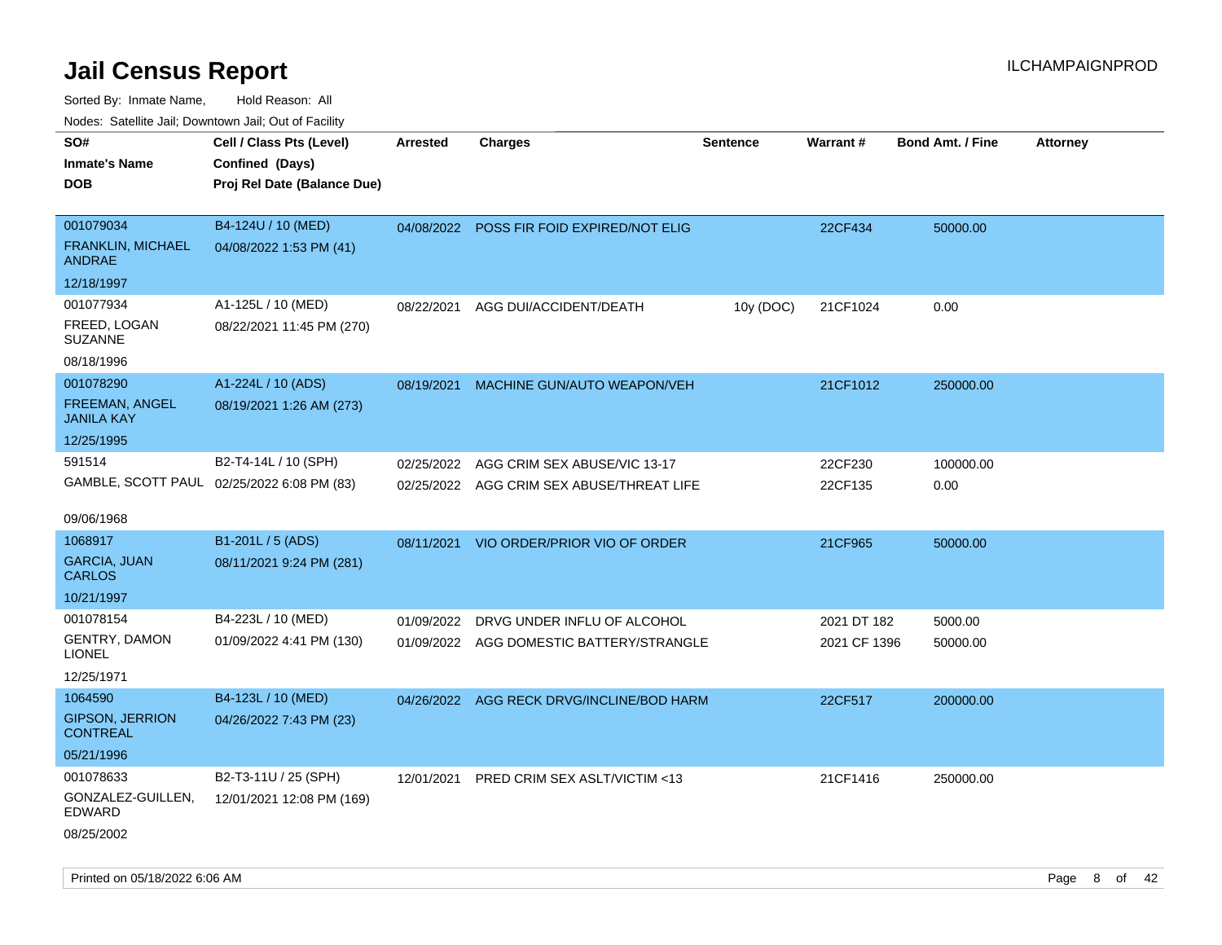# Jail Census Report

ILCHAMPAIGNPROD

Sorted By: Inmate Name, Hold Reason: All

Nodes: Satellite Jail; Downtown Jail; Out of Facility

| SO# / Inmate's Name / DOB | Cell / Class Pts (Level) / Confined (Days) / Proj Rel Date (Balance Due) | Arrested | Charges | Sentence | Warrant # | Bond Amt. / Fine | Attorney |
|---|---|---|---|---|---|---|---|
| 001079034 FRANKLIN, MICHAEL ANDRAE 12/18/1997 | B4-124U / 10 (MED) 04/08/2022 1:53 PM (41) | 04/08/2022 | POSS FIR FOID EXPIRED/NOT ELIG | | 22CF434 | 50000.00 | |
| 001077934 FREED, LOGAN SUZANNE 08/18/1996 | A1-125L / 10 (MED) 08/22/2021 11:45 PM (270) | 08/22/2021 | AGG DUI/ACCIDENT/DEATH | 10y (DOC) | 21CF1024 | 0.00 | |
| 001078290 FREEMAN, ANGEL JANILA KAY 12/25/1995 | A1-224L / 10 (ADS) 08/19/2021 1:26 AM (273) | 08/19/2021 | MACHINE GUN/AUTO WEAPON/VEH | | 21CF1012 | 250000.00 | |
| 591514 GAMBLE, SCOTT PAUL 09/06/1968 | B2-T4-14L / 10 (SPH) 02/25/2022 6:08 PM (83) | 02/25/2022 | AGG CRIM SEX ABUSE/VIC 13-17 | | 22CF230 | 100000.00 | |
| | | 02/25/2022 | AGG CRIM SEX ABUSE/THREAT LIFE | | 22CF135 | 0.00 | |
| 1068917 GARCIA, JUAN CARLOS 10/21/1997 | B1-201L / 5 (ADS) 08/11/2021 9:24 PM (281) | 08/11/2021 | VIO ORDER/PRIOR VIO OF ORDER | | 21CF965 | 50000.00 | |
| 001078154 GENTRY, DAMON LIONEL 12/25/1971 | B4-223L / 10 (MED) 01/09/2022 4:41 PM (130) | 01/09/2022 | DRVG UNDER INFLU OF ALCOHOL | | 2021 DT 182 | 5000.00 | |
| | | 01/09/2022 | AGG DOMESTIC BATTERY/STRANGLE | | 2021 CF 1396 | 50000.00 | |
| 1064590 GIPSON, JERRION CONTREAL 05/21/1996 | B4-123L / 10 (MED) 04/26/2022 7:43 PM (23) | 04/26/2022 | AGG RECK DRVG/INCLINE/BOD HARM | | 22CF517 | 200000.00 | |
| 001078633 GONZALEZ-GUILLEN, EDWARD 08/25/2002 | B2-T3-11U / 25 (SPH) 12/01/2021 12:08 PM (169) | 12/01/2021 | PRED CRIM SEX ASLT/VICTIM <13 | | 21CF1416 | 250000.00 | |

Printed on 05/18/2022 6:06 AM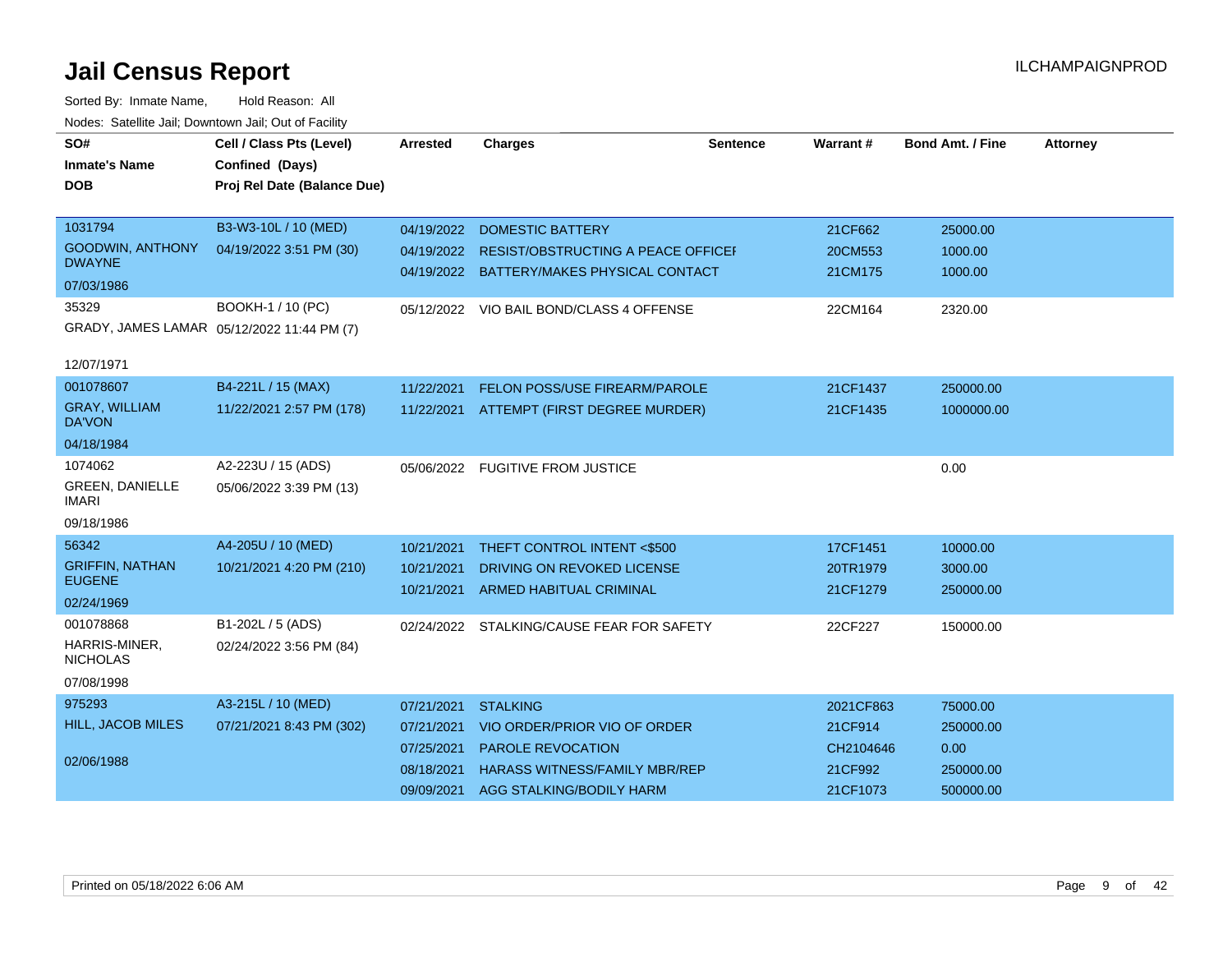# Jail Census Report

ILCHAMPAIGNPROD

Sorted By: Inmate Name, Hold Reason: All

Nodes: Satellite Jail; Downtown Jail; Out of Facility

| SO# / Inmate's Name / DOB | Cell / Class Pts (Level) / Confined (Days) / Proj Rel Date (Balance Due) | Arrested | Charges | Sentence | Warrant # | Bond Amt. / Fine | Attorney |
|---|---|---|---|---|---|---|---|
| 1031794<br>GOODWIN, ANTHONY DWAYNE<br>07/03/1986 | B3-W3-10L / 10 (MED)<br>04/19/2022 3:51 PM (30) | 04/19/2022 | DOMESTIC BATTERY | | 21CF662 | 25000.00 | |
| | | 04/19/2022 | RESIST/OBSTRUCTING A PEACE OFFICEI | | 20CM553 | 1000.00 | |
| | | 04/19/2022 | BATTERY/MAKES PHYSICAL CONTACT | | 21CM175 | 1000.00 | |
| 35329<br>GRADY, JAMES LAMAR<br>12/07/1971 | BOOKH-1 / 10 (PC)<br>05/12/2022 11:44 PM (7) | 05/12/2022 | VIO BAIL BOND/CLASS 4 OFFENSE | | 22CM164 | 2320.00 | |
| 001078607<br>GRAY, WILLIAM DA'VON<br>04/18/1984 | B4-221L / 15 (MAX)<br>11/22/2021 2:57 PM (178) | 11/22/2021 | FELON POSS/USE FIREARM/PAROLE | | 21CF1437 | 250000.00 | |
| | | 11/22/2021 | ATTEMPT (FIRST DEGREE MURDER) | | 21CF1435 | 1000000.00 | |
| 1074062<br>GREEN, DANIELLE IMARI<br>09/18/1986 | A2-223U / 15 (ADS)<br>05/06/2022 3:39 PM (13) | 05/06/2022 | FUGITIVE FROM JUSTICE | | | 0.00 | |
| 56342<br>GRIFFIN, NATHAN EUGENE<br>02/24/1969 | A4-205U / 10 (MED)<br>10/21/2021 4:20 PM (210) | 10/21/2021 | THEFT CONTROL INTENT <$500 | | 17CF1451 | 10000.00 | |
| | | 10/21/2021 | DRIVING ON REVOKED LICENSE | | 20TR1979 | 3000.00 | |
| | | 10/21/2021 | ARMED HABITUAL CRIMINAL | | 21CF1279 | 250000.00 | |
| 001078868<br>HARRIS-MINER, NICHOLAS<br>07/08/1998 | B1-202L / 5 (ADS)<br>02/24/2022 3:56 PM (84) | 02/24/2022 | STALKING/CAUSE FEAR FOR SAFETY | | 22CF227 | 150000.00 | |
| 975293<br>HILL, JACOB MILES<br>02/06/1988 | A3-215L / 10 (MED)<br>07/21/2021 8:43 PM (302) | 07/21/2021 | STALKING | | 2021CF863 | 75000.00 | |
| | | 07/21/2021 | VIO ORDER/PRIOR VIO OF ORDER | | 21CF914 | 250000.00 | |
| | | 07/25/2021 | PAROLE REVOCATION | | CH2104646 | 0.00 | |
| | | 08/18/2021 | HARASS WITNESS/FAMILY MBR/REP | | 21CF992 | 250000.00 | |
| | | 09/09/2021 | AGG STALKING/BODILY HARM | | 21CF1073 | 500000.00 | |

Printed on 05/18/2022 6:06 AM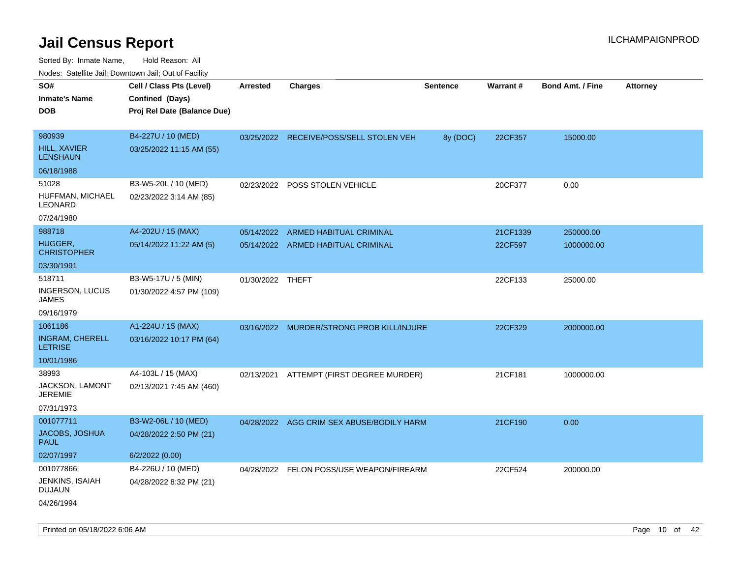# Jail Census Report

ILCHAMPAIGNPROD

Sorted By: Inmate Name, Hold Reason: All

Nodes: Satellite Jail; Downtown Jail; Out of Facility

| SO# / Inmate's Name / DOB | Cell / Class Pts (Level) / Confined (Days) / Proj Rel Date (Balance Due) | Arrested | Charges | Sentence | Warrant # | Bond Amt. / Fine | Attorney |
|---|---|---|---|---|---|---|---|
| 980939<br>HILL, XAVIER LENSHAUN<br>06/18/1988 | B4-227U / 10 (MED)<br>03/25/2022 11:15 AM (55) | 03/25/2022 | RECEIVE/POSS/SELL STOLEN VEH | 8y (DOC) | 22CF357 | 15000.00 | |
| 51028<br>HUFFMAN, MICHAEL LEONARD<br>07/24/1980 | B3-W5-20L / 10 (MED)<br>02/23/2022 3:14 AM (85) | 02/23/2022 | POSS STOLEN VEHICLE | | 20CF377 | 0.00 | |
| 988718<br>HUGGER, CHRISTOPHER<br>03/30/1991 | A4-202U / 15 (MAX)<br>05/14/2022 11:22 AM (5) | 05/14/2022<br>05/14/2022 | ARMED HABITUAL CRIMINAL<br>ARMED HABITUAL CRIMINAL | | 21CF1339<br>22CF597 | 250000.00<br>1000000.00 | |
| 518711<br>INGERSON, LUCUS JAMES<br>09/16/1979 | B3-W5-17U / 5 (MIN)<br>01/30/2022 4:57 PM (109) | 01/30/2022 | THEFT | | 22CF133 | 25000.00 | |
| 1061186<br>INGRAM, CHERELL LETRISE<br>10/01/1986 | A1-224U / 15 (MAX)<br>03/16/2022 10:17 PM (64) | 03/16/2022 | MURDER/STRONG PROB KILL/INJURE | | 22CF329 | 2000000.00 | |
| 38993<br>JACKSON, LAMONT JEREMIE<br>07/31/1973 | A4-103L / 15 (MAX)<br>02/13/2021 7:45 AM (460) | 02/13/2021 | ATTEMPT (FIRST DEGREE MURDER) | | 21CF181 | 1000000.00 | |
| 001077711<br>JACOBS, JOSHUA PAUL<br>02/07/1997 | B3-W2-06L / 10 (MED)<br>04/28/2022 2:50 PM (21)<br>6/2/2022 (0.00) | 04/28/2022 | AGG CRIM SEX ABUSE/BODILY HARM | | 21CF190 | 0.00 | |
| 001077866<br>JENKINS, ISAIAH DUJAUN<br>04/26/1994 | B4-226U / 10 (MED)<br>04/28/2022 8:32 PM (21) | 04/28/2022 | FELON POSS/USE WEAPON/FIREARM | | 22CF524 | 200000.00 | |

Printed on 05/18/2022 6:06 AM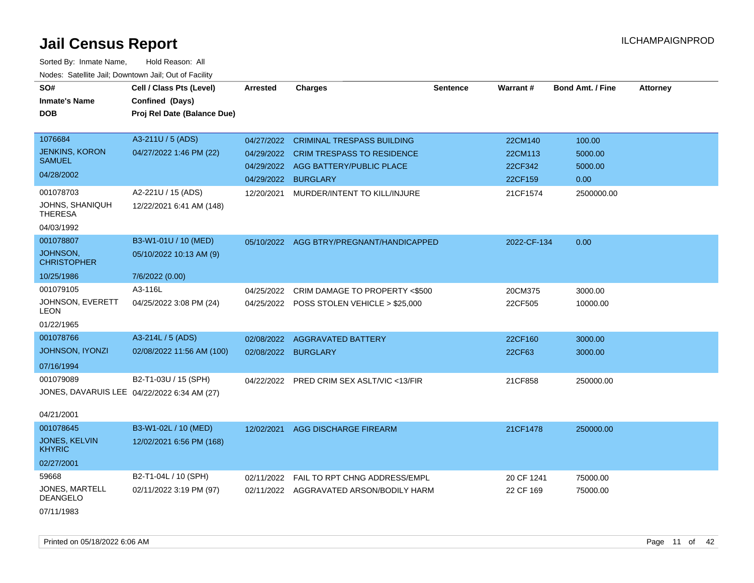# Jail Census Report

ILCHAMPAIGNPROD

Sorted By: Inmate Name, Hold Reason: All

Nodes: Satellite Jail; Downtown Jail; Out of Facility

| SO# / Inmate's Name / DOB | Cell / Class Pts (Level) / Confined (Days) / Proj Rel Date (Balance Due) | Arrested | Charges | Sentence | Warrant # | Bond Amt. / Fine | Attorney |
|---|---|---|---|---|---|---|---|
| 1076684<br>JENKINS, KORON SAMUEL<br>04/28/2002 | A3-211U / 5 (ADS)<br>04/27/2022 1:46 PM (22) | 04/27/2022<br>04/29/2022<br>04/29/2022<br>04/29/2022 | CRIMINAL TRESPASS BUILDING<br>CRIM TRESPASS TO RESIDENCE<br>AGG BATTERY/PUBLIC PLACE<br>BURGLARY | | 22CM140<br>22CM113<br>22CF342<br>22CF159 | 100.00<br>5000.00<br>5000.00<br>0.00 | |
| 001078703<br>JOHNS, SHANIQUH THERESA<br>04/03/1992 | A2-221U / 15 (ADS)<br>12/22/2021 6:41 AM (148) | 12/20/2021 | MURDER/INTENT TO KILL/INJURE | | 21CF1574 | 2500000.00 | |
| 001078807<br>JOHNSON, CHRISTOPHER<br>10/25/1986 | B3-W1-01U / 10 (MED)<br>05/10/2022 10:13 AM (9)<br>7/6/2022 (0.00) | 05/10/2022 | AGG BTRY/PREGNANT/HANDICAPPED | | 2022-CF-134 | 0.00 | |
| 001079105<br>JOHNSON, EVERETT LEON<br>01/22/1965 | A3-116L<br>04/25/2022 3:08 PM (24) | 04/25/2022<br>04/25/2022 | CRIM DAMAGE TO PROPERTY <$500<br>POSS STOLEN VEHICLE > $25,000 | | 20CM375<br>22CF505 | 3000.00<br>10000.00 | |
| 001078766<br>JOHNSON, IYONZI<br>07/16/1994 | A3-214L / 5 (ADS)<br>02/08/2022 11:56 AM (100) | 02/08/2022<br>02/08/2022 | AGGRAVATED BATTERY<br>BURGLARY | | 22CF160<br>22CF63 | 3000.00<br>3000.00 | |
| 001079089<br>JONES, DAVARUIS LEE<br>04/21/2001 | B2-T1-03U / 15 (SPH)<br>04/22/2022 6:34 AM (27) | 04/22/2022 | PRED CRIM SEX ASLT/VIC <13/FIR | | 21CF858 | 250000.00 | |
| 001078645<br>JONES, KELVIN KHYRIC<br>02/27/2001 | B3-W1-02L / 10 (MED)<br>12/02/2021 6:56 PM (168) | 12/02/2021 | AGG DISCHARGE FIREARM | | 21CF1478 | 250000.00 | |
| 59668<br>JONES, MARTELL DEANGELO<br>07/11/1983 | B2-T1-04L / 10 (SPH)<br>02/11/2022 3:19 PM (97) | 02/11/2022<br>02/11/2022 | FAIL TO RPT CHNG ADDRESS/EMPL<br>AGGRAVATED ARSON/BODILY HARM | | 20 CF 1241<br>22 CF 169 | 75000.00<br>75000.00 | |

Printed on 05/18/2022 6:06 AM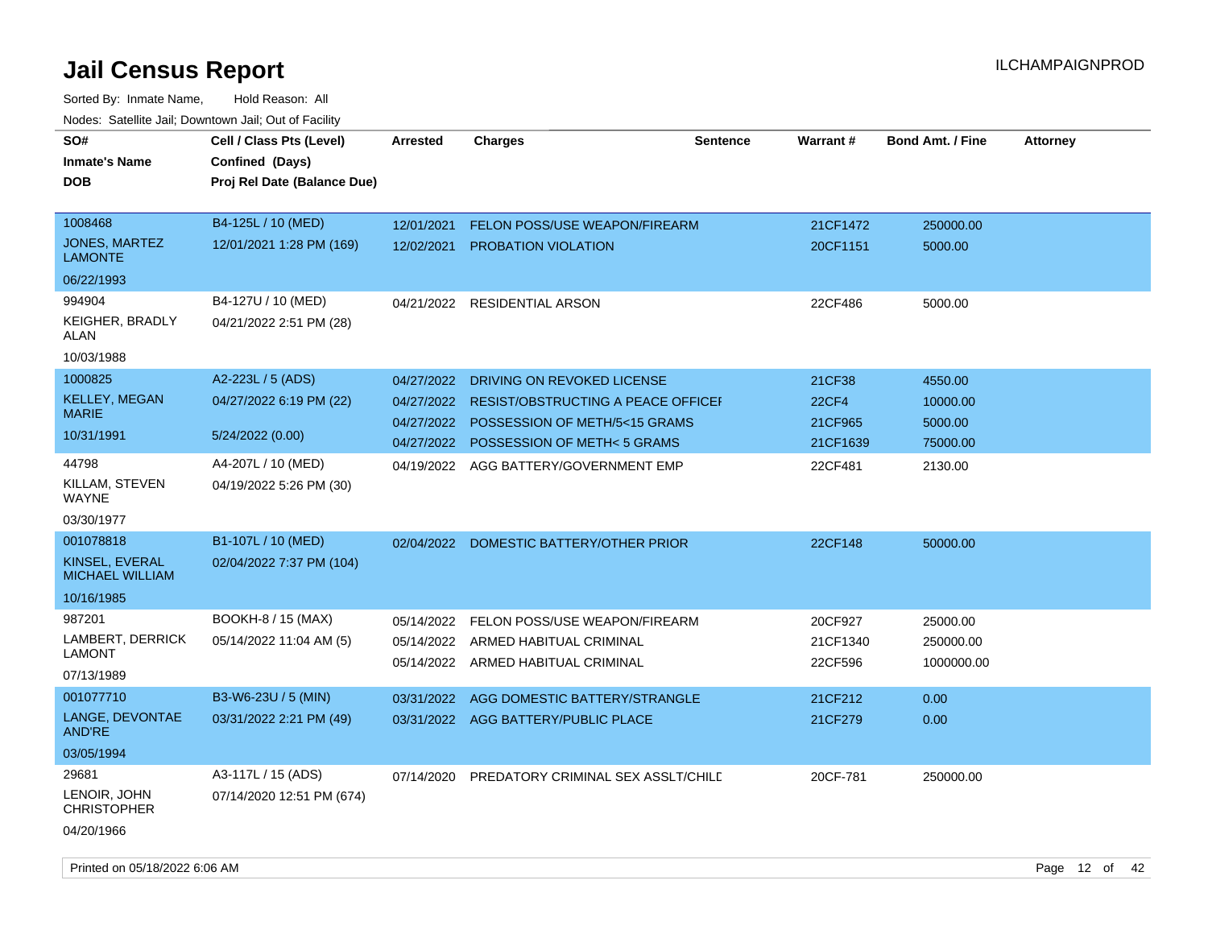# Jail Census Report

ILCHAMPAIGNPROD

Sorted By: Inmate Name, Hold Reason: All

Nodes: Satellite Jail; Downtown Jail; Out of Facility

| SO# / Inmate's Name / DOB | Cell / Class Pts (Level) / Confined (Days) / Proj Rel Date (Balance Due) | Arrested | Charges | Sentence | Warrant # | Bond Amt. / Fine | Attorney |
|---|---|---|---|---|---|---|---|
| 1008468 JONES, MARTEZ LAMONTE 06/22/1993 | B4-125L / 10 (MED) 12/01/2021 1:28 PM (169) | 12/01/2021 | FELON POSS/USE WEAPON/FIREARM | | 21CF1472 | 250000.00 | |
| | | 12/02/2021 | PROBATION VIOLATION | | 20CF1151 | 5000.00 | |
| 994904 KEIGHER, BRADLY ALAN 10/03/1988 | B4-127U / 10 (MED) 04/21/2022 2:51 PM (28) | 04/21/2022 | RESIDENTIAL ARSON | | 22CF486 | 5000.00 | |
| 1000825 KELLEY, MEGAN MARIE 10/31/1991 | A2-223L / 5 (ADS) 04/27/2022 6:19 PM (22) 5/24/2022 (0.00) | 04/27/2022 | DRIVING ON REVOKED LICENSE | | 21CF38 | 4550.00 | |
| | | 04/27/2022 | RESIST/OBSTRUCTING A PEACE OFFICEI | | 22CF4 | 10000.00 | |
| | | 04/27/2022 | POSSESSION OF METH/5<15 GRAMS | | 21CF965 | 5000.00 | |
| | | 04/27/2022 | POSSESSION OF METH< 5 GRAMS | | 21CF1639 | 75000.00 | |
| 44798 KILLAM, STEVEN WAYNE 03/30/1977 | A4-207L / 10 (MED) 04/19/2022 5:26 PM (30) | 04/19/2022 | AGG BATTERY/GOVERNMENT EMP | | 22CF481 | 2130.00 | |
| 001078818 KINSEL, EVERAL MICHAEL WILLIAM 10/16/1985 | B1-107L / 10 (MED) 02/04/2022 7:37 PM (104) | 02/04/2022 | DOMESTIC BATTERY/OTHER PRIOR | | 22CF148 | 50000.00 | |
| 987201 LAMBERT, DERRICK LAMONT 07/13/1989 | BOOKH-8 / 15 (MAX) 05/14/2022 11:04 AM (5) | 05/14/2022 | FELON POSS/USE WEAPON/FIREARM | | 20CF927 | 25000.00 | |
| | | 05/14/2022 | ARMED HABITUAL CRIMINAL | | 21CF1340 | 250000.00 | |
| | | 05/14/2022 | ARMED HABITUAL CRIMINAL | | 22CF596 | 1000000.00 | |
| 001077710 LANGE, DEVONTAE AND'RE 03/05/1994 | B3-W6-23U / 5 (MIN) 03/31/2022 2:21 PM (49) | 03/31/2022 | AGG DOMESTIC BATTERY/STRANGLE | | 21CF212 | 0.00 | |
| | | 03/31/2022 | AGG BATTERY/PUBLIC PLACE | | 21CF279 | 0.00 | |
| 29681 LENOIR, JOHN CHRISTOPHER 04/20/1966 | A3-117L / 15 (ADS) 07/14/2020 12:51 PM (674) | 07/14/2020 | PREDATORY CRIMINAL SEX ASSLT/CHILD | | 20CF-781 | 250000.00 | |

Printed on 05/18/2022 6:06 AM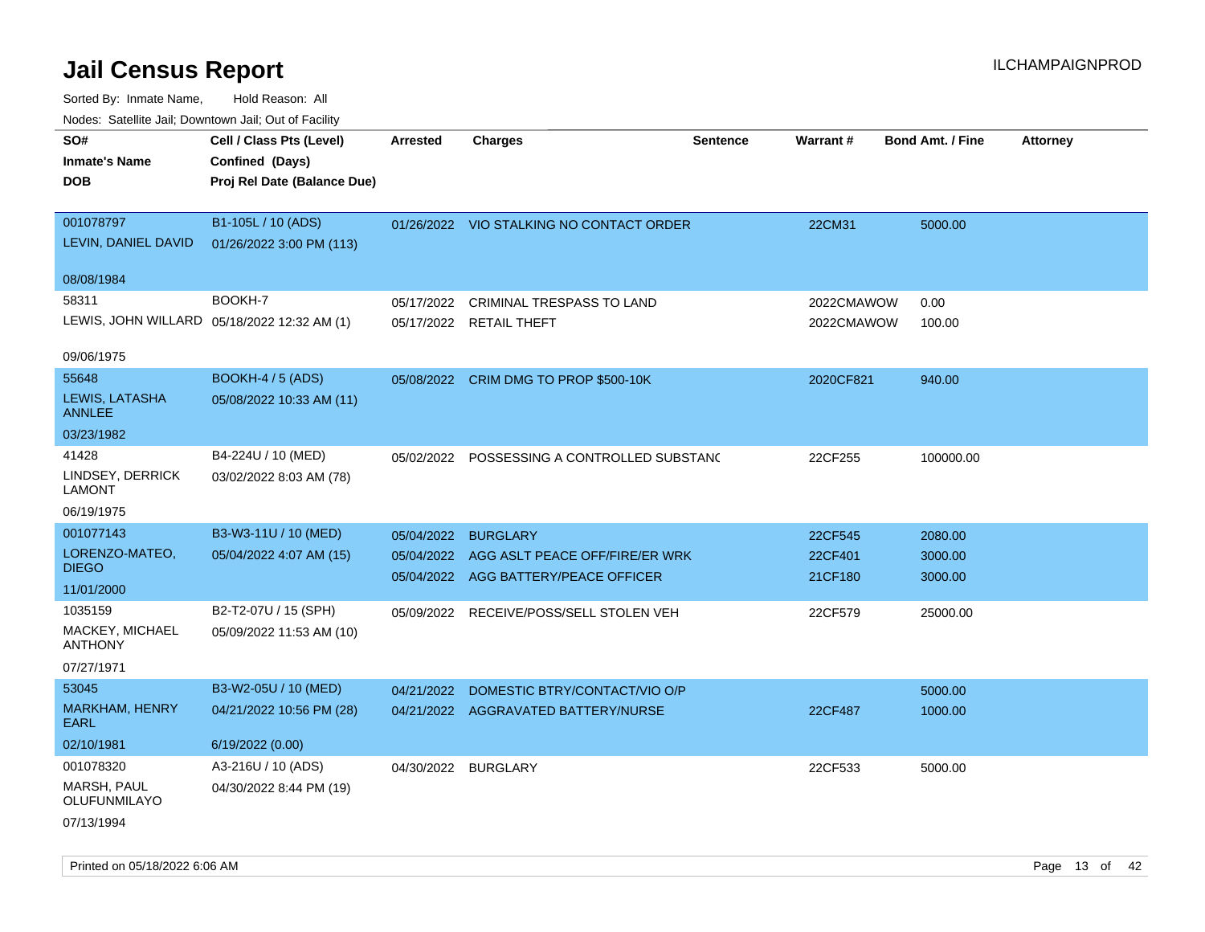# Jail Census Report

ILCHAMPAIGNPROD

Sorted By: Inmate Name, Hold Reason: All

Nodes: Satellite Jail; Downtown Jail; Out of Facility

| SO# / Inmate's Name / DOB | Cell / Class Pts (Level) / Confined (Days) / Proj Rel Date (Balance Due) | Arrested | Charges | Sentence | Warrant # | Bond Amt. / Fine | Attorney |
|---|---|---|---|---|---|---|---|
| 001078797<br>LEVIN, DANIEL DAVID<br>08/08/1984 | B1-105L / 10 (ADS)<br>01/26/2022 3:00 PM (113) | 01/26/2022 | VIO STALKING NO CONTACT ORDER | | 22CM31 | 5000.00 | |
| 58311<br>LEWIS, JOHN WILLARD<br>09/06/1975 | BOOKH-7<br>05/18/2022 12:32 AM (1) | 05/17/2022<br>05/17/2022 | CRIMINAL TRESPASS TO LAND<br>RETAIL THEFT | | 2022CMAWOW<br>2022CMAWOW | 0.00<br>100.00 | |
| 55648<br>LEWIS, LATASHA ANNLEE<br>03/23/1982 | BOOKH-4 / 5 (ADS)<br>05/08/2022 10:33 AM (11) | 05/08/2022 | CRIM DMG TO PROP $500-10K | | 2020CF821 | 940.00 | |
| 41428<br>LINDSEY, DERRICK LAMONT<br>06/19/1975 | B4-224U / 10 (MED)<br>03/02/2022 8:03 AM (78) | 05/02/2022 | POSSESSING A CONTROLLED SUBSTANC | | 22CF255 | 100000.00 | |
| 001077143<br>LORENZO-MATEO, DIEGO<br>11/01/2000 | B3-W3-11U / 10 (MED)<br>05/04/2022 4:07 AM (15) | 05/04/2022<br>05/04/2022<br>05/04/2022 | BURGLARY<br>AGG ASLT PEACE OFF/FIRE/ER WRK<br>AGG BATTERY/PEACE OFFICER | | 22CF545<br>22CF401<br>21CF180 | 2080.00<br>3000.00<br>3000.00 | |
| 1035159<br>MACKEY, MICHAEL ANTHONY<br>07/27/1971 | B2-T2-07U / 15 (SPH)<br>05/09/2022 11:53 AM (10) | 05/09/2022 | RECEIVE/POSS/SELL STOLEN VEH | | 22CF579 | 25000.00 | |
| 53045<br>MARKHAM, HENRY EARL<br>02/10/1981 | B3-W2-05U / 10 (MED)<br>04/21/2022 10:56 PM (28)<br>6/19/2022 (0.00) | 04/21/2022<br>04/21/2022 | DOMESTIC BTRY/CONTACT/VIO O/P<br>AGGRAVATED BATTERY/NURSE | | <br>22CF487 | 5000.00<br>1000.00 | |
| 001078320<br>MARSH, PAUL OLUFUNMILAYO<br>07/13/1994 | A3-216U / 10 (ADS)<br>04/30/2022 8:44 PM (19) | 04/30/2022 | BURGLARY | | 22CF533 | 5000.00 | |

Printed on 05/18/2022 6:06 AM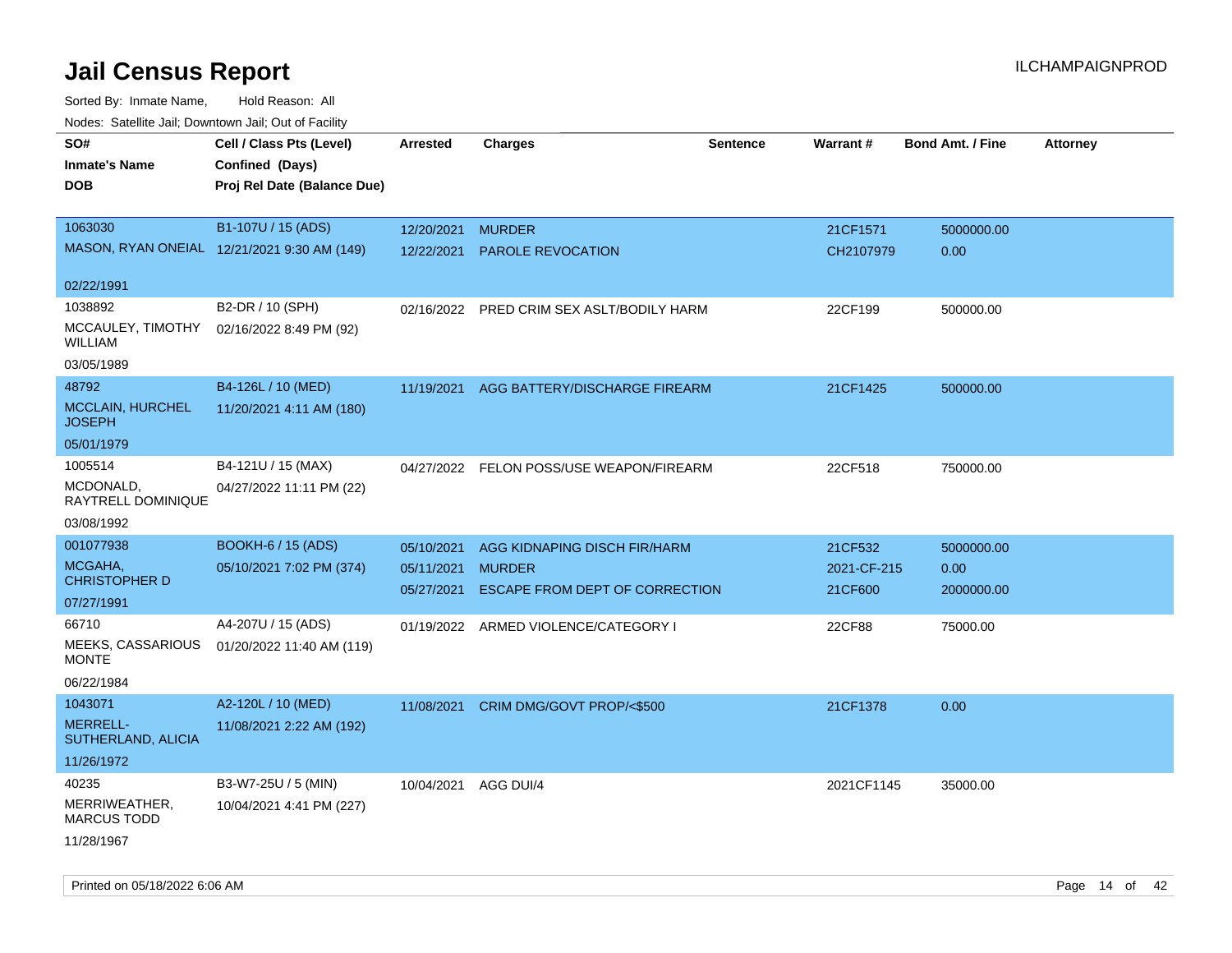# Jail Census Report

ILCHAMPAIGNPROD

Sorted By: Inmate Name, Hold Reason: All

Nodes: Satellite Jail; Downtown Jail; Out of Facility

| SO# / Inmate's Name / DOB | Cell / Class Pts (Level) / Confined (Days) / Proj Rel Date (Balance Due) | Arrested | Charges | Sentence | Warrant # | Bond Amt. / Fine | Attorney |
|---|---|---|---|---|---|---|---|
| 1063030<br>MASON, RYAN ONEIAL<br>02/22/1991 | B1-107U / 15 (ADS)<br>12/21/2021 9:30 AM (149) | 12/20/2021<br>12/22/2021 | MURDER<br>PAROLE REVOCATION | | 21CF1571<br>CH2107979 | 5000000.00<br>0.00 | |
| 1038892<br>MCCAULEY, TIMOTHY WILLIAM<br>03/05/1989 | B2-DR / 10 (SPH)<br>02/16/2022 8:49 PM (92) | 02/16/2022 | PRED CRIM SEX ASLT/BODILY HARM | | 22CF199 | 500000.00 | |
| 48792<br>MCCLAIN, HURCHEL JOSEPH<br>05/01/1979 | B4-126L / 10 (MED)<br>11/20/2021 4:11 AM (180) | 11/19/2021 | AGG BATTERY/DISCHARGE FIREARM | | 21CF1425 | 500000.00 | |
| 1005514<br>MCDONALD, RAYTRELL DOMINIQUE<br>03/08/1992 | B4-121U / 15 (MAX)<br>04/27/2022 11:11 PM (22) | 04/27/2022 | FELON POSS/USE WEAPON/FIREARM | | 22CF518 | 750000.00 | |
| 001077938<br>MCGAHA, CHRISTOPHER D<br>07/27/1991 | BOOKH-6 / 15 (ADS)<br>05/10/2021 7:02 PM (374) | 05/10/2021<br>05/11/2021<br>05/27/2021 | AGG KIDNAPING DISCH FIR/HARM<br>MURDER<br>ESCAPE FROM DEPT OF CORRECTION | | 21CF532<br>2021-CF-215<br>21CF600 | 5000000.00<br>0.00<br>2000000.00 | |
| 66710<br>MEEKS, CASSARIOUS MONTE<br>06/22/1984 | A4-207U / 15 (ADS)<br>01/20/2022 11:40 AM (119) | 01/19/2022 | ARMED VIOLENCE/CATEGORY I | | 22CF88 | 75000.00 | |
| 1043071<br>MERRELL-SUTHERLAND, ALICIA<br>11/26/1972 | A2-120L / 10 (MED)<br>11/08/2021 2:22 AM (192) | 11/08/2021 | CRIM DMG/GOVT PROP/<$500 | | 21CF1378 | 0.00 | |
| 40235<br>MERRIWEATHER, MARCUS TODD<br>11/28/1967 | B3-W7-25U / 5 (MIN)<br>10/04/2021 4:41 PM (227) | 10/04/2021 | AGG DUI/4 | | 2021CF1145 | 35000.00 | |

Printed on 05/18/2022 6:06 AM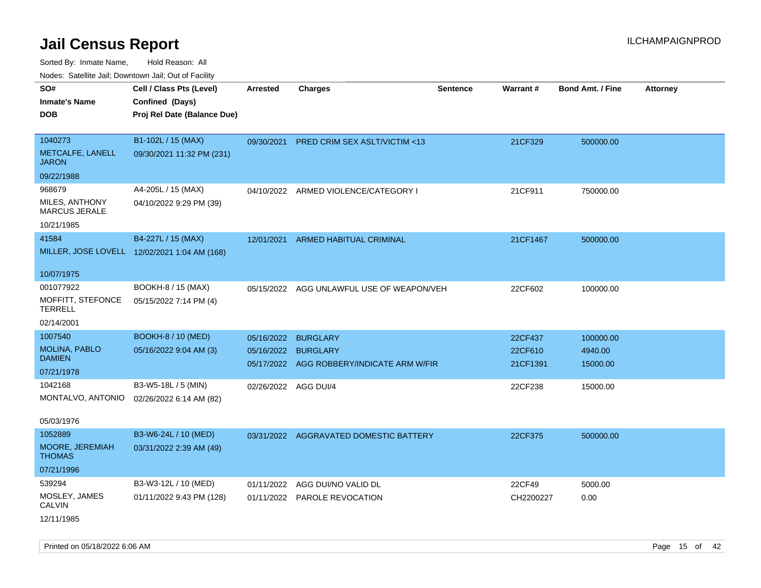# Jail Census Report

ILCHAMPAIGNPROD

Sorted By: Inmate Name, Hold Reason: All

Nodes: Satellite Jail; Downtown Jail; Out of Facility

| SO# / Inmate's Name / DOB | Cell / Class Pts (Level) / Confined (Days) / Proj Rel Date (Balance Due) | Arrested | Charges | Sentence | Warrant # | Bond Amt. / Fine | Attorney |
|---|---|---|---|---|---|---|---|
| 1040273<br>METCALFE, LANELL JARON<br>09/22/1988 | B1-102L / 15 (MAX)<br>09/30/2021 11:32 PM (231) | 09/30/2021 | PRED CRIM SEX ASLT/VICTIM <13 | | 21CF329 | 500000.00 | |
| 968679<br>MILES, ANTHONY MARCUS JERALE<br>10/21/1985 | A4-205L / 15 (MAX)<br>04/10/2022 9:29 PM (39) | 04/10/2022 | ARMED VIOLENCE/CATEGORY I | | 21CF911 | 750000.00 | |
| 41584<br>MILLER, JOSE LOVELL<br>10/07/1975 | B4-227L / 15 (MAX)<br>12/02/2021 1:04 AM (168) | 12/01/2021 | ARMED HABITUAL CRIMINAL | | 21CF1467 | 500000.00 | |
| 001077922<br>MOFFITT, STEFONCE TERRELL<br>02/14/2001 | BOOKH-8 / 15 (MAX)<br>05/15/2022 7:14 PM (4) | 05/15/2022 | AGG UNLAWFUL USE OF WEAPON/VEH | | 22CF602 | 100000.00 | |
| 1007540<br>MOLINA, PABLO DAMIEN<br>07/21/1978 | BOOKH-8 / 10 (MED)<br>05/16/2022 9:04 AM (3) | 05/16/2022<br>05/16/2022<br>05/17/2022 | BURGLARY<br>BURGLARY<br>AGG ROBBERY/INDICATE ARM W/FIR | | 22CF437<br>22CF610<br>21CF1391 | 100000.00<br>4940.00<br>15000.00 | |
| 1042168<br>MONTALVO, ANTONIO<br>05/03/1976 | B3-W5-18L / 5 (MIN)<br>02/26/2022 6:14 AM (82) | 02/26/2022 | AGG DUI/4 | | 22CF238 | 15000.00 | |
| 1052889<br>MOORE, JEREMIAH THOMAS<br>07/21/1996 | B3-W6-24L / 10 (MED)<br>03/31/2022 2:39 AM (49) | 03/31/2022 | AGGRAVATED DOMESTIC BATTERY | | 22CF375 | 500000.00 | |
| 539294<br>MOSLEY, JAMES CALVIN<br>12/11/1985 | B3-W3-12L / 10 (MED)<br>01/11/2022 9:43 PM (128) | 01/11/2022<br>01/11/2022 | AGG DUI/NO VALID DL<br>PAROLE REVOCATION | | 22CF49<br>CH2200227 | 5000.00<br>0.00 | |

Printed on 05/18/2022 6:06 AM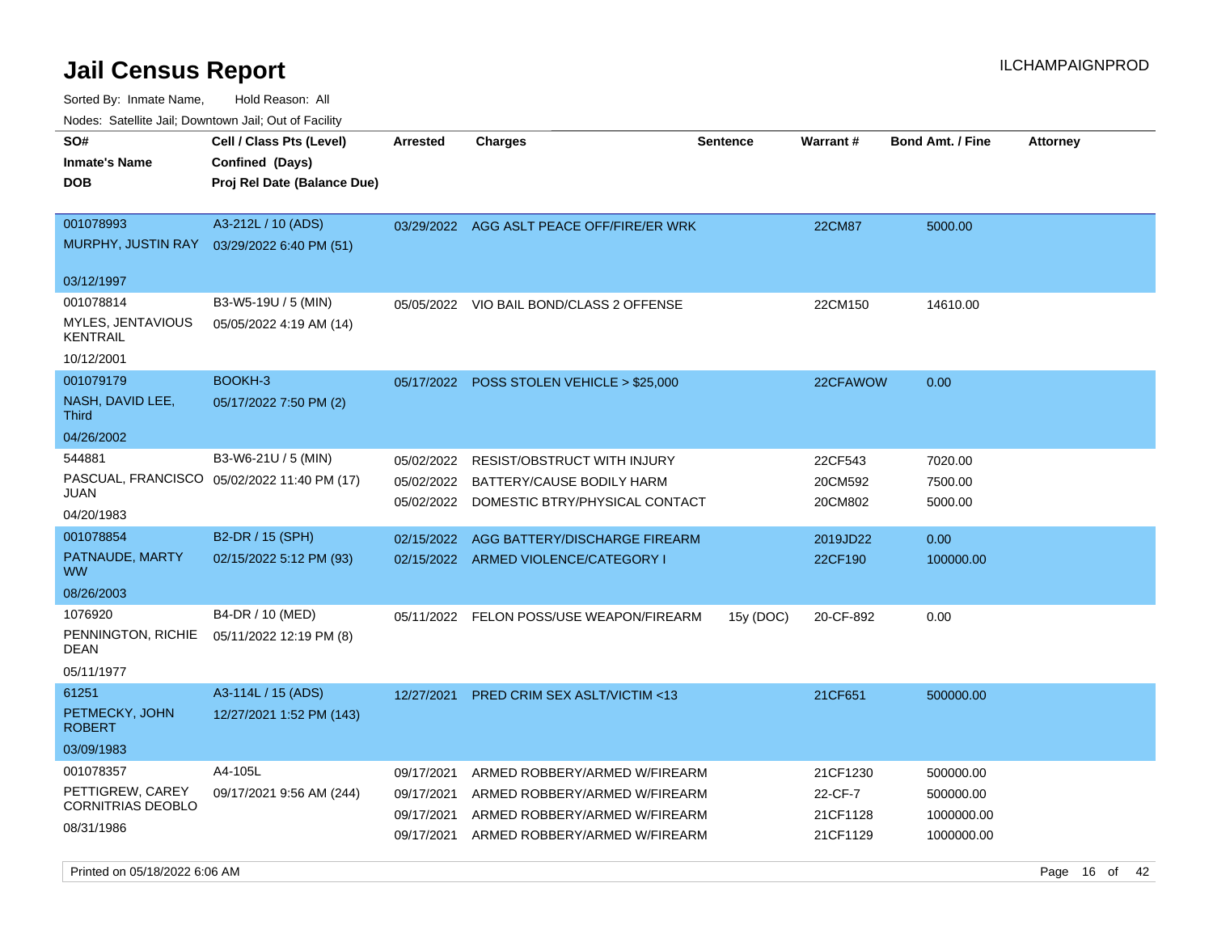# Jail Census Report

Sorted By: Inmate Name, Hold Reason: All

Nodes: Satellite Jail; Downtown Jail; Out of Facility

| SO# / Inmate's Name / DOB | Cell / Class Pts (Level) / Confined (Days) / Proj Rel Date (Balance Due) | Arrested | Charges | Sentence | Warrant # | Bond Amt. / Fine | Attorney |
|---|---|---|---|---|---|---|---|
| 001078993<br>MURPHY, JUSTIN RAY<br>03/12/1997 | A3-212L / 10 (ADS)<br>03/29/2022 6:40 PM (51) | 03/29/2022 | AGG ASLT PEACE OFF/FIRE/ER WRK | | 22CM87 | 5000.00 | |
| 001078814<br>MYLES, JENTAVIOUS KENTRAIL<br>10/12/2001 | B3-W5-19U / 5 (MIN)<br>05/05/2022 4:19 AM (14) | 05/05/2022 | VIO BAIL BOND/CLASS 2 OFFENSE | | 22CM150 | 14610.00 | |
| 001079179<br>NASH, DAVID LEE, Third<br>04/26/2002 | BOOKH-3<br>05/17/2022 7:50 PM (2) | 05/17/2022 | POSS STOLEN VEHICLE > $25,000 | | 22CFAWOW | 0.00 | |
| 544881<br>PASCUAL, FRANCISCO JUAN<br>04/20/1983 | B3-W6-21U / 5 (MIN)<br>05/02/2022 11:40 PM (17) | 05/02/2022 | RESIST/OBSTRUCT WITH INJURY | | 22CF543 | 7020.00 | |
| | | 05/02/2022 | BATTERY/CAUSE BODILY HARM | | 20CM592 | 7500.00 | |
| | | 05/02/2022 | DOMESTIC BTRY/PHYSICAL CONTACT | | 20CM802 | 5000.00 | |
| 001078854<br>PATNAUDE, MARTY WW<br>08/26/2003 | B2-DR / 15 (SPH)<br>02/15/2022 5:12 PM (93) | 02/15/2022 | AGG BATTERY/DISCHARGE FIREARM | | 2019JD22 | 0.00 | |
| | | 02/15/2022 | ARMED VIOLENCE/CATEGORY I | | 22CF190 | 100000.00 | |
| 1076920<br>PENNINGTON, RICHIE DEAN<br>05/11/1977 | B4-DR / 10 (MED)<br>05/11/2022 12:19 PM (8) | 05/11/2022 | FELON POSS/USE WEAPON/FIREARM | 15y (DOC) | 20-CF-892 | 0.00 | |
| 61251<br>PETMECKY, JOHN ROBERT<br>03/09/1983 | A3-114L / 15 (ADS)<br>12/27/2021 1:52 PM (143) | 12/27/2021 | PRED CRIM SEX ASLT/VICTIM <13 | | 21CF651 | 500000.00 | |
| 001078357<br>PETTIGREW, CAREY CORNITRIAS DEOBLO<br>08/31/1986 | A4-105L<br>09/17/2021 9:56 AM (244) | 09/17/2021 | ARMED ROBBERY/ARMED W/FIREARM | | 21CF1230 | 500000.00 | |
| | | 09/17/2021 | ARMED ROBBERY/ARMED W/FIREARM | | 22-CF-7 | 500000.00 | |
| | | 09/17/2021 | ARMED ROBBERY/ARMED W/FIREARM | | 21CF1128 | 1000000.00 | |
| | | 09/17/2021 | ARMED ROBBERY/ARMED W/FIREARM | | 21CF1129 | 1000000.00 | |

Printed on 05/18/2022 6:06 AM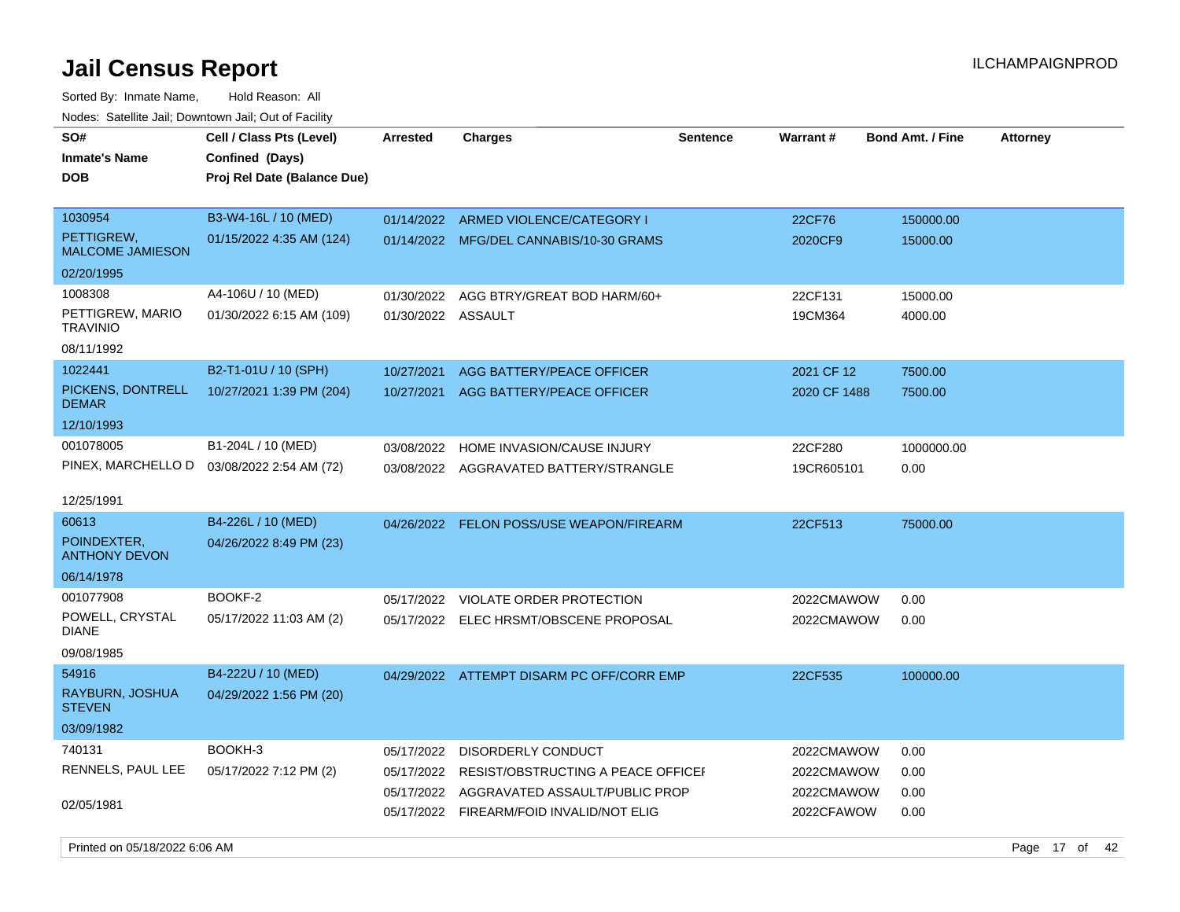# Jail Census Report

Sorted By: Inmate Name, Hold Reason: All

Nodes: Satellite Jail; Downtown Jail; Out of Facility

| SO# / Inmate's Name / DOB | Cell / Class Pts (Level) / Confined (Days) / Proj Rel Date (Balance Due) | Arrested | Charges | Sentence | Warrant # | Bond Amt. / Fine | Attorney |
|---|---|---|---|---|---|---|---|
| 1030954 PETTIGREW, MALCOME JAMIESON 02/20/1995 | B3-W4-16L / 10 (MED) 01/15/2022 4:35 AM (124) | 01/14/2022 | ARMED VIOLENCE/CATEGORY I | | 22CF76 | 150000.00 | |
| | | 01/14/2022 | MFG/DEL CANNABIS/10-30 GRAMS | | 2020CF9 | 15000.00 | |
| 1008308 PETTIGREW, MARIO TRAVINIO 08/11/1992 | A4-106U / 10 (MED) 01/30/2022 6:15 AM (109) | 01/30/2022 | AGG BTRY/GREAT BOD HARM/60+ | | 22CF131 | 15000.00 | |
| | | 01/30/2022 | ASSAULT | | 19CM364 | 4000.00 | |
| 1022441 PICKENS, DONTRELL DEMAR 12/10/1993 | B2-T1-01U / 10 (SPH) 10/27/2021 1:39 PM (204) | 10/27/2021 | AGG BATTERY/PEACE OFFICER | | 2021 CF 12 | 7500.00 | |
| | | 10/27/2021 | AGG BATTERY/PEACE OFFICER | | 2020 CF 1488 | 7500.00 | |
| 001078005 PINEX, MARCHELLO D 12/25/1991 | B1-204L / 10 (MED) 03/08/2022 2:54 AM (72) | 03/08/2022 | HOME INVASION/CAUSE INJURY | | 22CF280 | 1000000.00 | |
| | | 03/08/2022 | AGGRAVATED BATTERY/STRANGLE | | 19CR605101 | 0.00 | |
| 60613 POINDEXTER, ANTHONY DEVON 06/14/1978 | B4-226L / 10 (MED) 04/26/2022 8:49 PM (23) | 04/26/2022 | FELON POSS/USE WEAPON/FIREARM | | 22CF513 | 75000.00 | |
| 001077908 POWELL, CRYSTAL DIANE 09/08/1985 | BOOKF-2 05/17/2022 11:03 AM (2) | 05/17/2022 | VIOLATE ORDER PROTECTION | | 2022CMAWOW | 0.00 | |
| | | 05/17/2022 | ELEC HRSMT/OBSCENE PROPOSAL | | 2022CMAWOW | 0.00 | |
| 54916 RAYBURN, JOSHUA STEVEN 03/09/1982 | B4-222U / 10 (MED) 04/29/2022 1:56 PM (20) | 04/29/2022 | ATTEMPT DISARM PC OFF/CORR EMP | | 22CF535 | 100000.00 | |
| 740131 RENNELS, PAUL LEE 02/05/1981 | BOOKH-3 05/17/2022 7:12 PM (2) | 05/17/2022 | DISORDERLY CONDUCT | | 2022CMAWOW | 0.00 | |
| | | 05/17/2022 | RESIST/OBSTRUCTING A PEACE OFFICEI | | 2022CMAWOW | 0.00 | |
| | | 05/17/2022 | AGGRAVATED ASSAULT/PUBLIC PROP | | 2022CMAWOW | 0.00 | |
| | | 05/17/2022 | FIREARM/FOID INVALID/NOT ELIG | | 2022CFAWOW | 0.00 | |

Printed on 05/18/2022 6:06 AM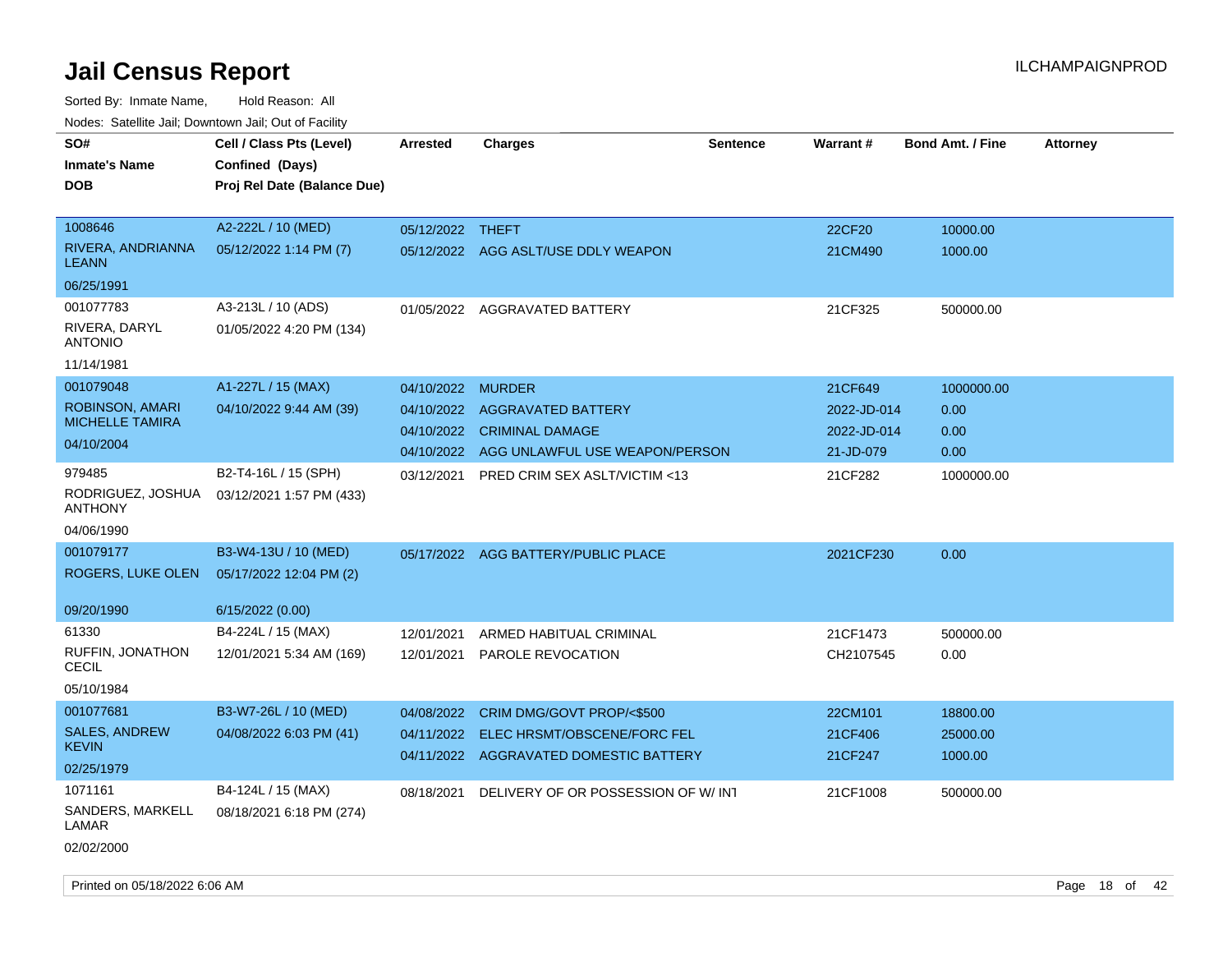# Jail Census Report

ILCHAMPAIGNPROD

Sorted By: Inmate Name, Hold Reason: All

Nodes: Satellite Jail; Downtown Jail; Out of Facility

| SO# / Inmate's Name / DOB | Cell / Class Pts (Level) / Confined (Days) / Proj Rel Date (Balance Due) | Arrested | Charges | Sentence | Warrant # | Bond Amt. / Fine | Attorney |
|---|---|---|---|---|---|---|---|
| 1008646<br>RIVERA, ANDRIANNA LEANN<br>06/25/1991 | A2-222L / 10 (MED)<br>05/12/2022 1:14 PM (7) | 05/12/2022 | THEFT | | 22CF20 | 10000.00 | |
| | | 05/12/2022 | AGG ASLT/USE DDLY WEAPON | | 21CM490 | 1000.00 | |
| 001077783<br>RIVERA, DARYL ANTONIO<br>11/14/1981 | A3-213L / 10 (ADS)<br>01/05/2022 4:20 PM (134) | 01/05/2022 | AGGRAVATED BATTERY | | 21CF325 | 500000.00 | |
| 001079048<br>ROBINSON, AMARI MICHELLE TAMIRA<br>04/10/2004 | A1-227L / 15 (MAX)<br>04/10/2022 9:44 AM (39) | 04/10/2022 | MURDER | | 21CF649 | 1000000.00 | |
| | | 04/10/2022 | AGGRAVATED BATTERY | | 2022-JD-014 | 0.00 | |
| | | 04/10/2022 | CRIMINAL DAMAGE | | 2022-JD-014 | 0.00 | |
| | | 04/10/2022 | AGG UNLAWFUL USE WEAPON/PERSON | | 21-JD-079 | 0.00 | |
| 979485<br>RODRIGUEZ, JOSHUA ANTHONY<br>04/06/1990 | B2-T4-16L / 15 (SPH)<br>03/12/2021 1:57 PM (433) | 03/12/2021 | PRED CRIM SEX ASLT/VICTIM <13 | | 21CF282 | 1000000.00 | |
| 001079177<br>ROGERS, LUKE OLEN<br>09/20/1990 | B3-W4-13U / 10 (MED)<br>05/17/2022 12:04 PM (2)<br>6/15/2022 (0.00) | 05/17/2022 | AGG BATTERY/PUBLIC PLACE | | 2021CF230 | 0.00 | |
| 61330<br>RUFFIN, JONATHON CECIL<br>05/10/1984 | B4-224L / 15 (MAX)<br>12/01/2021 5:34 AM (169) | 12/01/2021 | ARMED HABITUAL CRIMINAL | | 21CF1473 | 500000.00 | |
| | | 12/01/2021 | PAROLE REVOCATION | | CH2107545 | 0.00 | |
| 001077681<br>SALES, ANDREW KEVIN<br>02/25/1979 | B3-W7-26L / 10 (MED)<br>04/08/2022 6:03 PM (41) | 04/08/2022 | CRIM DMG/GOVT PROP/<$500 | | 22CM101 | 18800.00 | |
| | | 04/11/2022 | ELEC HRSMT/OBSCENE/FORC FEL | | 21CF406 | 25000.00 | |
| | | 04/11/2022 | AGGRAVATED DOMESTIC BATTERY | | 21CF247 | 1000.00 | |
| 1071161<br>SANDERS, MARKELL LAMAR<br>02/02/2000 | B4-124L / 15 (MAX)<br>08/18/2021 6:18 PM (274) | 08/18/2021 | DELIVERY OF OR POSSESSION OF W/ INT | | 21CF1008 | 500000.00 | |

Printed on 05/18/2022 6:06 AM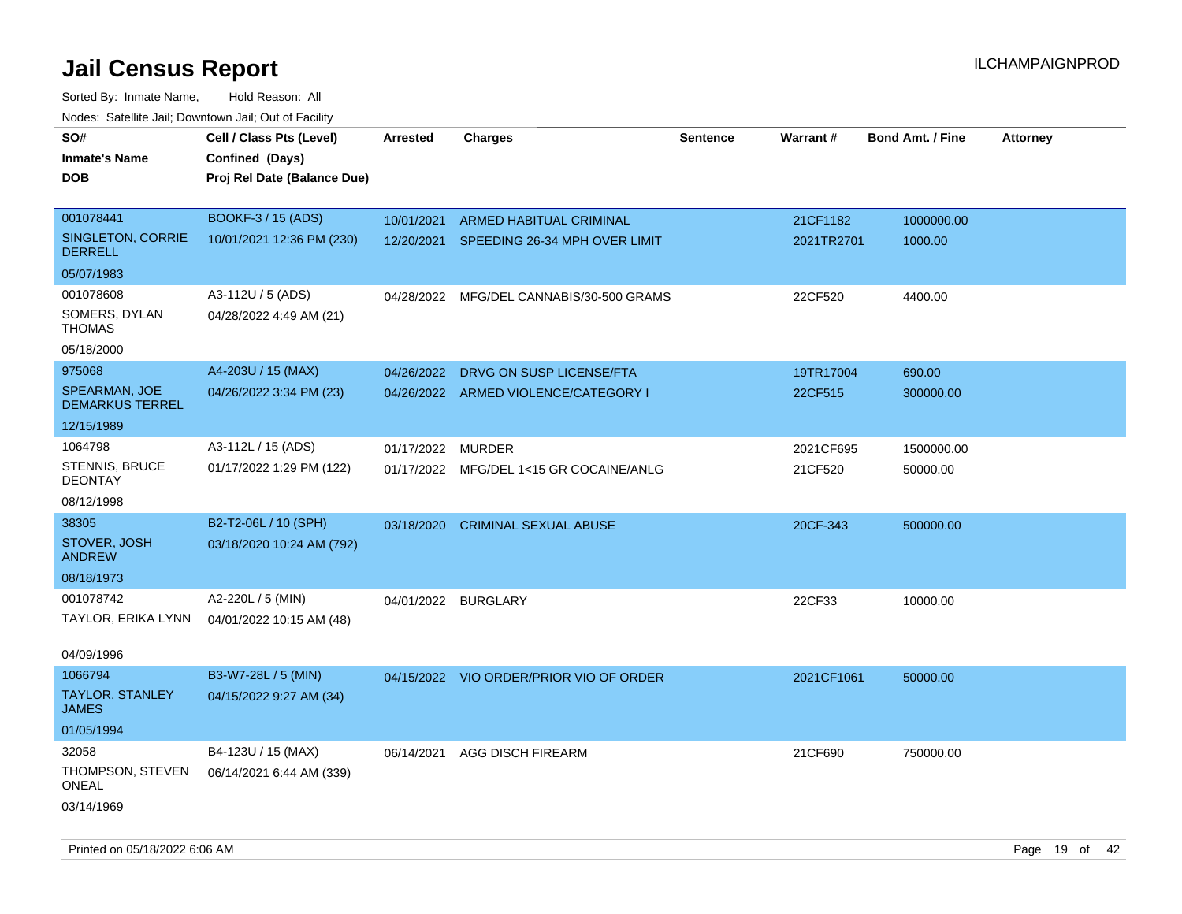# Jail Census Report

ILCHAMPAIGNPROD

Sorted By: Inmate Name, Hold Reason: All

Nodes: Satellite Jail; Downtown Jail; Out of Facility

| SO# / Inmate's Name / DOB | Cell / Class Pts (Level) / Confined (Days) / Proj Rel Date (Balance Due) | Arrested | Charges | Sentence | Warrant # | Bond Amt. / Fine | Attorney |
|---|---|---|---|---|---|---|---|
| 001078441<br>SINGLETON, CORRIE DERRELL<br>05/07/1983 | BOOKF-3 / 15 (ADS)<br>10/01/2021 12:36 PM (230) | 10/01/2021<br>12/20/2021 | ARMED HABITUAL CRIMINAL<br>SPEEDING 26-34 MPH OVER LIMIT | | 21CF1182<br>2021TR2701 | 1000000.00<br>1000.00 | |
| 001078608<br>SOMERS, DYLAN THOMAS<br>05/18/2000 | A3-112U / 5 (ADS)<br>04/28/2022 4:49 AM (21) | 04/28/2022 | MFG/DEL CANNABIS/30-500 GRAMS | | 22CF520 | 4400.00 | |
| 975068<br>SPEARMAN, JOE DEMARKUS TERREL<br>12/15/1989 | A4-203U / 15 (MAX)<br>04/26/2022 3:34 PM (23) | 04/26/2022<br>04/26/2022 | DRVG ON SUSP LICENSE/FTA<br>ARMED VIOLENCE/CATEGORY I | | 19TR17004<br>22CF515 | 690.00<br>300000.00 | |
| 1064798<br>STENNIS, BRUCE DEONTAY<br>08/12/1998 | A3-112L / 15 (ADS)<br>01/17/2022 1:29 PM (122) | 01/17/2022<br>01/17/2022 | MURDER<br>MFG/DEL 1<15 GR COCAINE/ANLG | | 2021CF695<br>21CF520 | 1500000.00<br>50000.00 | |
| 38305<br>STOVER, JOSH ANDREW<br>08/18/1973 | B2-T2-06L / 10 (SPH)<br>03/18/2020 10:24 AM (792) | 03/18/2020 | CRIMINAL SEXUAL ABUSE | | 20CF-343 | 500000.00 | |
| 001078742<br>TAYLOR, ERIKA LYNN<br>04/09/1996 | A2-220L / 5 (MIN)<br>04/01/2022 10:15 AM (48) | 04/01/2022 | BURGLARY | | 22CF33 | 10000.00 | |
| 1066794<br>TAYLOR, STANLEY JAMES<br>01/05/1994 | B3-W7-28L / 5 (MIN)<br>04/15/2022 9:27 AM (34) | 04/15/2022 | VIO ORDER/PRIOR VIO OF ORDER | | 2021CF1061 | 50000.00 | |
| 32058<br>THOMPSON, STEVEN ONEAL<br>03/14/1969 | B4-123U / 15 (MAX)<br>06/14/2021 6:44 AM (339) | 06/14/2021 | AGG DISCH FIREARM | | 21CF690 | 750000.00 | |

Printed on 05/18/2022 6:06 AM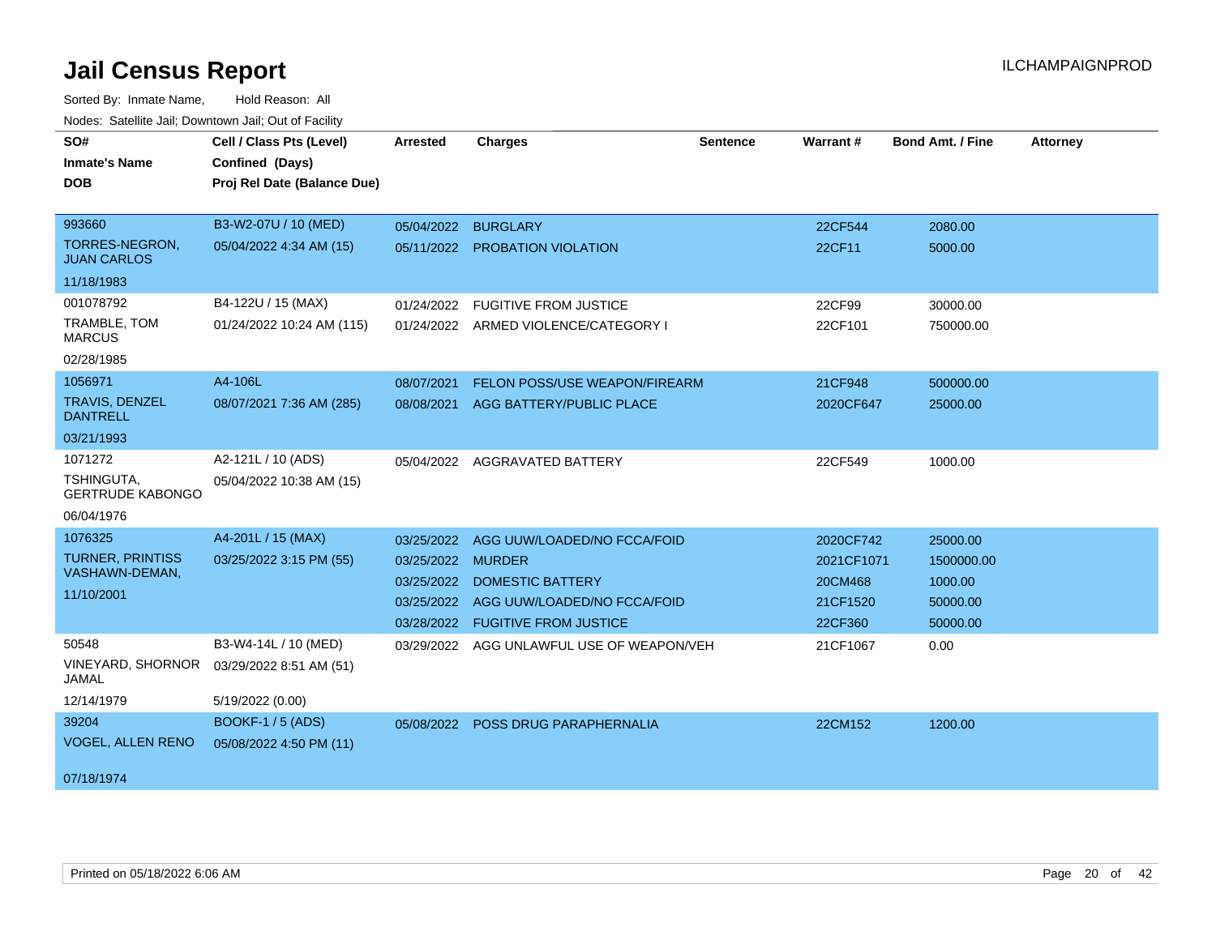# Jail Census Report

ILCHAMPAIGNPROD

Sorted By: Inmate Name, Hold Reason: All

Nodes: Satellite Jail; Downtown Jail; Out of Facility

| SO# / Inmate's Name / DOB | Cell / Class Pts (Level) / Confined (Days) / Proj Rel Date (Balance Due) | Arrested | Charges | Sentence | Warrant # | Bond Amt. / Fine | Attorney |
|---|---|---|---|---|---|---|---|
| 993660<br>TORRES-NEGRON, JUAN CARLOS<br>11/18/1983 | B3-W2-07U / 10 (MED)<br>05/04/2022 4:34 AM (15) | 05/04/2022 | BURGLARY | | 22CF544 | 2080.00 | |
| | | 05/11/2022 | PROBATION VIOLATION | | 22CF11 | 5000.00 | |
| 001078792<br>TRAMBLE, TOM MARCUS<br>02/28/1985 | B4-122U / 15 (MAX)<br>01/24/2022 10:24 AM (115) | 01/24/2022 | FUGITIVE FROM JUSTICE | | 22CF99 | 30000.00 | |
| | | 01/24/2022 | ARMED VIOLENCE/CATEGORY I | | 22CF101 | 750000.00 | |
| 1056971<br>TRAVIS, DENZEL DANTRELL<br>03/21/1993 | A4-106L<br>08/07/2021 7:36 AM (285) | 08/07/2021 | FELON POSS/USE WEAPON/FIREARM | | 21CF948 | 500000.00 | |
| | | 08/08/2021 | AGG BATTERY/PUBLIC PLACE | | 2020CF647 | 25000.00 | |
| 1071272<br>TSHINGUTA, GERTRUDE KABONGO<br>06/04/1976 | A2-121L / 10 (ADS)<br>05/04/2022 10:38 AM (15) | 05/04/2022 | AGGRAVATED BATTERY | | 22CF549 | 1000.00 | |
| 1076325<br>TURNER, PRINTISS VASHAWN-DEMAN,<br>11/10/2001 | A4-201L / 15 (MAX)<br>03/25/2022 3:15 PM (55) | 03/25/2022 | AGG UUW/LOADED/NO FCCA/FOID | | 2020CF742 | 25000.00 | |
| | | 03/25/2022 | MURDER | | 2021CF1071 | 1500000.00 | |
| | | 03/25/2022 | DOMESTIC BATTERY | | 20CM468 | 1000.00 | |
| | | 03/25/2022 | AGG UUW/LOADED/NO FCCA/FOID | | 21CF1520 | 50000.00 | |
| | | 03/28/2022 | FUGITIVE FROM JUSTICE | | 22CF360 | 50000.00 | |
| 50548<br>VINEYARD, SHORNOR JAMAL<br>12/14/1979 | B3-W4-14L / 10 (MED)<br>03/29/2022 8:51 AM (51)<br>5/19/2022 (0.00) | 03/29/2022 | AGG UNLAWFUL USE OF WEAPON/VEH | | 21CF1067 | 0.00 | |
| 39204<br>VOGEL, ALLEN RENO<br>07/18/1974 | BOOKF-1 / 5 (ADS)<br>05/08/2022 4:50 PM (11) | 05/08/2022 | POSS DRUG PARAPHERNALIA | | 22CM152 | 1200.00 | |

Printed on 05/18/2022 6:06 AM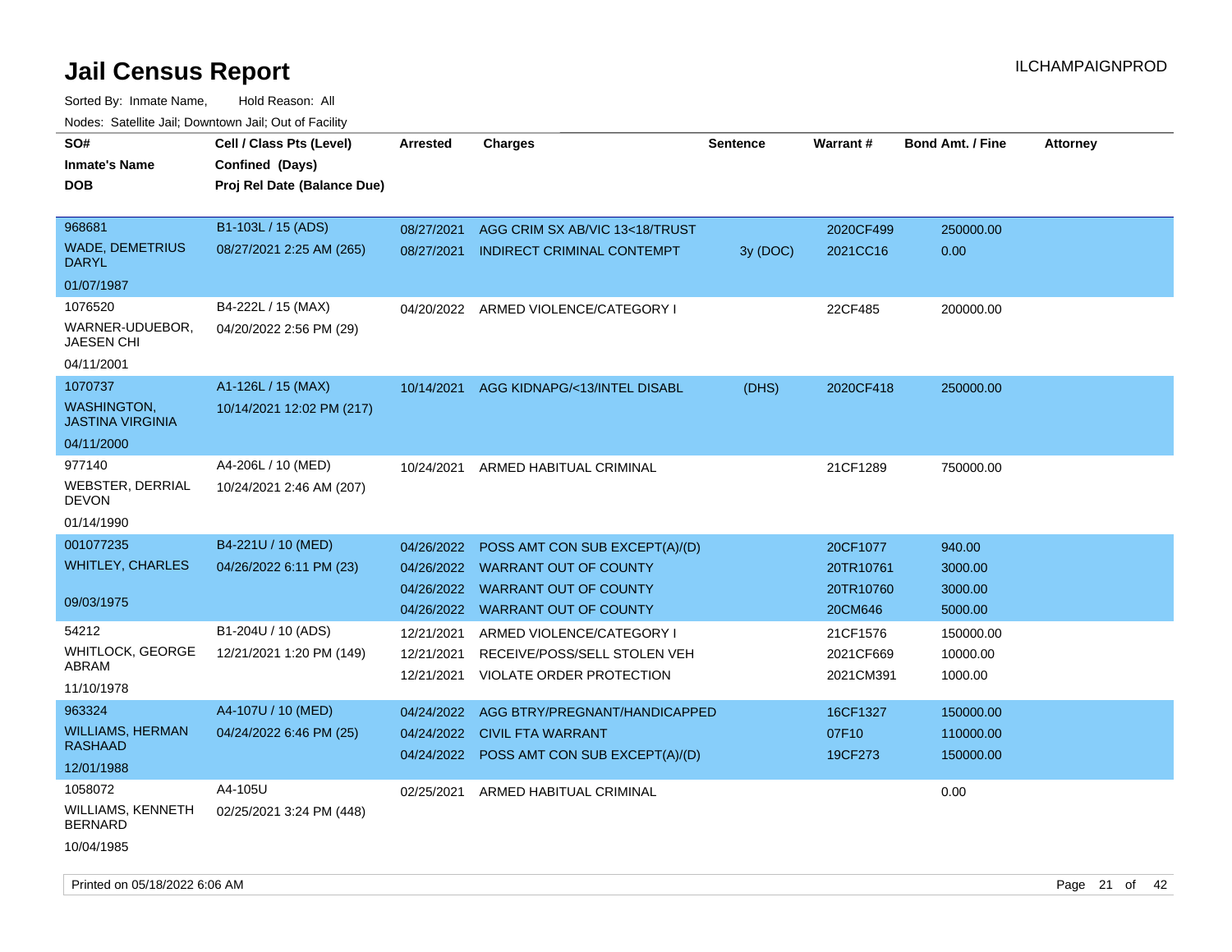# Jail Census Report

Sorted By: Inmate Name, Hold Reason: All

Nodes: Satellite Jail; Downtown Jail; Out of Facility

| SO# / Inmate's Name / DOB | Cell / Class Pts (Level) / Confined (Days) / Proj Rel Date (Balance Due) | Arrested | Charges | Sentence | Warrant # | Bond Amt. / Fine | Attorney |
|---|---|---|---|---|---|---|---|
| 968681 WADE, DEMETRIUS DARYL 01/07/1987 | B1-103L / 15 (ADS) 08/27/2021 2:25 AM (265) | 08/27/2021 | AGG CRIM SX AB/VIC 13<18/TRUST | | 2020CF499 | 250000.00 | |
| | | 08/27/2021 | INDIRECT CRIMINAL CONTEMPT | 3y (DOC) | 2021CC16 | 0.00 | |
| 1076520 WARNER-UDUEBOR, JAESEN CHI 04/11/2001 | B4-222L / 15 (MAX) 04/20/2022 2:56 PM (29) | 04/20/2022 | ARMED VIOLENCE/CATEGORY I | | 22CF485 | 200000.00 | |
| 1070737 WASHINGTON, JASTINA VIRGINIA 04/11/2000 | A1-126L / 15 (MAX) 10/14/2021 12:02 PM (217) | 10/14/2021 | AGG KIDNAPG/<13/INTEL DISABL | (DHS) | 2020CF418 | 250000.00 | |
| 977140 WEBSTER, DERRIAL DEVON 01/14/1990 | A4-206L / 10 (MED) 10/24/2021 2:46 AM (207) | 10/24/2021 | ARMED HABITUAL CRIMINAL | | 21CF1289 | 750000.00 | |
| 001077235 WHITLEY, CHARLES 09/03/1975 | B4-221U / 10 (MED) 04/26/2022 6:11 PM (23) | 04/26/2022 | POSS AMT CON SUB EXCEPT(A)/(D) | | 20CF1077 | 940.00 | |
| | | 04/26/2022 | WARRANT OUT OF COUNTY | | 20TR10761 | 3000.00 | |
| | | 04/26/2022 | WARRANT OUT OF COUNTY | | 20TR10760 | 3000.00 | |
| | | 04/26/2022 | WARRANT OUT OF COUNTY | | 20CM646 | 5000.00 | |
| 54212 WHITLOCK, GEORGE ABRAM 11/10/1978 | B1-204U / 10 (ADS) 12/21/2021 1:20 PM (149) | 12/21/2021 | ARMED VIOLENCE/CATEGORY I | | 21CF1576 | 150000.00 | |
| | | 12/21/2021 | RECEIVE/POSS/SELL STOLEN VEH | | 2021CF669 | 10000.00 | |
| | | 12/21/2021 | VIOLATE ORDER PROTECTION | | 2021CM391 | 1000.00 | |
| 963324 WILLIAMS, HERMAN RASHAAD 12/01/1988 | A4-107U / 10 (MED) 04/24/2022 6:46 PM (25) | 04/24/2022 | AGG BTRY/PREGNANT/HANDICAPPED | | 16CF1327 | 150000.00 | |
| | | 04/24/2022 | CIVIL FTA WARRANT | | 07F10 | 110000.00 | |
| | | 04/24/2022 | POSS AMT CON SUB EXCEPT(A)/(D) | | 19CF273 | 150000.00 | |
| 1058072 WILLIAMS, KENNETH BERNARD 10/04/1985 | A4-105U 02/25/2021 3:24 PM (448) | 02/25/2021 | ARMED HABITUAL CRIMINAL | | | 0.00 | |

Printed on 05/18/2022 6:06 AM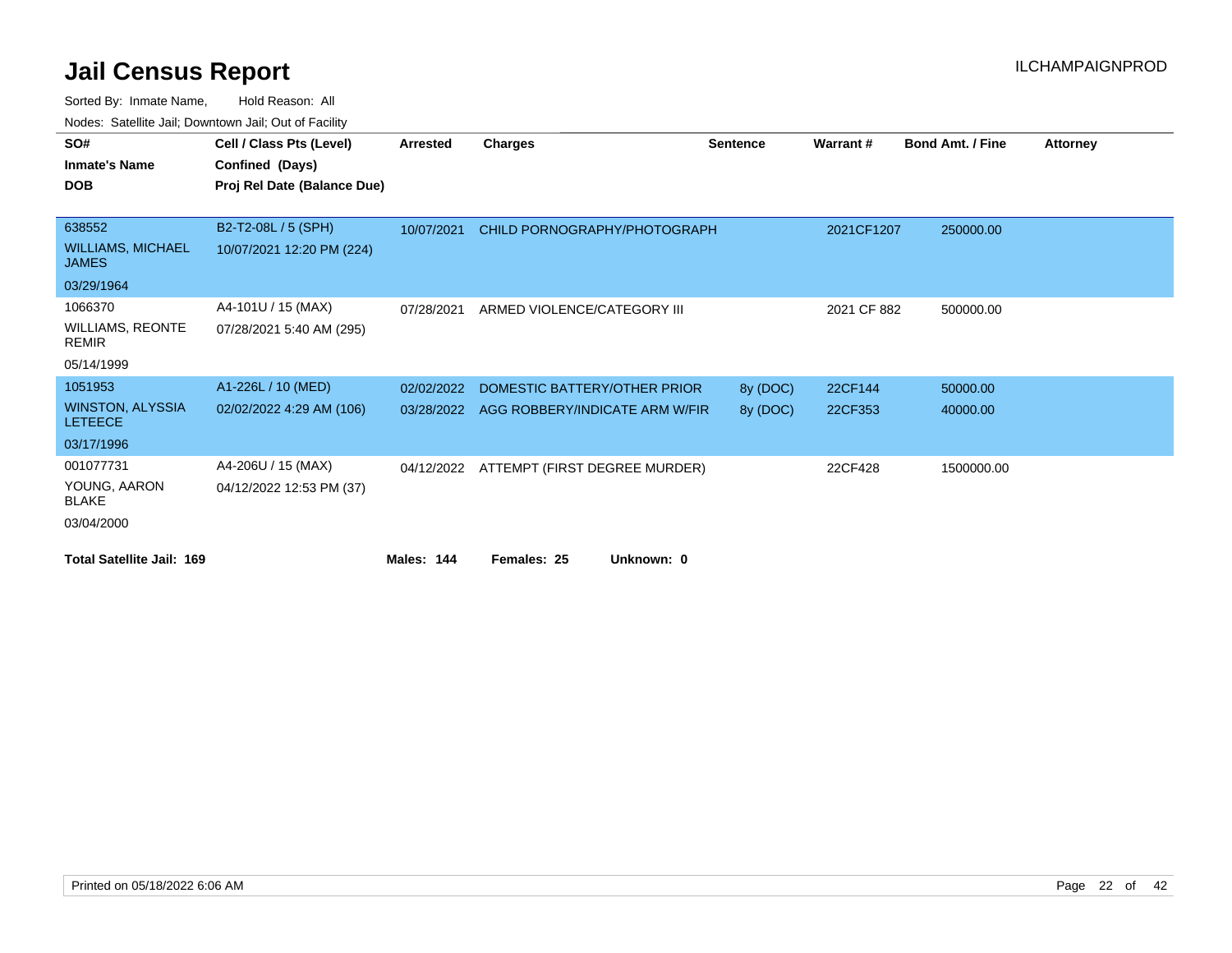# Jail Census Report

ILCHAMPAIGNPROD

Sorted By: Inmate Name, Hold Reason: All

Nodes: Satellite Jail; Downtown Jail; Out of Facility

| SO# / Inmate's Name / DOB | Cell / Class Pts (Level) / Confined (Days) / Proj Rel Date (Balance Due) | Arrested | Charges | Sentence | Warrant # | Bond Amt. / Fine | Attorney |
|---|---|---|---|---|---|---|---|
| 638552<br>WILLIAMS, MICHAEL JAMES<br>03/29/1964 | B2-T2-08L / 5 (SPH)<br>10/07/2021 12:20 PM (224) | 10/07/2021 | CHILD PORNOGRAPHY/PHOTOGRAPH | | 2021CF1207 | 250000.00 | |
| 1066370<br>WILLIAMS, REONTE REMIR<br>05/14/1999 | A4-101U / 15 (MAX)<br>07/28/2021 5:40 AM (295) | 07/28/2021 | ARMED VIOLENCE/CATEGORY III | | 2021 CF 882 | 500000.00 | |
| 1051953<br>WINSTON, ALYSSIA LETEECE<br>03/17/1996 | A1-226L / 10 (MED)<br>02/02/2022 4:29 AM (106) | 02/02/2022 | DOMESTIC BATTERY/OTHER PRIOR | 8y (DOC) | 22CF144 | 50000.00 | |
| | | 03/28/2022 | AGG ROBBERY/INDICATE ARM W/FIR | 8y (DOC) | 22CF353 | 40000.00 | |
| 001077731<br>YOUNG, AARON BLAKE<br>03/04/2000 | A4-206U / 15 (MAX)<br>04/12/2022 12:53 PM (37) | 04/12/2022 | ATTEMPT (FIRST DEGREE MURDER) | | 22CF428 | 1500000.00 | |

**Total Satellite Jail: 169** **Males: 144** **Females: 25** **Unknown: 0**

Printed on 05/18/2022 6:06 AM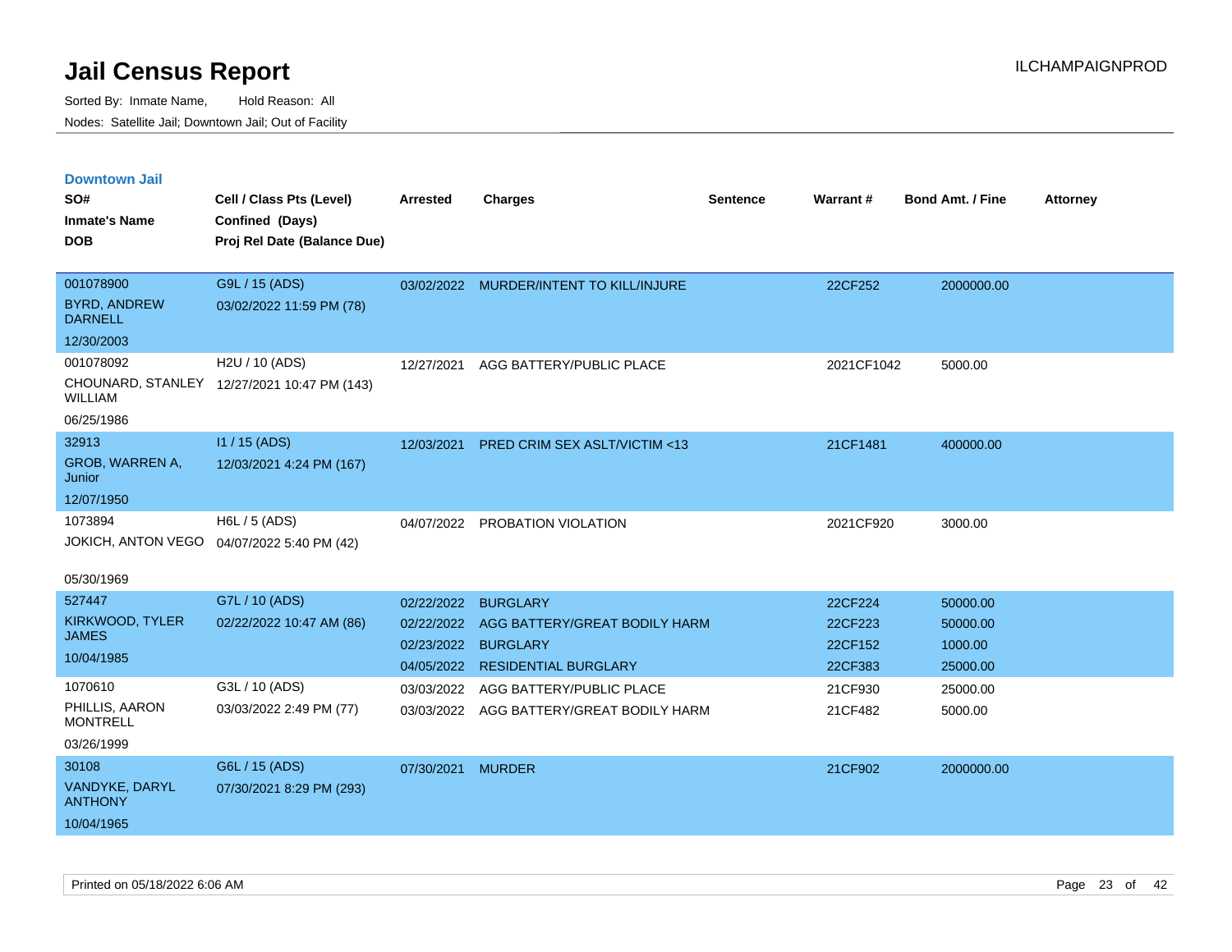# Jail Census Report

Sorted By: Inmate Name, Hold Reason: All

Nodes: Satellite Jail; Downtown Jail; Out of Facility

## Downtown Jail

| SO# / Inmate's Name / DOB | Cell / Class Pts (Level) / Confined (Days) / Proj Rel Date (Balance Due) | Arrested | Charges | Sentence | Warrant # | Bond Amt. / Fine | Attorney |
|---|---|---|---|---|---|---|---|
| 001078900 BYRD, ANDREW DARNELL 12/30/2003 | G9L / 15 (ADS) 03/02/2022 11:59 PM (78) | 03/02/2022 | MURDER/INTENT TO KILL/INJURE | | 22CF252 | 2000000.00 | |
| 001078092 CHOUNARD, STANLEY WILLIAM 06/25/1986 | H2U / 10 (ADS) 12/27/2021 10:47 PM (143) | 12/27/2021 | AGG BATTERY/PUBLIC PLACE | | 2021CF1042 | 5000.00 | |
| 32913 GROB, WARREN A, Junior 12/07/1950 | I1 / 15 (ADS) 12/03/2021 4:24 PM (167) | 12/03/2021 | PRED CRIM SEX ASLT/VICTIM <13 | | 21CF1481 | 400000.00 | |
| 1073894 JOKICH, ANTON VEGO 05/30/1969 | H6L / 5 (ADS) 04/07/2022 5:40 PM (42) | 04/07/2022 | PROBATION VIOLATION | | 2021CF920 | 3000.00 | |
| 527447 KIRKWOOD, TYLER JAMES 10/04/1985 | G7L / 10 (ADS) 02/22/2022 10:47 AM (86) | 02/22/2022 | BURGLARY | | 22CF224 | 50000.00 | |
| | | 02/22/2022 | AGG BATTERY/GREAT BODILY HARM | | 22CF223 | 50000.00 | |
| | | 02/23/2022 | BURGLARY | | 22CF152 | 1000.00 | |
| | | 04/05/2022 | RESIDENTIAL BURGLARY | | 22CF383 | 25000.00 | |
| 1070610 PHILLIS, AARON MONTRELL 03/26/1999 | G3L / 10 (ADS) 03/03/2022 2:49 PM (77) | 03/03/2022 | AGG BATTERY/PUBLIC PLACE | | 21CF930 | 25000.00 | |
| | | 03/03/2022 | AGG BATTERY/GREAT BODILY HARM | | 21CF482 | 5000.00 | |
| 30108 VANDYKE, DARYL ANTHONY 10/04/1965 | G6L / 15 (ADS) 07/30/2021 8:29 PM (293) | 07/30/2021 | MURDER | | 21CF902 | 2000000.00 | |

Printed on 05/18/2022 6:06 AM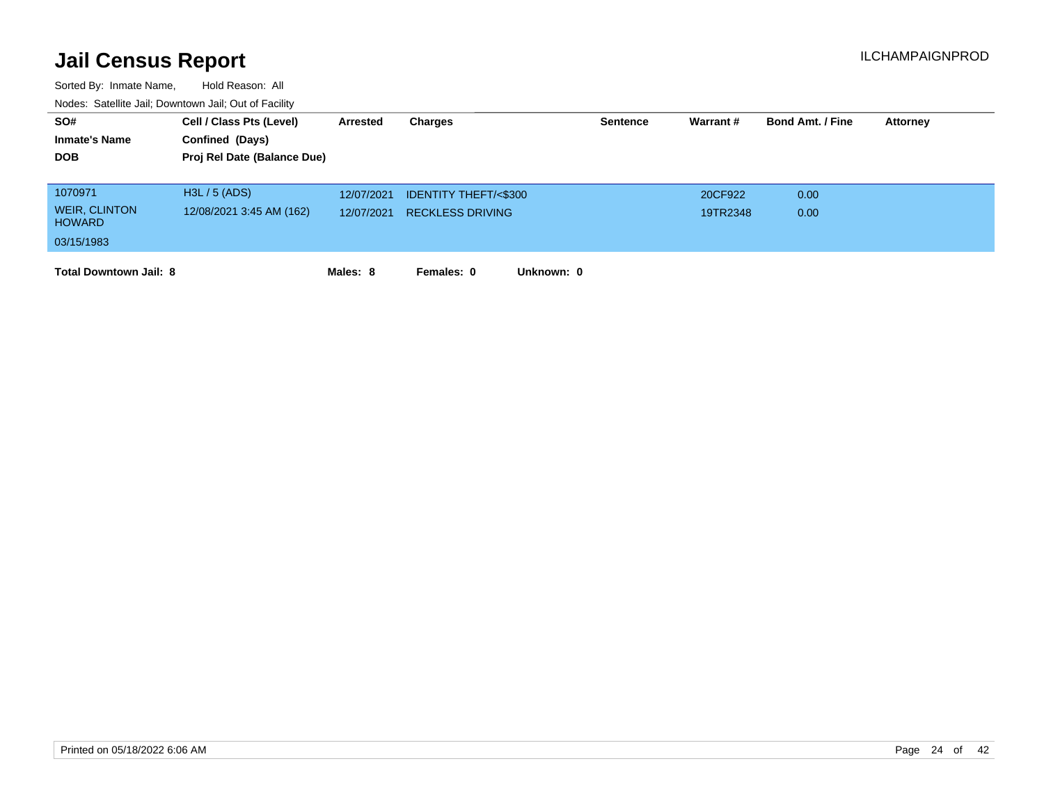# Jail Census Report

ILCHAMPAIGNPROD

Sorted By: Inmate Name, Hold Reason: All

Nodes: Satellite Jail; Downtown Jail; Out of Facility

| SO# / Inmate's Name / DOB | Cell / Class Pts (Level) / Confined (Days) / Proj Rel Date (Balance Due) | Arrested | Charges | Sentence | Warrant # | Bond Amt. / Fine | Attorney |
|---|---|---|---|---|---|---|---|
| 1070971 | H3L / 5 (ADS) | 12/07/2021 | IDENTITY THEFT/<$300 | | 20CF922 | 0.00 | |
| WEIR, CLINTON HOWARD | 12/08/2021 3:45 AM (162) | 12/07/2021 | RECKLESS DRIVING | | 19TR2348 | 0.00 | |
| 03/15/1983 | | | | | | | |

**Total Downtown Jail: 8** **Males: 8** **Females: 0** **Unknown: 0**

Printed on 05/18/2022 6:06 AM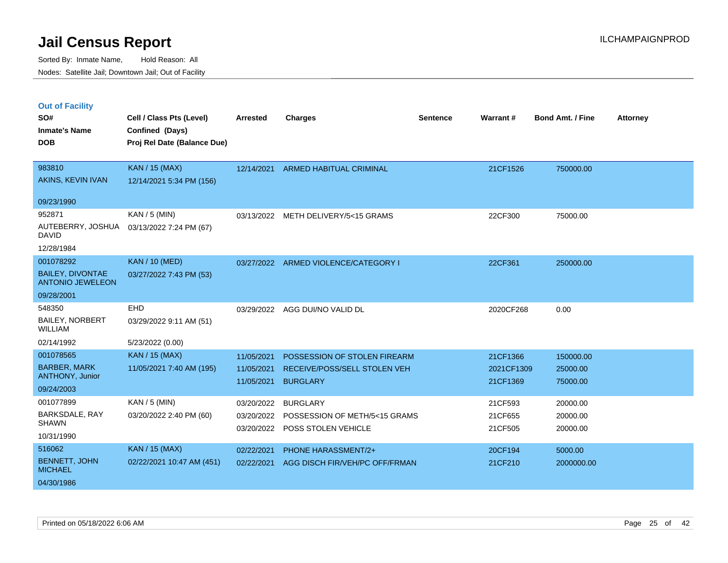# Jail Census Report

Sorted By: Inmate Name, Hold Reason: All

Nodes: Satellite Jail; Downtown Jail; Out of Facility

## Out of Facility

| SO#<br>Inmate's Name<br>DOB | Cell / Class Pts (Level)<br>Confined (Days)<br>Proj Rel Date (Balance Due) | Arrested | Charges | Sentence | Warrant # | Bond Amt. / Fine | Attorney |
|---|---|---|---|---|---|---|---|
| 983810<br>AKINS, KEVIN IVAN<br>09/23/1990 | KAN / 15 (MAX)<br>12/14/2021 5:34 PM (156) | 12/14/2021 | ARMED HABITUAL CRIMINAL | | 21CF1526 | 750000.00 | |
| 952871<br>AUTEBERRY, JOSHUA DAVID<br>12/28/1984 | KAN / 5 (MIN)<br>03/13/2022 7:24 PM (67) | 03/13/2022 | METH DELIVERY/5<15 GRAMS | | 22CF300 | 75000.00 | |
| 001078292<br>BAILEY, DIVONTAE ANTONIO JEWELEON<br>09/28/2001 | KAN / 10 (MED)<br>03/27/2022 7:43 PM (53) | 03/27/2022 | ARMED VIOLENCE/CATEGORY I | | 22CF361 | 250000.00 | |
| 548350<br>BAILEY, NORBERT WILLIAM<br>02/14/1992 | EHD<br>03/29/2022 9:11 AM (51)<br>5/23/2022 (0.00) | 03/29/2022 | AGG DUI/NO VALID DL | | 2020CF268 | 0.00 | |
| 001078565<br>BARBER, MARK ANTHONY, Junior<br>09/24/2003 | KAN / 15 (MAX)<br>11/05/2021 7:40 AM (195) | 11/05/2021<br>11/05/2021<br>11/05/2021 | POSSESSION OF STOLEN FIREARM<br>RECEIVE/POSS/SELL STOLEN VEH<br>BURGLARY | | 21CF1366<br>2021CF1309<br>21CF1369 | 150000.00<br>25000.00<br>75000.00 | |
| 001077899<br>BARKSDALE, RAY SHAWN<br>10/31/1990 | KAN / 5 (MIN)<br>03/20/2022 2:40 PM (60) | 03/20/2022<br>03/20/2022<br>03/20/2022 | BURGLARY<br>POSSESSION OF METH/5<15 GRAMS<br>POSS STOLEN VEHICLE | | 21CF593<br>21CF655<br>21CF505 | 20000.00<br>20000.00<br>20000.00 | |
| 516062<br>BENNETT, JOHN MICHAEL<br>04/30/1986 | KAN / 15 (MAX)<br>02/22/2021 10:47 AM (451) | 02/22/2021<br>02/22/2021 | PHONE HARASSMENT/2+<br>AGG DISCH FIR/VEH/PC OFF/FRMAN | | 20CF194<br>21CF210 | 5000.00<br>2000000.00 | |

Printed on 05/18/2022 6:06 AM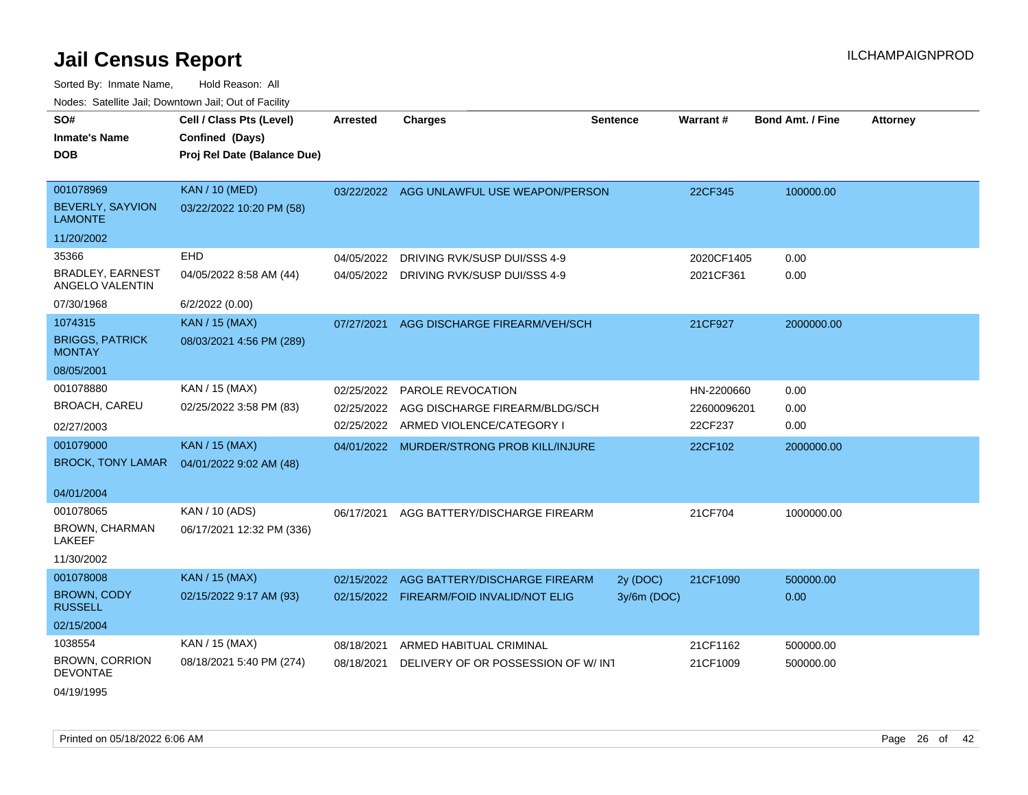# Jail Census Report

Sorted By: Inmate Name, Hold Reason: All

Nodes: Satellite Jail; Downtown Jail; Out of Facility

| SO# / Inmate's Name / DOB | Cell / Class Pts (Level) / Confined (Days) / Proj Rel Date (Balance Due) | Arrested | Charges | Sentence | Warrant # | Bond Amt. / Fine | Attorney |
|---|---|---|---|---|---|---|---|
| 001078969 BEVERLY, SAYVION LAMONTE 11/20/2002 | KAN / 10 (MED) 03/22/2022 10:20 PM (58) | 03/22/2022 | AGG UNLAWFUL USE WEAPON/PERSON | | 22CF345 | 100000.00 | |
| 35366 BRADLEY, EARNEST ANGELO VALENTIN 07/30/1968 | EHD 04/05/2022 8:58 AM (44) 6/2/2022 (0.00) | 04/05/2022 | DRIVING RVK/SUSP DUI/SSS 4-9 | | 2020CF1405 | 0.00 | |
| | | 04/05/2022 | DRIVING RVK/SUSP DUI/SSS 4-9 | | 2021CF361 | 0.00 | |
| 1074315 BRIGGS, PATRICK MONTAY 08/05/2001 | KAN / 15 (MAX) 08/03/2021 4:56 PM (289) | 07/27/2021 | AGG DISCHARGE FIREARM/VEH/SCH | | 21CF927 | 2000000.00 | |
| 001078880 BROACH, CAREU 02/27/2003 | KAN / 15 (MAX) 02/25/2022 3:58 PM (83) | 02/25/2022 | PAROLE REVOCATION | | HN-2200660 | 0.00 | |
| | | 02/25/2022 | AGG DISCHARGE FIREARM/BLDG/SCH | | 22600096201 | 0.00 | |
| | | 02/25/2022 | ARMED VIOLENCE/CATEGORY I | | 22CF237 | 0.00 | |
| 001079000 BROCK, TONY LAMAR 04/01/2004 | KAN / 15 (MAX) 04/01/2022 9:02 AM (48) | 04/01/2022 | MURDER/STRONG PROB KILL/INJURE | | 22CF102 | 2000000.00 | |
| 001078065 BROWN, CHARMAN LAKEEF 11/30/2002 | KAN / 10 (ADS) 06/17/2021 12:32 PM (336) | 06/17/2021 | AGG BATTERY/DISCHARGE FIREARM | | 21CF704 | 1000000.00 | |
| 001078008 BROWN, CODY RUSSELL 02/15/2004 | KAN / 15 (MAX) 02/15/2022 9:17 AM (93) | 02/15/2022 | AGG BATTERY/DISCHARGE FIREARM | 2y (DOC) | 21CF1090 | 500000.00 | |
| | | 02/15/2022 | FIREARM/FOID INVALID/NOT ELIG | 3y/6m (DOC) | | 0.00 | |
| 1038554 BROWN, CORRION DEVONTAE 04/19/1995 | KAN / 15 (MAX) 08/18/2021 5:40 PM (274) | 08/18/2021 | ARMED HABITUAL CRIMINAL | | 21CF1162 | 500000.00 | |
| | | 08/18/2021 | DELIVERY OF OR POSSESSION OF W/ INT | | 21CF1009 | 500000.00 | |

Printed on 05/18/2022 6:06 AM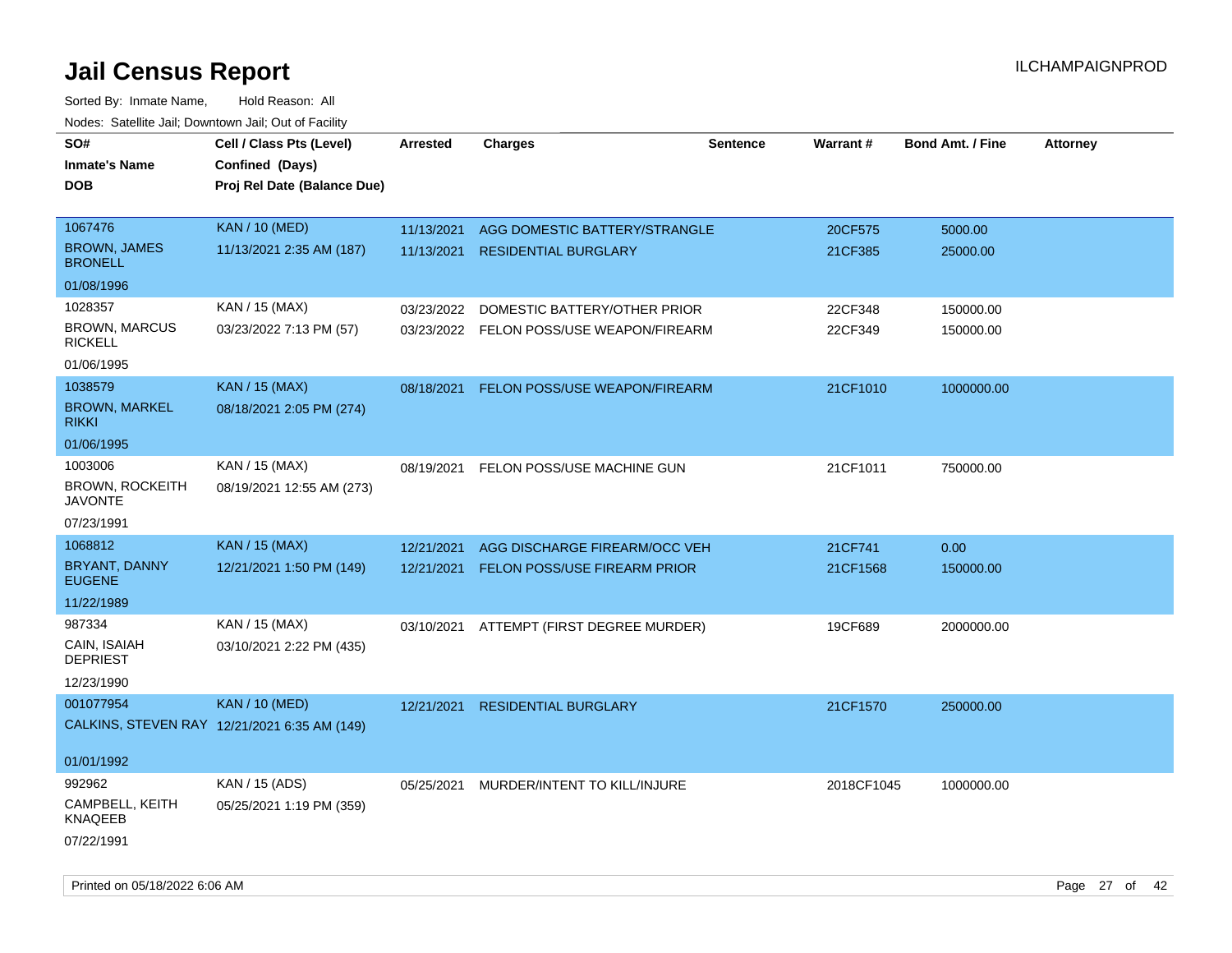# Jail Census Report

ILCHAMPAIGNPROD

Sorted By: Inmate Name, Hold Reason: All

Nodes: Satellite Jail; Downtown Jail; Out of Facility

| SO# / Inmate's Name / DOB | Cell / Class Pts (Level) / Confined (Days) / Proj Rel Date (Balance Due) | Arrested | Charges | Sentence | Warrant # | Bond Amt. / Fine | Attorney |
|---|---|---|---|---|---|---|---|
| 1067476<br>BROWN, JAMES BRONELL<br>01/08/1996 | KAN / 10 (MED)<br>11/13/2021 2:35 AM (187) | 11/13/2021<br>11/13/2021 | AGG DOMESTIC BATTERY/STRANGLE<br>RESIDENTIAL BURGLARY | | 20CF575<br>21CF385 | 5000.00<br>25000.00 | |
| 1028357<br>BROWN, MARCUS RICKELL<br>01/06/1995 | KAN / 15 (MAX)<br>03/23/2022 7:13 PM (57) | 03/23/2022<br>03/23/2022 | DOMESTIC BATTERY/OTHER PRIOR<br>FELON POSS/USE WEAPON/FIREARM | | 22CF348<br>22CF349 | 150000.00<br>150000.00 | |
| 1038579<br>BROWN, MARKEL RIKKI<br>01/06/1995 | KAN / 15 (MAX)<br>08/18/2021 2:05 PM (274) | 08/18/2021 | FELON POSS/USE WEAPON/FIREARM | | 21CF1010 | 1000000.00 | |
| 1003006<br>BROWN, ROCKEITH JAVONTE<br>07/23/1991 | KAN / 15 (MAX)<br>08/19/2021 12:55 AM (273) | 08/19/2021 | FELON POSS/USE MACHINE GUN | | 21CF1011 | 750000.00 | |
| 1068812<br>BRYANT, DANNY EUGENE<br>11/22/1989 | KAN / 15 (MAX)<br>12/21/2021 1:50 PM (149) | 12/21/2021<br>12/21/2021 | AGG DISCHARGE FIREARM/OCC VEH<br>FELON POSS/USE FIREARM PRIOR | | 21CF741<br>21CF1568 | 0.00<br>150000.00 | |
| 987334<br>CAIN, ISAIAH DEPRIEST<br>12/23/1990 | KAN / 15 (MAX)<br>03/10/2021 2:22 PM (435) | 03/10/2021 | ATTEMPT (FIRST DEGREE MURDER) | | 19CF689 | 2000000.00 | |
| 001077954<br>CALKINS, STEVEN RAY<br>01/01/1992 | KAN / 10 (MED)<br>12/21/2021 6:35 AM (149) | 12/21/2021 | RESIDENTIAL BURGLARY | | 21CF1570 | 250000.00 | |
| 992962<br>CAMPBELL, KEITH KNAQEEB<br>07/22/1991 | KAN / 15 (ADS)<br>05/25/2021 1:19 PM (359) | 05/25/2021 | MURDER/INTENT TO KILL/INJURE | | 2018CF1045 | 1000000.00 | |

Printed on 05/18/2022 6:06 AM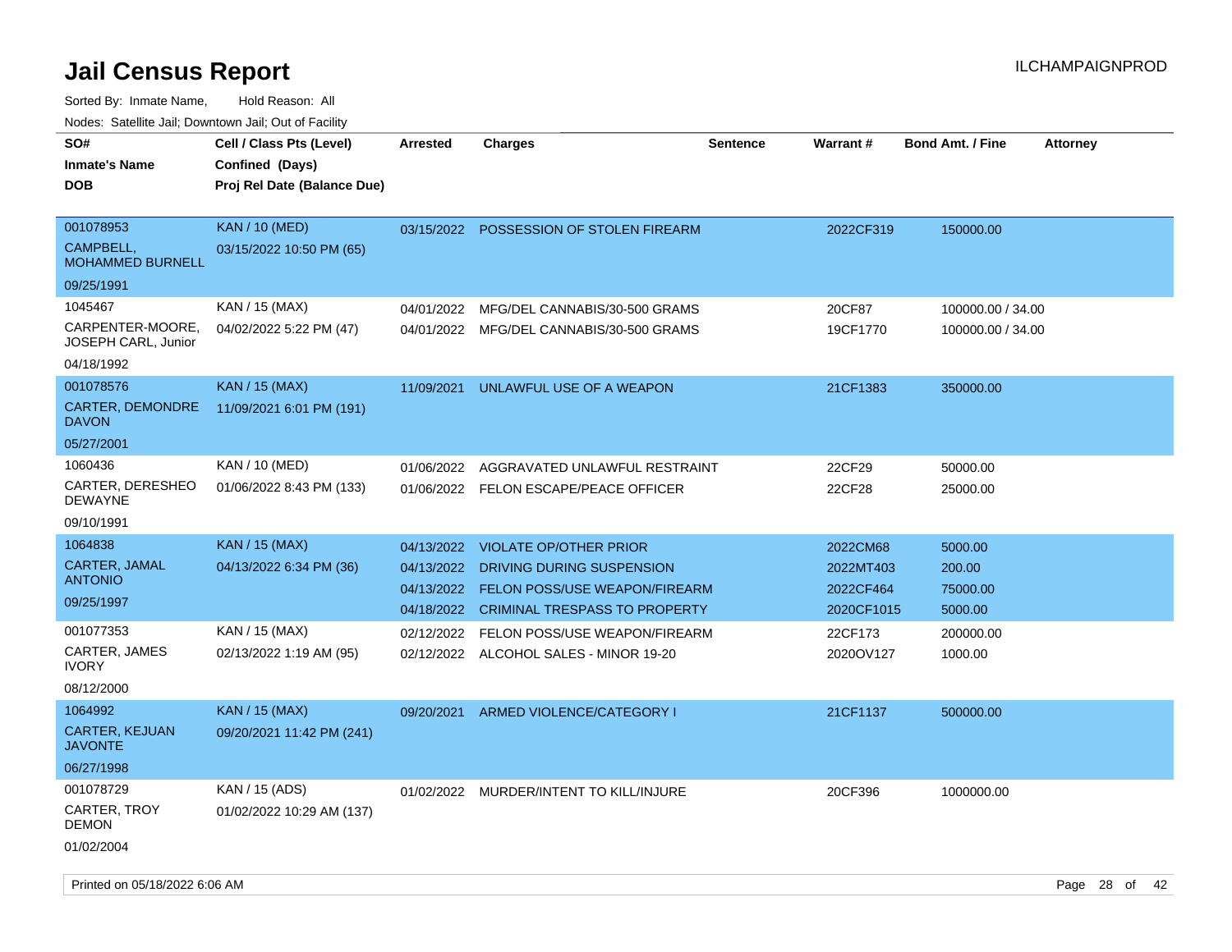# Jail Census Report

ILCHAMPAIGNPROD

Sorted By: Inmate Name, Hold Reason: All

Nodes: Satellite Jail; Downtown Jail; Out of Facility

| SO# / Inmate's Name / DOB | Cell / Class Pts (Level) / Confined (Days) / Proj Rel Date (Balance Due) | Arrested | Charges | Sentence | Warrant # | Bond Amt. / Fine | Attorney |
|---|---|---|---|---|---|---|---|
| 001078953<br>CAMPBELL, MOHAMMED BURNELL<br>09/25/1991 | KAN / 10 (MED)<br>03/15/2022 10:50 PM (65) | 03/15/2022 | POSSESSION OF STOLEN FIREARM | | 2022CF319 | 150000.00 | |
| 1045467<br>CARPENTER-MOORE, JOSEPH CARL, Junior<br>04/18/1992 | KAN / 15 (MAX)<br>04/02/2022 5:22 PM (47) | 04/01/2022 | MFG/DEL CANNABIS/30-500 GRAMS | | 20CF87 | 100000.00 / 34.00 | |
| | | 04/01/2022 | MFG/DEL CANNABIS/30-500 GRAMS | | 19CF1770 | 100000.00 / 34.00 | |
| 001078576<br>CARTER, DEMONDRE DAVON<br>05/27/2001 | KAN / 15 (MAX)<br>11/09/2021 6:01 PM (191) | 11/09/2021 | UNLAWFUL USE OF A WEAPON | | 21CF1383 | 350000.00 | |
| 1060436<br>CARTER, DERESHEO DEWAYNE<br>09/10/1991 | KAN / 10 (MED)<br>01/06/2022 8:43 PM (133) | 01/06/2022 | AGGRAVATED UNLAWFUL RESTRAINT | | 22CF29 | 50000.00 | |
| | | 01/06/2022 | FELON ESCAPE/PEACE OFFICER | | 22CF28 | 25000.00 | |
| 1064838<br>CARTER, JAMAL ANTONIO<br>09/25/1997 | KAN / 15 (MAX)<br>04/13/2022 6:34 PM (36) | 04/13/2022 | VIOLATE OP/OTHER PRIOR | | 2022CM68 | 5000.00 | |
| | | 04/13/2022 | DRIVING DURING SUSPENSION | | 2022MT403 | 200.00 | |
| | | 04/13/2022 | FELON POSS/USE WEAPON/FIREARM | | 2022CF464 | 75000.00 | |
| | | 04/18/2022 | CRIMINAL TRESPASS TO PROPERTY | | 2020CF1015 | 5000.00 | |
| 001077353<br>CARTER, JAMES IVORY<br>08/12/2000 | KAN / 15 (MAX)<br>02/13/2022 1:19 AM (95) | 02/12/2022 | FELON POSS/USE WEAPON/FIREARM | | 22CF173 | 200000.00 | |
| | | 02/12/2022 | ALCOHOL SALES - MINOR 19-20 | | 2020OV127 | 1000.00 | |
| 1064992<br>CARTER, KEJUAN JAVONTE<br>06/27/1998 | KAN / 15 (MAX)<br>09/20/2021 11:42 PM (241) | 09/20/2021 | ARMED VIOLENCE/CATEGORY I | | 21CF1137 | 500000.00 | |
| 001078729<br>CARTER, TROY DEMON<br>01/02/2004 | KAN / 15 (ADS)<br>01/02/2022 10:29 AM (137) | 01/02/2022 | MURDER/INTENT TO KILL/INJURE | | 20CF396 | 1000000.00 | |

Printed on 05/18/2022 6:06 AM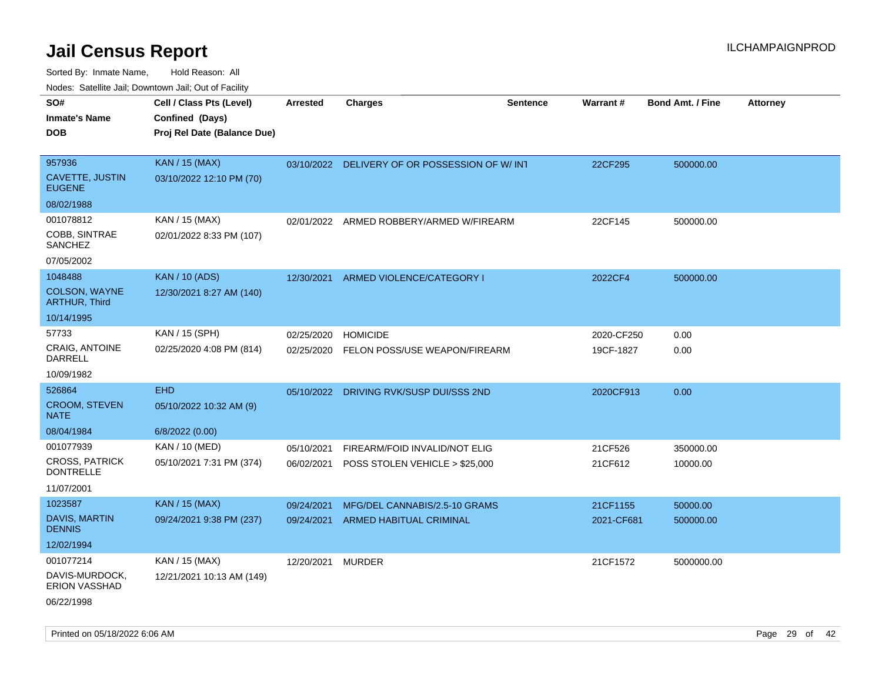# Jail Census Report

ILCHAMPAIGNPROD

Sorted By: Inmate Name, Hold Reason: All

Nodes: Satellite Jail; Downtown Jail; Out of Facility

| SO# / Inmate's Name / DOB | Cell / Class Pts (Level) / Confined (Days) / Proj Rel Date (Balance Due) | Arrested | Charges | Sentence | Warrant # | Bond Amt. / Fine | Attorney |
|---|---|---|---|---|---|---|---|
| 957936<br>CAVETTE, JUSTIN EUGENE<br>08/02/1988 | KAN / 15 (MAX)<br>03/10/2022 12:10 PM (70) | 03/10/2022 | DELIVERY OF OR POSSESSION OF W/ INT | | 22CF295 | 500000.00 | |
| 001078812<br>COBB, SINTRAE SANCHEZ<br>07/05/2002 | KAN / 15 (MAX)<br>02/01/2022 8:33 PM (107) | 02/01/2022 | ARMED ROBBERY/ARMED W/FIREARM | | 22CF145 | 500000.00 | |
| 1048488<br>COLSON, WAYNE ARTHUR, Third<br>10/14/1995 | KAN / 10 (ADS)<br>12/30/2021 8:27 AM (140) | 12/30/2021 | ARMED VIOLENCE/CATEGORY I | | 2022CF4 | 500000.00 | |
| 57733<br>CRAIG, ANTOINE DARRELL<br>10/09/1982 | KAN / 15 (SPH)<br>02/25/2020 4:08 PM (814) | 02/25/2020<br>02/25/2020 | HOMICIDE<br>FELON POSS/USE WEAPON/FIREARM | | 2020-CF250<br>19CF-1827 | 0.00<br>0.00 | |
| 526864<br>CROOM, STEVEN NATE<br>08/04/1984 | EHD<br>05/10/2022 10:32 AM (9)<br>6/8/2022 (0.00) | 05/10/2022 | DRIVING RVK/SUSP DUI/SSS 2ND | | 2020CF913 | 0.00 | |
| 001077939<br>CROSS, PATRICK DONTRELLE<br>11/07/2001 | KAN / 10 (MED)<br>05/10/2021 7:31 PM (374) | 05/10/2021<br>06/02/2021 | FIREARM/FOID INVALID/NOT ELIG<br>POSS STOLEN VEHICLE > $25,000 | | 21CF526<br>21CF612 | 350000.00<br>10000.00 | |
| 1023587<br>DAVIS, MARTIN DENNIS<br>12/02/1994 | KAN / 15 (MAX)<br>09/24/2021 9:38 PM (237) | 09/24/2021<br>09/24/2021 | MFG/DEL CANNABIS/2.5-10 GRAMS<br>ARMED HABITUAL CRIMINAL | | 21CF1155<br>2021-CF681 | 50000.00<br>500000.00 | |
| 001077214<br>DAVIS-MURDOCK, ERION VASSHAD<br>06/22/1998 | KAN / 15 (MAX)<br>12/21/2021 10:13 AM (149) | 12/20/2021 | MURDER | | 21CF1572 | 5000000.00 | |

Printed on 05/18/2022 6:06 AM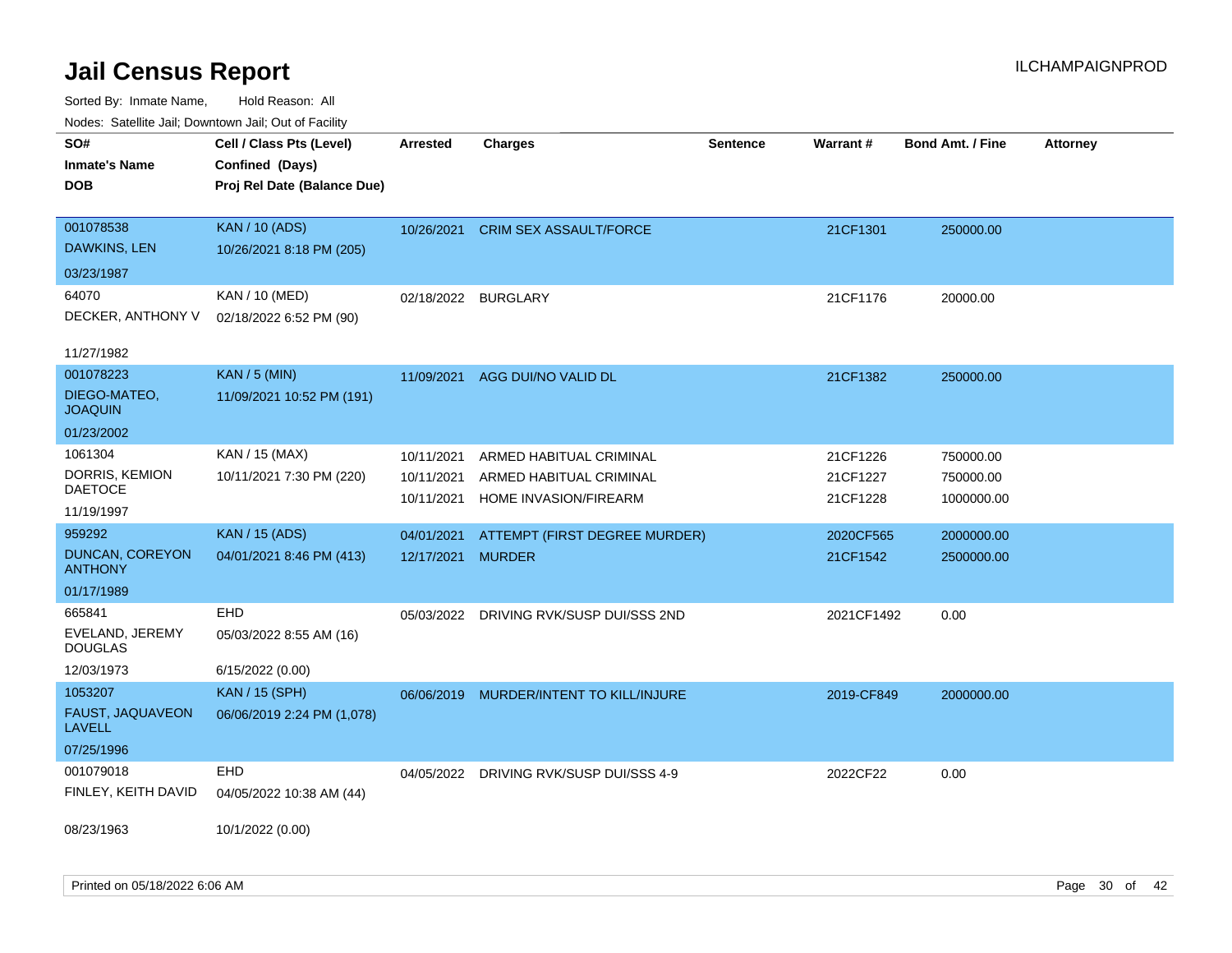# Jail Census Report

ILCHAMPAIGNPROD

Sorted By: Inmate Name, Hold Reason: All

Nodes: Satellite Jail; Downtown Jail; Out of Facility

| SO# / Inmate's Name / DOB | Cell / Class Pts (Level) / Confined (Days) / Proj Rel Date (Balance Due) | Arrested | Charges | Sentence | Warrant # | Bond Amt. / Fine | Attorney |
|---|---|---|---|---|---|---|---|
| 001078538 DAWKINS, LEN 03/23/1987 | KAN / 10 (ADS) 10/26/2021 8:18 PM (205) | 10/26/2021 | CRIM SEX ASSAULT/FORCE | | 21CF1301 | 250000.00 | |
| 64070 DECKER, ANTHONY V 11/27/1982 | KAN / 10 (MED) 02/18/2022 6:52 PM (90) | 02/18/2022 | BURGLARY | | 21CF1176 | 20000.00 | |
| 001078223 DIEGO-MATEO, JOAQUIN 01/23/2002 | KAN / 5 (MIN) 11/09/2021 10:52 PM (191) | 11/09/2021 | AGG DUI/NO VALID DL | | 21CF1382 | 250000.00 | |
| 1061304 DORRIS, KEMION DAETOCE 11/19/1997 | KAN / 15 (MAX) 10/11/2021 7:30 PM (220) | 10/11/2021 | ARMED HABITUAL CRIMINAL | | 21CF1226 | 750000.00 | |
| | | 10/11/2021 | ARMED HABITUAL CRIMINAL | | 21CF1227 | 750000.00 | |
| | | 10/11/2021 | HOME INVASION/FIREARM | | 21CF1228 | 1000000.00 | |
| 959292 DUNCAN, COREYON ANTHONY 01/17/1989 | KAN / 15 (ADS) 04/01/2021 8:46 PM (413) | 04/01/2021 | ATTEMPT (FIRST DEGREE MURDER) | | 2020CF565 | 2000000.00 | |
| | | 12/17/2021 | MURDER | | 21CF1542 | 2500000.00 | |
| 665841 EVELAND, JEREMY DOUGLAS 12/03/1973 | EHD 05/03/2022 8:55 AM (16) 6/15/2022 (0.00) | 05/03/2022 | DRIVING RVK/SUSP DUI/SSS 2ND | | 2021CF1492 | 0.00 | |
| 1053207 FAUST, JAQUAVEON LAVELL 07/25/1996 | KAN / 15 (SPH) 06/06/2019 2:24 PM (1,078) | 06/06/2019 | MURDER/INTENT TO KILL/INJURE | | 2019-CF849 | 2000000.00 | |
| 001079018 FINLEY, KEITH DAVID 08/23/1963 | EHD 04/05/2022 10:38 AM (44) 10/1/2022 (0.00) | 04/05/2022 | DRIVING RVK/SUSP DUI/SSS 4-9 | | 2022CF22 | 0.00 | |

Printed on 05/18/2022 6:06 AM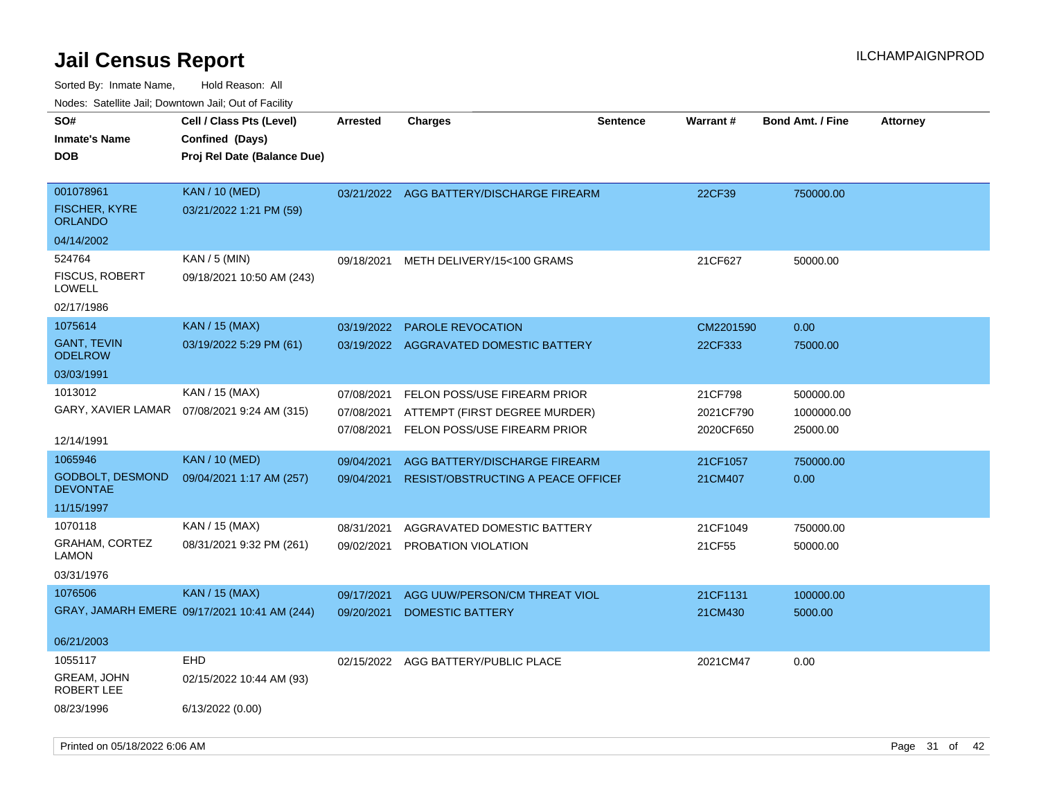# Jail Census Report

ILCHAMPAIGNPROD

Sorted By: Inmate Name, Hold Reason: All

Nodes: Satellite Jail; Downtown Jail; Out of Facility

| SO# / Inmate's Name / DOB | Cell / Class Pts (Level) / Confined (Days) / Proj Rel Date (Balance Due) | Arrested | Charges | Sentence | Warrant # | Bond Amt. / Fine | Attorney |
|---|---|---|---|---|---|---|---|
| 001078961 | KAN / 10 (MED) | 03/21/2022 | AGG BATTERY/DISCHARGE FIREARM | | 22CF39 | 750000.00 | |
| FISCHER, KYRE ORLANDO | 03/21/2022 1:21 PM (59) | | | | | | |
| 04/14/2002 | | | | | | | |
| 524764 | KAN / 5 (MIN) | 09/18/2021 | METH DELIVERY/15<100 GRAMS | | 21CF627 | 50000.00 | |
| FISCUS, ROBERT LOWELL | 09/18/2021 10:50 AM (243) | | | | | | |
| 02/17/1986 | | | | | | | |
| 1075614 | KAN / 15 (MAX) | 03/19/2022 | PAROLE REVOCATION | | CM2201590 | 0.00 | |
| GANT, TEVIN ODELROW | 03/19/2022 5:29 PM (61) | 03/19/2022 | AGGRAVATED DOMESTIC BATTERY | | 22CF333 | 75000.00 | |
| 03/03/1991 | | | | | | | |
| 1013012 | KAN / 15 (MAX) | 07/08/2021 | FELON POSS/USE FIREARM PRIOR | | 21CF798 | 500000.00 | |
| GARY, XAVIER LAMAR | 07/08/2021 9:24 AM (315) | 07/08/2021 | ATTEMPT (FIRST DEGREE MURDER) | | 2021CF790 | 1000000.00 | |
| 12/14/1991 | | 07/08/2021 | FELON POSS/USE FIREARM PRIOR | | 2020CF650 | 25000.00 | |
| 1065946 | KAN / 10 (MED) | 09/04/2021 | AGG BATTERY/DISCHARGE FIREARM | | 21CF1057 | 750000.00 | |
| GODBOLT, DESMOND DEVONTAE | 09/04/2021 1:17 AM (257) | 09/04/2021 | RESIST/OBSTRUCTING A PEACE OFFICEI | | 21CM407 | 0.00 | |
| 11/15/1997 | | | | | | | |
| 1070118 | KAN / 15 (MAX) | 08/31/2021 | AGGRAVATED DOMESTIC BATTERY | | 21CF1049 | 750000.00 | |
| GRAHAM, CORTEZ LAMON | 08/31/2021 9:32 PM (261) | 09/02/2021 | PROBATION VIOLATION | | 21CF55 | 50000.00 | |
| 03/31/1976 | | | | | | | |
| 1076506 | KAN / 15 (MAX) | 09/17/2021 | AGG UUW/PERSON/CM THREAT VIOL | | 21CF1131 | 100000.00 | |
| GRAY, JAMARH EMERE | 09/17/2021 10:41 AM (244) | 09/20/2021 | DOMESTIC BATTERY | | 21CM430 | 5000.00 | |
| 06/21/2003 | | | | | | | |
| 1055117 | EHD | 02/15/2022 | AGG BATTERY/PUBLIC PLACE | | 2021CM47 | 0.00 | |
| GREAM, JOHN ROBERT LEE | 02/15/2022 10:44 AM (93) | | | | | | |
| 08/23/1996 | 6/13/2022 (0.00) | | | | | | |

Printed on 05/18/2022 6:06 AM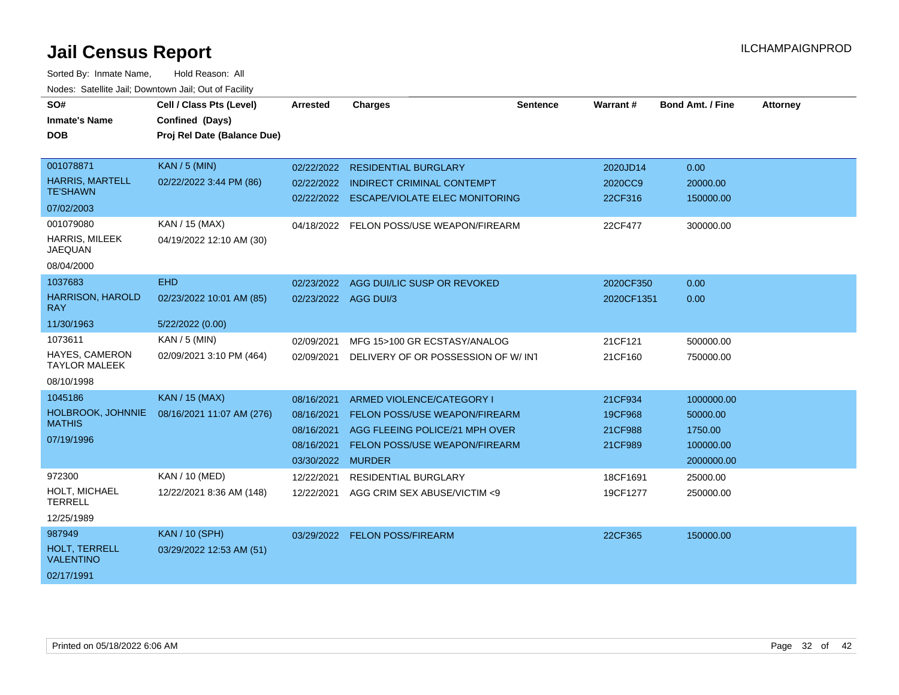# Jail Census Report

ILCHAMPAIGNPROD

Sorted By: Inmate Name, Hold Reason: All

Nodes: Satellite Jail; Downtown Jail; Out of Facility

| SO# / Inmate's Name / DOB | Cell / Class Pts (Level) / Confined (Days) / Proj Rel Date (Balance Due) | Arrested | Charges | Sentence | Warrant # | Bond Amt. / Fine | Attorney |
|---|---|---|---|---|---|---|---|
| 001078871<br>HARRIS, MARTELL TE'SHAWN<br>07/02/2003 | KAN / 5 (MIN)<br>02/22/2022 3:44 PM (86) | 02/22/2022 | RESIDENTIAL BURGLARY | | 2020JD14 | 0.00 | |
| | | 02/22/2022 | INDIRECT CRIMINAL CONTEMPT | | 2020CC9 | 20000.00 | |
| | | 02/22/2022 | ESCAPE/VIOLATE ELEC MONITORING | | 22CF316 | 150000.00 | |
| 001079080<br>HARRIS, MILEEK JAQUAN<br>08/04/2000 | KAN / 15 (MAX)<br>04/19/2022 12:10 AM (30) | 04/18/2022 | FELON POSS/USE WEAPON/FIREARM | | 22CF477 | 300000.00 | |
| 1037683<br>HARRISON, HAROLD RAY<br>11/30/1963 | EHD<br>02/23/2022 10:01 AM (85)<br>5/22/2022 (0.00) | 02/23/2022 | AGG DUI/LIC SUSP OR REVOKED | | 2020CF350 | 0.00 | |
| | | 02/23/2022 | AGG DUI/3 | | 2020CF1351 | 0.00 | |
| 1073611<br>HAYES, CAMERON TAYLOR MALEEK<br>08/10/1998 | KAN / 5 (MIN)<br>02/09/2021 3:10 PM (464) | 02/09/2021 | MFG 15>100 GR ECSTASY/ANALOG | | 21CF121 | 500000.00 | |
| | | 02/09/2021 | DELIVERY OF OR POSSESSION OF W/ INT | | 21CF160 | 750000.00 | |
| 1045186<br>HOLBROOK, JOHNNIE MATHIS<br>07/19/1996 | KAN / 15 (MAX)<br>08/16/2021 11:07 AM (276) | 08/16/2021 | ARMED VIOLENCE/CATEGORY I | | 21CF934 | 1000000.00 | |
| | | 08/16/2021 | FELON POSS/USE WEAPON/FIREARM | | 19CF968 | 50000.00 | |
| | | 08/16/2021 | AGG FLEEING POLICE/21 MPH OVER | | 21CF988 | 1750.00 | |
| | | 08/16/2021 | FELON POSS/USE WEAPON/FIREARM | | 21CF989 | 100000.00 | |
| | | 03/30/2022 | MURDER | | | 2000000.00 | |
| 972300<br>HOLT, MICHAEL TERRELL<br>12/25/1989 | KAN / 10 (MED)<br>12/22/2021 8:36 AM (148) | 12/22/2021 | RESIDENTIAL BURGLARY | | 18CF1691 | 25000.00 | |
| | | 12/22/2021 | AGG CRIM SEX ABUSE/VICTIM <9 | | 19CF1277 | 250000.00 | |
| 987949<br>HOLT, TERRELL VALENTINO<br>02/17/1991 | KAN / 10 (SPH)<br>03/29/2022 12:53 AM (51) | 03/29/2022 | FELON POSS/FIREARM | | 22CF365 | 150000.00 | |

Printed on 05/18/2022 6:06 AM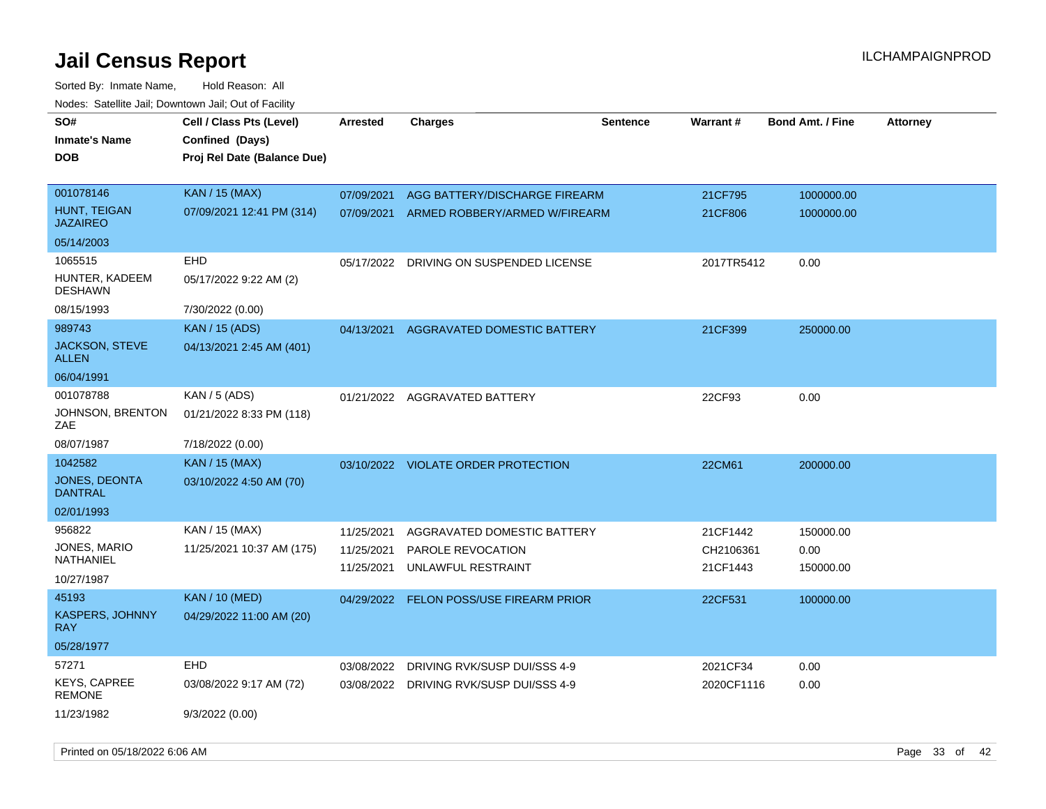# Jail Census Report

Sorted By: Inmate Name, Hold Reason: All

Nodes: Satellite Jail; Downtown Jail; Out of Facility

| SO# / Inmate's Name / DOB | Cell / Class Pts (Level) / Confined (Days) / Proj Rel Date (Balance Due) | Arrested | Charges | Sentence | Warrant # | Bond Amt. / Fine | Attorney |
|---|---|---|---|---|---|---|---|
| 001078146<br>HUNT, TEIGAN JAZAIREO<br>05/14/2003 | KAN / 15 (MAX)<br>07/09/2021 12:41 PM (314) | 07/09/2021<br>07/09/2021 | AGG BATTERY/DISCHARGE FIREARM<br>ARMED ROBBERY/ARMED W/FIREARM | | 21CF795<br>21CF806 | 1000000.00<br>1000000.00 | |
| 1065515<br>HUNTER, KADEEM DESHAWN<br>08/15/1993 | EHD<br>05/17/2022 9:22 AM (2)<br>7/30/2022 (0.00) | 05/17/2022 | DRIVING ON SUSPENDED LICENSE | | 2017TR5412 | 0.00 | |
| 989743<br>JACKSON, STEVE ALLEN<br>06/04/1991 | KAN / 15 (ADS)<br>04/13/2021 2:45 AM (401) | 04/13/2021 | AGGRAVATED DOMESTIC BATTERY | | 21CF399 | 250000.00 | |
| 001078788<br>JOHNSON, BRENTON ZAE<br>08/07/1987 | KAN / 5 (ADS)<br>01/21/2022 8:33 PM (118)<br>7/18/2022 (0.00) | 01/21/2022 | AGGRAVATED BATTERY | | 22CF93 | 0.00 | |
| 1042582<br>JONES, DEONTA DANTRAL<br>02/01/1993 | KAN / 15 (MAX)<br>03/10/2022 4:50 AM (70) | 03/10/2022 | VIOLATE ORDER PROTECTION | | 22CM61 | 200000.00 | |
| 956822<br>JONES, MARIO NATHANIEL<br>10/27/1987 | KAN / 15 (MAX)<br>11/25/2021 10:37 AM (175) | 11/25/2021<br>11/25/2021<br>11/25/2021 | AGGRAVATED DOMESTIC BATTERY<br>PAROLE REVOCATION<br>UNLAWFUL RESTRAINT | | 21CF1442<br>CH2106361<br>21CF1443 | 150000.00<br>0.00<br>150000.00 | |
| 45193<br>KASPERS, JOHNNY RAY<br>05/28/1977 | KAN / 10 (MED)<br>04/29/2022 11:00 AM (20) | 04/29/2022 | FELON POSS/USE FIREARM PRIOR | | 22CF531 | 100000.00 | |
| 57271<br>KEYS, CAPREE REMONE<br>11/23/1982 | EHD<br>03/08/2022 9:17 AM (72)<br>9/3/2022 (0.00) | 03/08/2022<br>03/08/2022 | DRIVING RVK/SUSP DUI/SSS 4-9<br>DRIVING RVK/SUSP DUI/SSS 4-9 | | 2021CF34<br>2020CF1116 | 0.00<br>0.00 | |

Printed on 05/18/2022 6:06 AM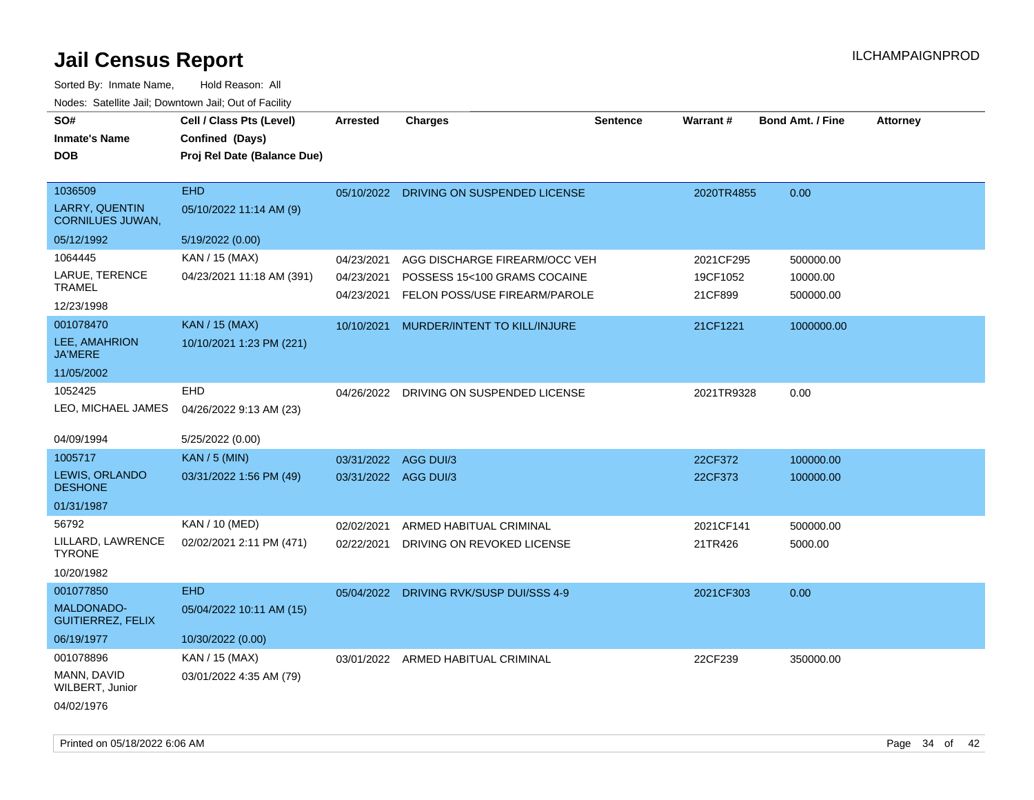# Jail Census Report

ILCHAMPAIGNPROD

Sorted By: Inmate Name, Hold Reason: All

Nodes: Satellite Jail; Downtown Jail; Out of Facility

| SO#<br>Inmate's Name<br>DOB | Cell / Class Pts (Level)<br>Confined (Days)<br>Proj Rel Date (Balance Due) | Arrested | Charges | Sentence | Warrant # | Bond Amt. / Fine | Attorney |
|---|---|---|---|---|---|---|---|
| 1036509<br>LARRY, QUENTIN CORNILUES JUWAN,<br>05/12/1992 | EHD<br>05/10/2022 11:14 AM (9)<br>5/19/2022 (0.00) | 05/10/2022 | DRIVING ON SUSPENDED LICENSE | | 2020TR4855 | 0.00 | |
| 1064445<br>LARUE, TERENCE TRAMEL<br>12/23/1998 | KAN / 15 (MAX)<br>04/23/2021 11:18 AM (391) | 04/23/2021<br>04/23/2021<br>04/23/2021 | AGG DISCHARGE FIREARM/OCC VEH<br>POSSESS 15<100 GRAMS COCAINE<br>FELON POSS/USE FIREARM/PAROLE | | 2021CF295<br>19CF1052<br>21CF899 | 500000.00<br>10000.00<br>500000.00 | |
| 001078470<br>LEE, AMAHRION JA'MERE<br>11/05/2002 | KAN / 15 (MAX)<br>10/10/2021 1:23 PM (221) | 10/10/2021 | MURDER/INTENT TO KILL/INJURE | | 21CF1221 | 1000000.00 | |
| 1052425<br>LEO, MICHAEL JAMES<br>04/09/1994 | EHD<br>04/26/2022 9:13 AM (23)<br>5/25/2022 (0.00) | 04/26/2022 | DRIVING ON SUSPENDED LICENSE | | 2021TR9328 | 0.00 | |
| 1005717<br>LEWIS, ORLANDO DESHONE<br>01/31/1987 | KAN / 5 (MIN)<br>03/31/2022 1:56 PM (49) | 03/31/2022<br>03/31/2022 | AGG DUI/3<br>AGG DUI/3 | | 22CF372<br>22CF373 | 100000.00<br>100000.00 | |
| 56792<br>LILLARD, LAWRENCE TYRONE<br>10/20/1982 | KAN / 10 (MED)<br>02/02/2021 2:11 PM (471) | 02/02/2021<br>02/22/2021 | ARMED HABITUAL CRIMINAL<br>DRIVING ON REVOKED LICENSE | | 2021CF141<br>21TR426 | 500000.00<br>5000.00 | |
| 001077850<br>MALDONADO-GUITIERREZ, FELIX<br>06/19/1977 | EHD<br>05/04/2022 10:11 AM (15)<br>10/30/2022 (0.00) | 05/04/2022 | DRIVING RVK/SUSP DUI/SSS 4-9 | | 2021CF303 | 0.00 | |
| 001078896<br>MANN, DAVID WILBERT, Junior<br>04/02/1976 | KAN / 15 (MAX)<br>03/01/2022 4:35 AM (79) | 03/01/2022 | ARMED HABITUAL CRIMINAL | | 22CF239 | 350000.00 | |

Printed on 05/18/2022 6:06 AM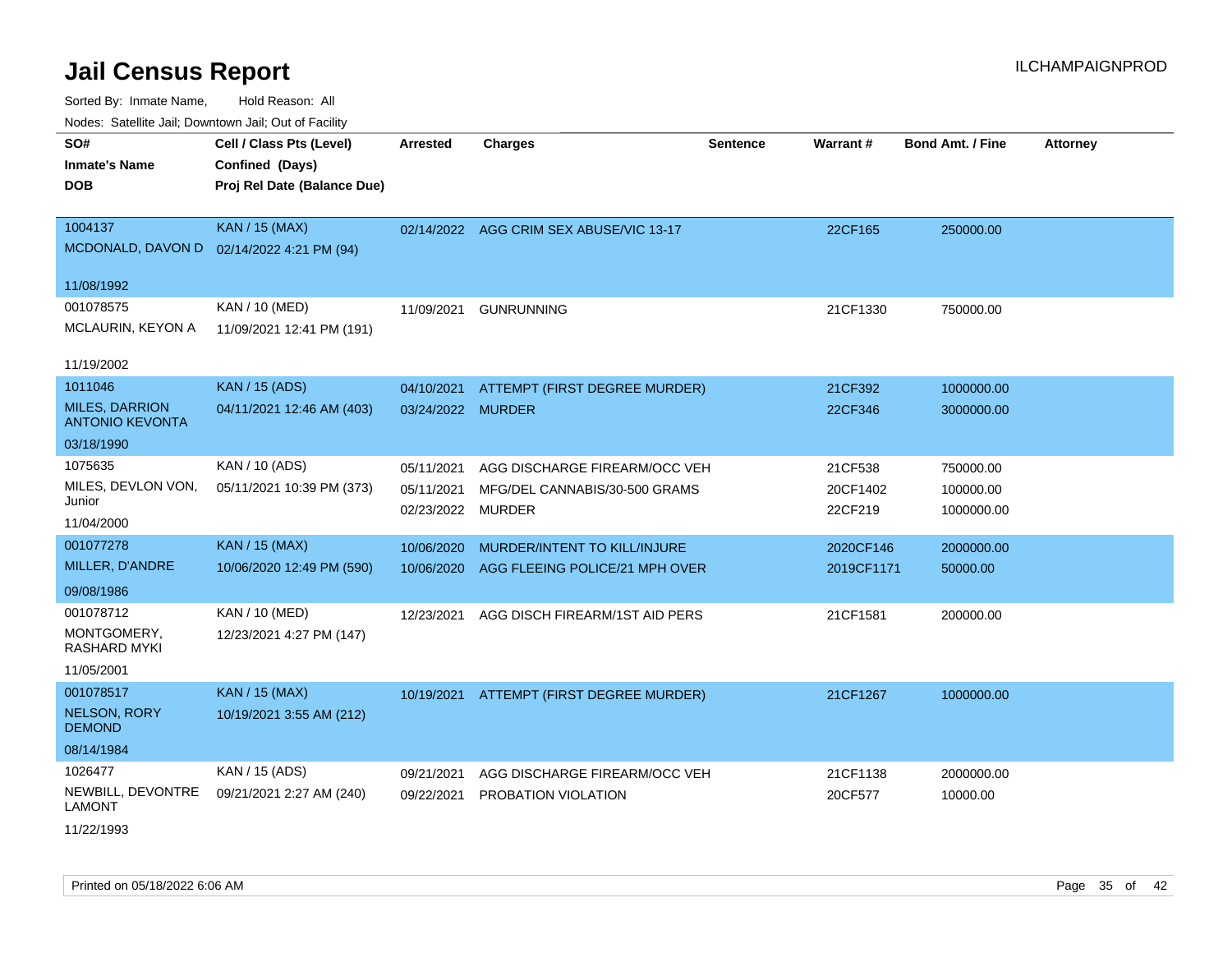# Jail Census Report

ILCHAMPAIGNPROD

Sorted By: Inmate Name, Hold Reason: All

Nodes: Satellite Jail; Downtown Jail; Out of Facility

| SO# / Inmate's Name / DOB | Cell / Class Pts (Level) / Confined (Days) / Proj Rel Date (Balance Due) | Arrested | Charges | Sentence | Warrant # | Bond Amt. / Fine | Attorney |
|---|---|---|---|---|---|---|---|
| 1004137<br>MCDONALD, DAVON D<br>11/08/1992 | KAN / 15 (MAX)<br>02/14/2022 4:21 PM (94) | 02/14/2022 | AGG CRIM SEX ABUSE/VIC 13-17 | | 22CF165 | 250000.00 | |
| 001078575<br>MCLAURIN, KEYON A<br>11/19/2002 | KAN / 10 (MED)<br>11/09/2021 12:41 PM (191) | 11/09/2021 | GUNRUNNING | | 21CF1330 | 750000.00 | |
| 1011046<br>MILES, DARRION ANTONIO KEVONTA<br>03/18/1990 | KAN / 15 (ADS)<br>04/11/2021 12:46 AM (403) | 04/10/2021<br>03/24/2022 | ATTEMPT (FIRST DEGREE MURDER)<br>MURDER | | 21CF392<br>22CF346 | 1000000.00<br>3000000.00 | |
| 1075635<br>MILES, DEVLON VON, Junior<br>11/04/2000 | KAN / 10 (ADS)<br>05/11/2021 10:39 PM (373) | 05/11/2021<br>05/11/2021<br>02/23/2022 | AGG DISCHARGE FIREARM/OCC VEH<br>MFG/DEL CANNABIS/30-500 GRAMS<br>MURDER | | 21CF538<br>20CF1402<br>22CF219 | 750000.00<br>100000.00<br>1000000.00 | |
| 001077278<br>MILLER, D'ANDRE<br>09/08/1986 | KAN / 15 (MAX)<br>10/06/2020 12:49 PM (590) | 10/06/2020<br>10/06/2020 | MURDER/INTENT TO KILL/INJURE<br>AGG FLEEING POLICE/21 MPH OVER | | 2020CF146<br>2019CF1171 | 2000000.00<br>50000.00 | |
| 001078712<br>MONTGOMERY, RASHARD MYKI<br>11/05/2001 | KAN / 10 (MED)<br>12/23/2021 4:27 PM (147) | 12/23/2021 | AGG DISCH FIREARM/1ST AID PERS | | 21CF1581 | 200000.00 | |
| 001078517<br>NELSON, RORY DEMOND<br>08/14/1984 | KAN / 15 (MAX)<br>10/19/2021 3:55 AM (212) | 10/19/2021 | ATTEMPT (FIRST DEGREE MURDER) | | 21CF1267 | 1000000.00 | |
| 1026477<br>NEWBILL, DEVONTRE LAMONT<br>11/22/1993 | KAN / 15 (ADS)<br>09/21/2021 2:27 AM (240) | 09/21/2021<br>09/22/2021 | AGG DISCHARGE FIREARM/OCC VEH<br>PROBATION VIOLATION | | 21CF1138<br>20CF577 | 2000000.00<br>10000.00 | |

Printed on 05/18/2022 6:06 AM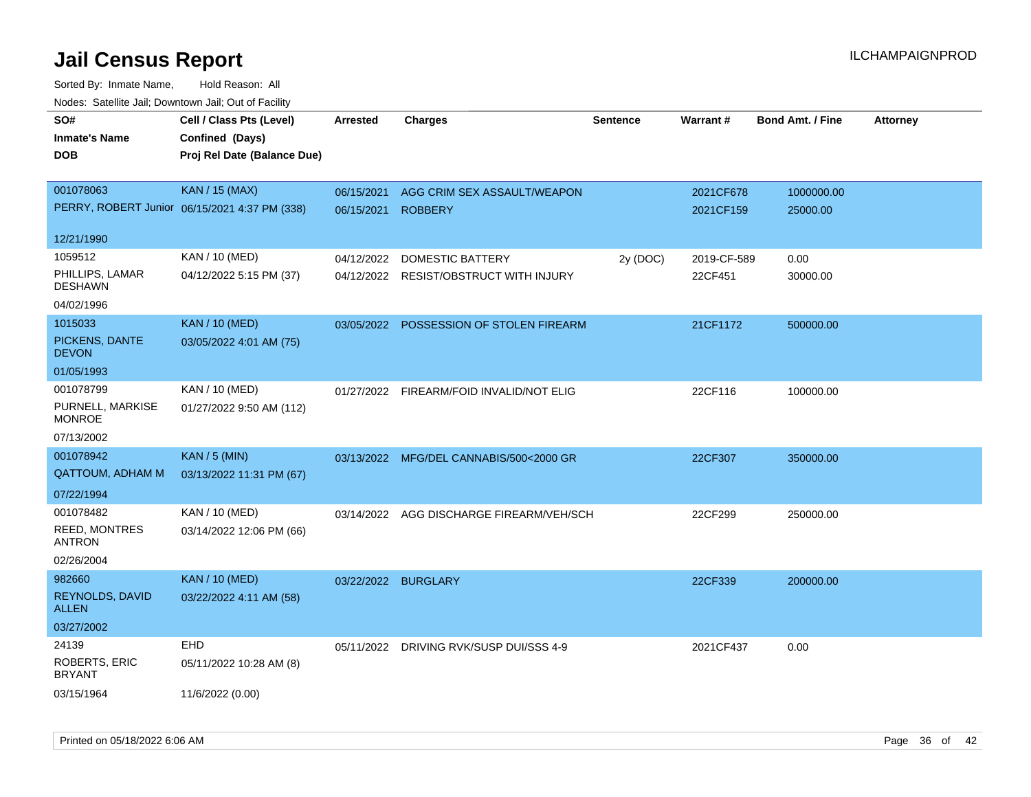# Jail Census Report

ILCHAMPAIGNPROD

Sorted By: Inmate Name, Hold Reason: All

Nodes: Satellite Jail; Downtown Jail; Out of Facility

| SO# / Inmate's Name / DOB | Cell / Class Pts (Level) / Confined (Days) / Proj Rel Date (Balance Due) | Arrested | Charges | Sentence | Warrant # | Bond Amt. / Fine | Attorney |
|---|---|---|---|---|---|---|---|
| 001078063 | KAN / 15 (MAX) | 06/15/2021 | AGG CRIM SEX ASSAULT/WEAPON | | 2021CF678 | 1000000.00 | |
| PERRY, ROBERT Junior | 06/15/2021 4:37 PM (338) | 06/15/2021 | ROBBERY | | 2021CF159 | 25000.00 | |
| 12/21/1990 | | | | | | | |
| 1059512 | KAN / 10 (MED) | 04/12/2022 | DOMESTIC BATTERY | 2y (DOC) | 2019-CF-589 | 0.00 | |
| PHILLIPS, LAMAR DESHAWN | 04/12/2022 5:15 PM (37) | 04/12/2022 | RESIST/OBSTRUCT WITH INJURY | | 22CF451 | 30000.00 | |
| 04/02/1996 | | | | | | | |
| 1015033 | KAN / 10 (MED) | 03/05/2022 | POSSESSION OF STOLEN FIREARM | | 21CF1172 | 500000.00 | |
| PICKENS, DANTE DEVON | 03/05/2022 4:01 AM (75) | | | | | | |
| 01/05/1993 | | | | | | | |
| 001078799 | KAN / 10 (MED) | 01/27/2022 | FIREARM/FOID INVALID/NOT ELIG | | 22CF116 | 100000.00 | |
| PURNELL, MARKISE MONROE | 01/27/2022 9:50 AM (112) | | | | | | |
| 07/13/2002 | | | | | | | |
| 001078942 | KAN / 5 (MIN) | 03/13/2022 | MFG/DEL CANNABIS/500<2000 GR | | 22CF307 | 350000.00 | |
| QATTOUM, ADHAM M | 03/13/2022 11:31 PM (67) | | | | | | |
| 07/22/1994 | | | | | | | |
| 001078482 | KAN / 10 (MED) | 03/14/2022 | AGG DISCHARGE FIREARM/VEH/SCH | | 22CF299 | 250000.00 | |
| REED, MONTRES ANTRON | 03/14/2022 12:06 PM (66) | | | | | | |
| 02/26/2004 | | | | | | | |
| 982660 | KAN / 10 (MED) | 03/22/2022 | BURGLARY | | 22CF339 | 200000.00 | |
| REYNOLDS, DAVID ALLEN | 03/22/2022 4:11 AM (58) | | | | | | |
| 03/27/2002 | | | | | | | |
| 24139 | EHD | 05/11/2022 | DRIVING RVK/SUSP DUI/SSS 4-9 | | 2021CF437 | 0.00 | |
| ROBERTS, ERIC BRYANT | 05/11/2022 10:28 AM (8) | | | | | | |
| 03/15/1964 | 11/6/2022 (0.00) | | | | | | |

Printed on 05/18/2022 6:06 AM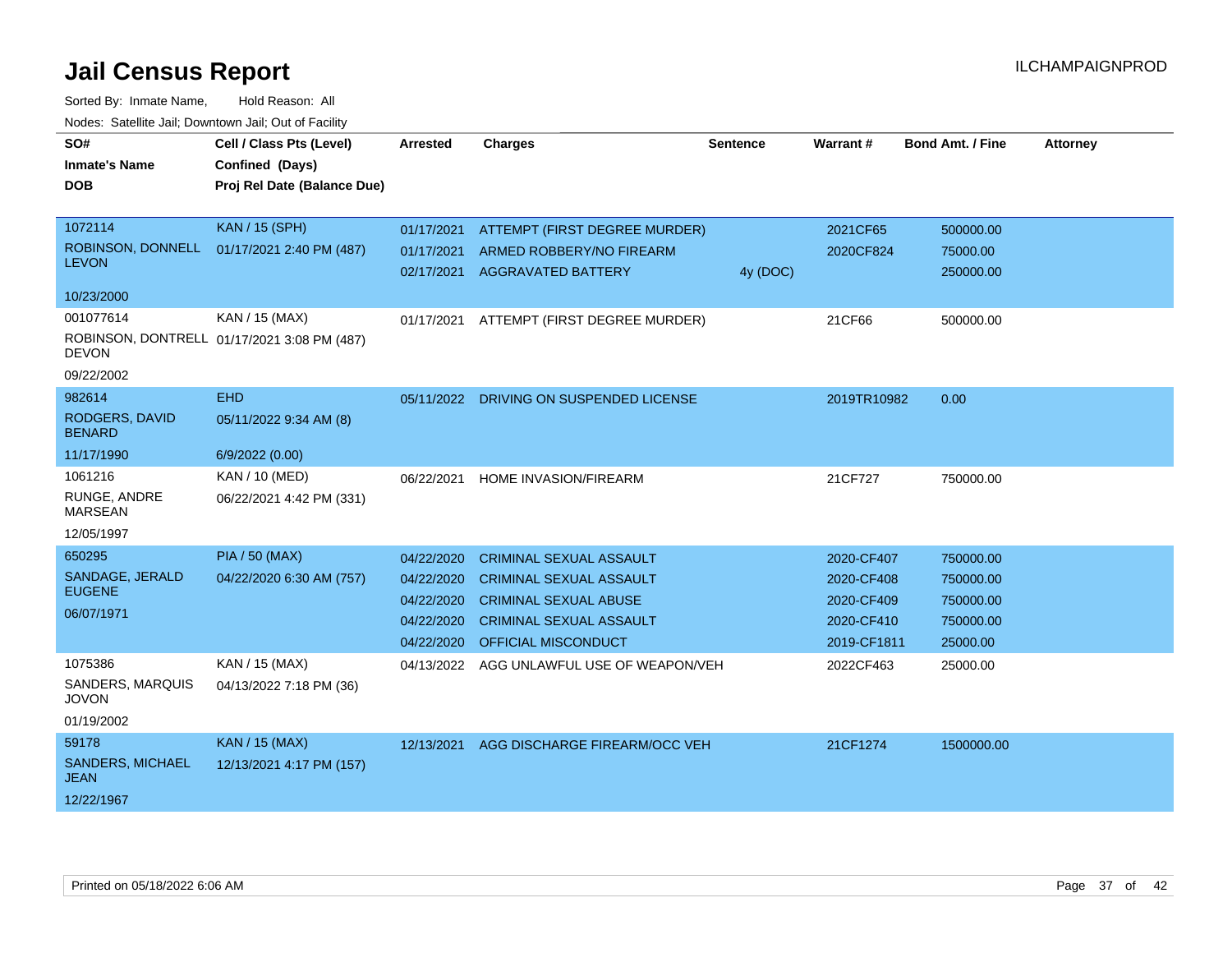# Jail Census Report

ILCHAMPAIGNPROD

Sorted By: Inmate Name, Hold Reason: All

Nodes: Satellite Jail; Downtown Jail; Out of Facility

| SO# / Inmate's Name / DOB | Cell / Class Pts (Level) / Confined (Days) / Proj Rel Date (Balance Due) | Arrested | Charges | Sentence | Warrant # | Bond Amt. / Fine | Attorney |
|---|---|---|---|---|---|---|---|
| 1072114 ROBINSON, DONNELL LEVON 10/23/2000 | KAN / 15 (SPH) 01/17/2021 2:40 PM (487) | 01/17/2021 | ATTEMPT (FIRST DEGREE MURDER) | | 2021CF65 | 500000.00 | |
| | | 01/17/2021 | ARMED ROBBERY/NO FIREARM | | 2020CF824 | 75000.00 | |
| | | 02/17/2021 | AGGRAVATED BATTERY | 4y (DOC) | | 250000.00 | |
| 001077614 ROBINSON, DONTRELL DEVON 09/22/2002 | KAN / 15 (MAX) 01/17/2021 3:08 PM (487) | 01/17/2021 | ATTEMPT (FIRST DEGREE MURDER) | | 21CF66 | 500000.00 | |
| 982614 RODGERS, DAVID BENARD 11/17/1990 | EHD 05/11/2022 9:34 AM (8) 6/9/2022 (0.00) | 05/11/2022 | DRIVING ON SUSPENDED LICENSE | | 2019TR10982 | 0.00 | |
| 1061216 RUNGE, ANDRE MARSEAN 12/05/1997 | KAN / 10 (MED) 06/22/2021 4:42 PM (331) | 06/22/2021 | HOME INVASION/FIREARM | | 21CF727 | 750000.00 | |
| 650295 SANDAGE, JERALD EUGENE 06/07/1971 | PIA / 50 (MAX) 04/22/2020 6:30 AM (757) | 04/22/2020 | CRIMINAL SEXUAL ASSAULT | | 2020-CF407 | 750000.00 | |
| | | 04/22/2020 | CRIMINAL SEXUAL ASSAULT | | 2020-CF408 | 750000.00 | |
| | | 04/22/2020 | CRIMINAL SEXUAL ABUSE | | 2020-CF409 | 750000.00 | |
| | | 04/22/2020 | CRIMINAL SEXUAL ASSAULT | | 2020-CF410 | 750000.00 | |
| | | 04/22/2020 | OFFICIAL MISCONDUCT | | 2019-CF1811 | 25000.00 | |
| 1075386 SANDERS, MARQUIS JOVON 01/19/2002 | KAN / 15 (MAX) 04/13/2022 7:18 PM (36) | 04/13/2022 | AGG UNLAWFUL USE OF WEAPON/VEH | | 2022CF463 | 25000.00 | |
| 59178 SANDERS, MICHAEL JEAN 12/22/1967 | KAN / 15 (MAX) 12/13/2021 4:17 PM (157) | 12/13/2021 | AGG DISCHARGE FIREARM/OCC VEH | | 21CF1274 | 1500000.00 | |

Printed on 05/18/2022 6:06 AM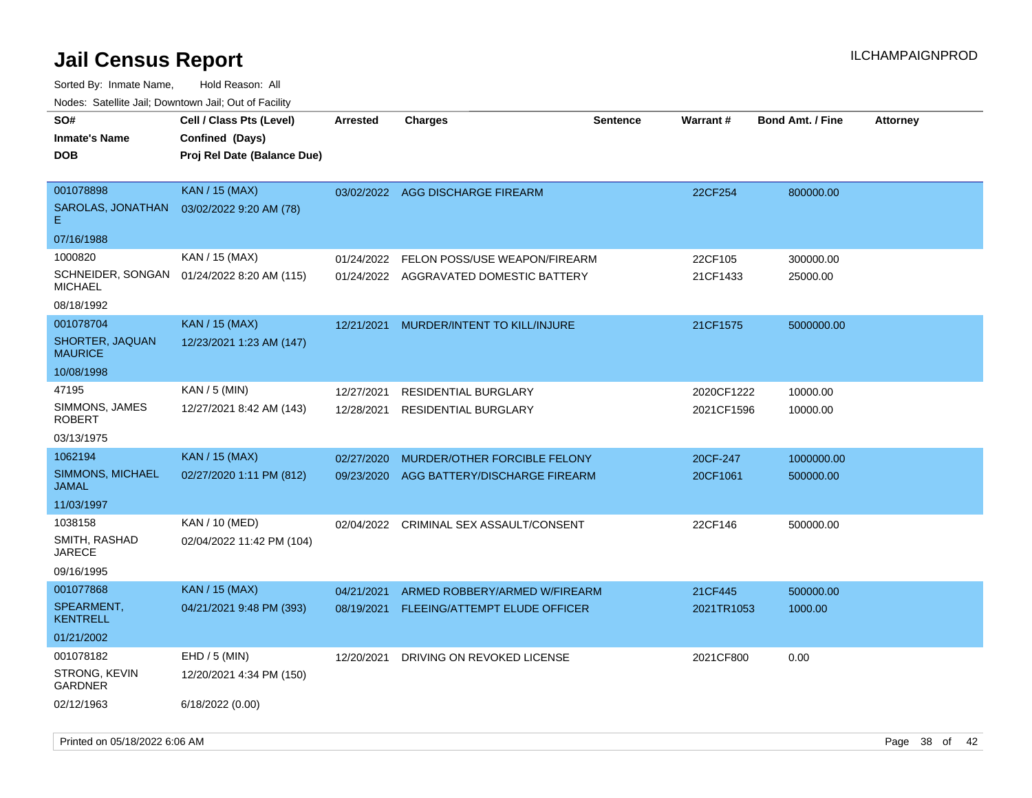# Jail Census Report

ILCHAMPAIGNPROD

Sorted By: Inmate Name, Hold Reason: All

Nodes: Satellite Jail; Downtown Jail; Out of Facility

| SO# / Inmate's Name / DOB | Cell / Class Pts (Level) / Confined (Days) / Proj Rel Date (Balance Due) | Arrested | Charges | Sentence | Warrant # | Bond Amt. / Fine | Attorney |
|---|---|---|---|---|---|---|---|
| 001078898<br>SAROLAS, JONATHAN E<br>07/16/1988 | KAN / 15 (MAX)<br>03/02/2022 9:20 AM (78) | 03/02/2022 | AGG DISCHARGE FIREARM | | 22CF254 | 800000.00 | |
| 1000820<br>SCHNEIDER, SONGAN MICHAEL<br>08/18/1992 | KAN / 15 (MAX)<br>01/24/2022 8:20 AM (115) | 01/24/2022<br>01/24/2022 | FELON POSS/USE WEAPON/FIREARM<br>AGGRAVATED DOMESTIC BATTERY | | 22CF105<br>21CF1433 | 300000.00<br>25000.00 | |
| 001078704<br>SHORTER, JAQUAN MAURICE<br>10/08/1998 | KAN / 15 (MAX)<br>12/23/2021 1:23 AM (147) | 12/21/2021 | MURDER/INTENT TO KILL/INJURE | | 21CF1575 | 5000000.00 | |
| 47195<br>SIMMONS, JAMES ROBERT<br>03/13/1975 | KAN / 5 (MIN)<br>12/27/2021 8:42 AM (143) | 12/27/2021<br>12/28/2021 | RESIDENTIAL BURGLARY<br>RESIDENTIAL BURGLARY | | 2020CF1222<br>2021CF1596 | 10000.00<br>10000.00 | |
| 1062194<br>SIMMONS, MICHAEL JAMAL<br>11/03/1997 | KAN / 15 (MAX)<br>02/27/2020 1:11 PM (812) | 02/27/2020<br>09/23/2020 | MURDER/OTHER FORCIBLE FELONY<br>AGG BATTERY/DISCHARGE FIREARM | | 20CF-247<br>20CF1061 | 1000000.00<br>500000.00 | |
| 1038158<br>SMITH, RASHAD JARECE<br>09/16/1995 | KAN / 10 (MED)<br>02/04/2022 11:42 PM (104) | 02/04/2022 | CRIMINAL SEX ASSAULT/CONSENT | | 22CF146 | 500000.00 | |
| 001077868<br>SPEARMENT, KENTRELL<br>01/21/2002 | KAN / 15 (MAX)<br>04/21/2021 9:48 PM (393) | 04/21/2021<br>08/19/2021 | ARMED ROBBERY/ARMED W/FIREARM<br>FLEEING/ATTEMPT ELUDE OFFICER | | 21CF445<br>2021TR1053 | 500000.00<br>1000.00 | |
| 001078182<br>STRONG, KEVIN GARDNER<br>02/12/1963 | EHD / 5 (MIN)<br>12/20/2021 4:34 PM (150)<br>6/18/2022 (0.00) | 12/20/2021 | DRIVING ON REVOKED LICENSE | | 2021CF800 | 0.00 | |

Printed on 05/18/2022 6:06 AM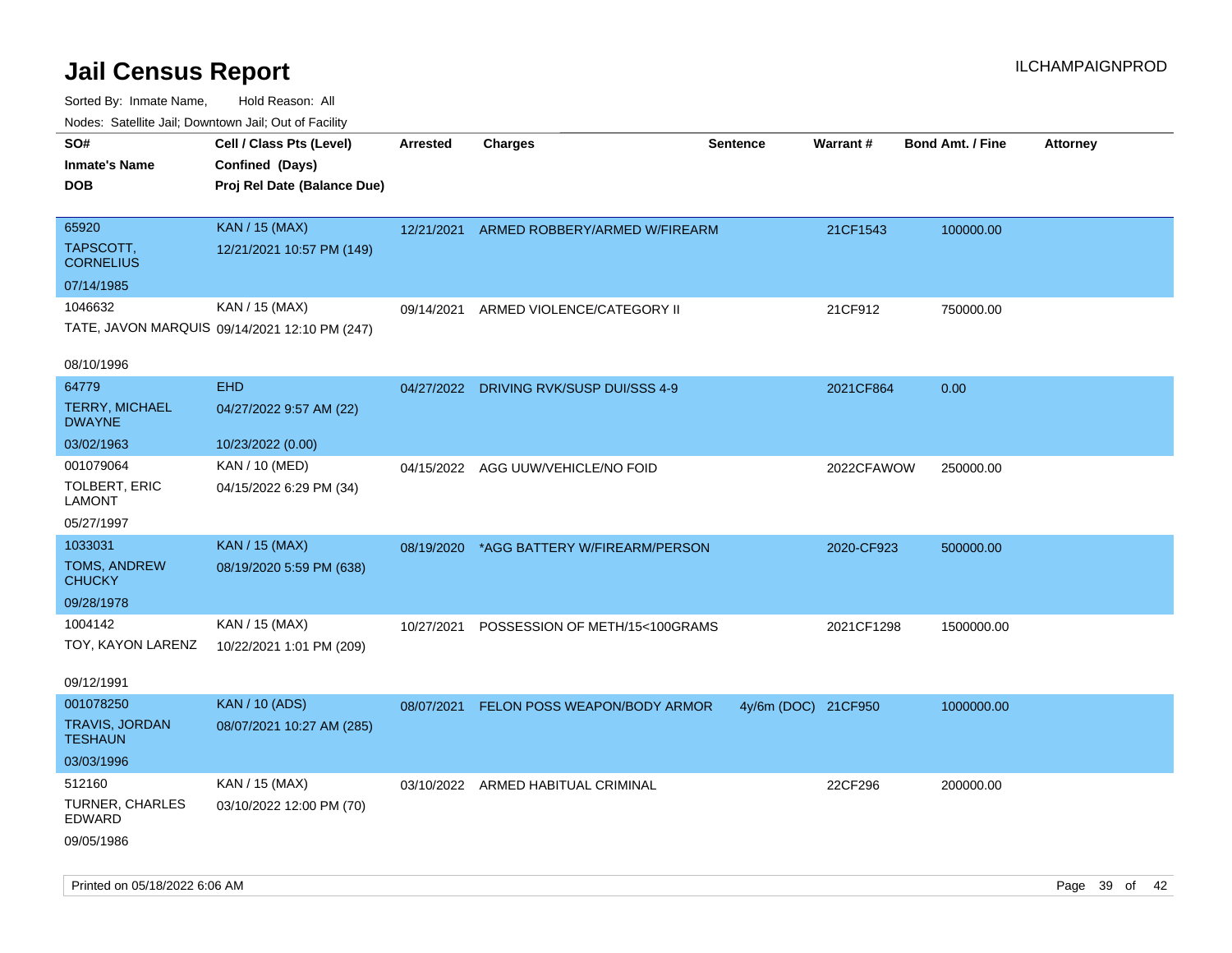# Jail Census Report

ILCHAMPAIGNPROD

Sorted By: Inmate Name, Hold Reason: All

Nodes: Satellite Jail; Downtown Jail; Out of Facility

| SO#<br>Inmate's Name<br>DOB | Cell / Class Pts (Level)<br>Confined (Days)<br>Proj Rel Date (Balance Due) | Arrested | Charges | Sentence | Warrant # | Bond Amt. / Fine | Attorney |
|---|---|---|---|---|---|---|---|
| 65920<br>TAPSCOTT, CORNELIUS<br>07/14/1985 | KAN / 15 (MAX)<br>12/21/2021 10:57 PM (149) | 12/21/2021 | ARMED ROBBERY/ARMED W/FIREARM | | 21CF1543 | 100000.00 | |
| 1046632<br>TATE, JAVON MARQUIS<br>08/10/1996 | KAN / 15 (MAX)<br>09/14/2021 12:10 PM (247) | 09/14/2021 | ARMED VIOLENCE/CATEGORY II | | 21CF912 | 750000.00 | |
| 64779<br>TERRY, MICHAEL DWAYNE<br>03/02/1963 | EHD<br>04/27/2022 9:57 AM (22)<br>10/23/2022 (0.00) | 04/27/2022 | DRIVING RVK/SUSP DUI/SSS 4-9 | | 2021CF864 | 0.00 | |
| 001079064<br>TOLBERT, ERIC LAMONT<br>05/27/1997 | KAN / 10 (MED)<br>04/15/2022 6:29 PM (34) | 04/15/2022 | AGG UUW/VEHICLE/NO FOID | | 2022CFAWOW | 250000.00 | |
| 1033031<br>TOMS, ANDREW CHUCKY<br>09/28/1978 | KAN / 15 (MAX)<br>08/19/2020 5:59 PM (638) | 08/19/2020 | *AGG BATTERY W/FIREARM/PERSON | | 2020-CF923 | 500000.00 | |
| 1004142<br>TOY, KAYON LARENZ<br>09/12/1991 | KAN / 15 (MAX)<br>10/22/2021 1:01 PM (209) | 10/27/2021 | POSSESSION OF METH/15<100GRAMS | | 2021CF1298 | 1500000.00 | |
| 001078250<br>TRAVIS, JORDAN TESHAUN<br>03/03/1996 | KAN / 10 (ADS)<br>08/07/2021 10:27 AM (285) | 08/07/2021 | FELON POSS WEAPON/BODY ARMOR | 4y/6m (DOC) | 21CF950 | 1000000.00 | |
| 512160<br>TURNER, CHARLES EDWARD<br>09/05/1986 | KAN / 15 (MAX)<br>03/10/2022 12:00 PM (70) | 03/10/2022 | ARMED HABITUAL CRIMINAL | | 22CF296 | 200000.00 | |

Printed on 05/18/2022 6:06 AM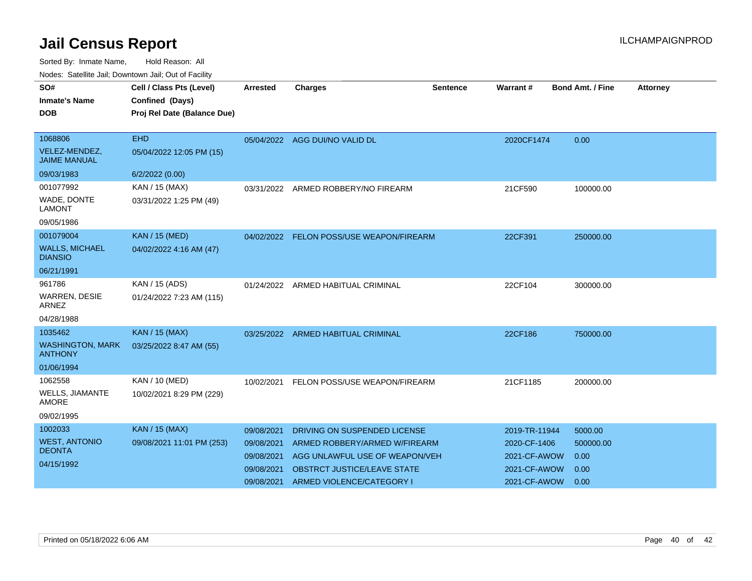# Jail Census Report

ILCHAMPAIGNPROD

Sorted By: Inmate Name, Hold Reason: All

Nodes: Satellite Jail; Downtown Jail; Out of Facility

| SO# / Inmate's Name / DOB | Cell / Class Pts (Level) / Confined (Days) / Proj Rel Date (Balance Due) | Arrested | Charges | Sentence | Warrant # | Bond Amt. / Fine | Attorney |
|---|---|---|---|---|---|---|---|
| 1068806<br>VELEZ-MENDEZ, JAIME MANUAL<br>09/03/1983 | EHD<br>05/04/2022 12:05 PM (15)<br>6/2/2022 (0.00) | 05/04/2022 | AGG DUI/NO VALID DL | | 2020CF1474 | 0.00 | |
| 001077992<br>WADE, DONTE LAMONT<br>09/05/1986 | KAN / 15 (MAX)<br>03/31/2022 1:25 PM (49) | 03/31/2022 | ARMED ROBBERY/NO FIREARM | | 21CF590 | 100000.00 | |
| 001079004<br>WALLS, MICHAEL DIANSIO<br>06/21/1991 | KAN / 15 (MED)<br>04/02/2022 4:16 AM (47) | 04/02/2022 | FELON POSS/USE WEAPON/FIREARM | | 22CF391 | 250000.00 | |
| 961786<br>WARREN, DESIE ARNEZ<br>04/28/1988 | KAN / 15 (ADS)<br>01/24/2022 7:23 AM (115) | 01/24/2022 | ARMED HABITUAL CRIMINAL | | 22CF104 | 300000.00 | |
| 1035462<br>WASHINGTON, MARK ANTHONY<br>01/06/1994 | KAN / 15 (MAX)<br>03/25/2022 8:47 AM (55) | 03/25/2022 | ARMED HABITUAL CRIMINAL | | 22CF186 | 750000.00 | |
| 1062558<br>WELLS, JIAMANTE AMORE<br>09/02/1995 | KAN / 10 (MED)<br>10/02/2021 8:29 PM (229) | 10/02/2021 | FELON POSS/USE WEAPON/FIREARM | | 21CF1185 | 200000.00 | |
| 1002033<br>WEST, ANTONIO DEONTA<br>04/15/1992 | KAN / 15 (MAX)<br>09/08/2021 11:01 PM (253) | 09/08/2021 | DRIVING ON SUSPENDED LICENSE | | 2019-TR-11944 | 5000.00 | |
| | | 09/08/2021 | ARMED ROBBERY/ARMED W/FIREARM | | 2020-CF-1406 | 500000.00 | |
| | | 09/08/2021 | AGG UNLAWFUL USE OF WEAPON/VEH | | 2021-CF-AWOW | 0.00 | |
| | | 09/08/2021 | OBSTRCT JUSTICE/LEAVE STATE | | 2021-CF-AWOW | 0.00 | |
| | | 09/08/2021 | ARMED VIOLENCE/CATEGORY I | | 2021-CF-AWOW | 0.00 | |

Printed on 05/18/2022 6:06 AM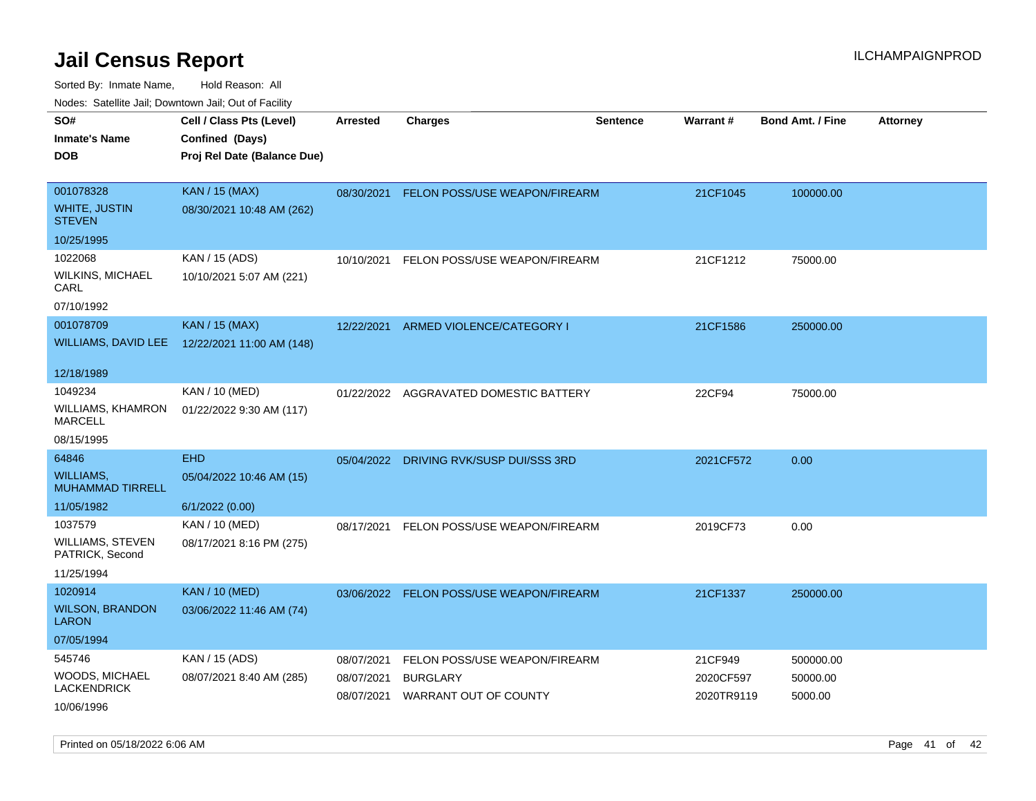# Jail Census Report

ILCHAMPAIGNPROD

Sorted By: Inmate Name, Hold Reason: All

Nodes: Satellite Jail; Downtown Jail; Out of Facility

| SO#<br>Inmate's Name<br>DOB | Cell / Class Pts (Level)<br>Confined (Days)<br>Proj Rel Date (Balance Due) | Arrested | Charges | Sentence | Warrant # | Bond Amt. / Fine | Attorney |
|---|---|---|---|---|---|---|---|
| 001078328<br>WHITE, JUSTIN STEVEN<br>10/25/1995 | KAN / 15 (MAX)<br>08/30/2021 10:48 AM (262) | 08/30/2021 | FELON POSS/USE WEAPON/FIREARM | | 21CF1045 | 100000.00 | |
| 1022068<br>WILKINS, MICHAEL CARL<br>07/10/1992 | KAN / 15 (ADS)<br>10/10/2021 5:07 AM (221) | 10/10/2021 | FELON POSS/USE WEAPON/FIREARM | | 21CF1212 | 75000.00 | |
| 001078709<br>WILLIAMS, DAVID LEE<br>12/18/1989 | KAN / 15 (MAX)<br>12/22/2021 11:00 AM (148) | 12/22/2021 | ARMED VIOLENCE/CATEGORY I | | 21CF1586 | 250000.00 | |
| 1049234<br>WILLIAMS, KHAMRON MARCELL<br>08/15/1995 | KAN / 10 (MED)<br>01/22/2022 9:30 AM (117) | 01/22/2022 | AGGRAVATED DOMESTIC BATTERY | | 22CF94 | 75000.00 | |
| 64846<br>WILLIAMS, MUHAMMAD TIRRELL<br>11/05/1982 | EHD<br>05/04/2022 10:46 AM (15)<br>6/1/2022 (0.00) | 05/04/2022 | DRIVING RVK/SUSP DUI/SSS 3RD | | 2021CF572 | 0.00 | |
| 1037579<br>WILLIAMS, STEVEN PATRICK, Second<br>11/25/1994 | KAN / 10 (MED)<br>08/17/2021 8:16 PM (275) | 08/17/2021 | FELON POSS/USE WEAPON/FIREARM | | 2019CF73 | 0.00 | |
| 1020914<br>WILSON, BRANDON LARON<br>07/05/1994 | KAN / 10 (MED)<br>03/06/2022 11:46 AM (74) | 03/06/2022 | FELON POSS/USE WEAPON/FIREARM | | 21CF1337 | 250000.00 | |
| 545746<br>WOODS, MICHAEL LACKENDRICK<br>10/06/1996 | KAN / 15 (ADS)<br>08/07/2021 8:40 AM (285) | 08/07/2021<br>08/07/2021<br>08/07/2021 | FELON POSS/USE WEAPON/FIREARM<br>BURGLARY<br>WARRANT OUT OF COUNTY | | 21CF949<br>2020CF597<br>2020TR9119 | 500000.00<br>50000.00<br>5000.00 | |

Printed on 05/18/2022 6:06 AM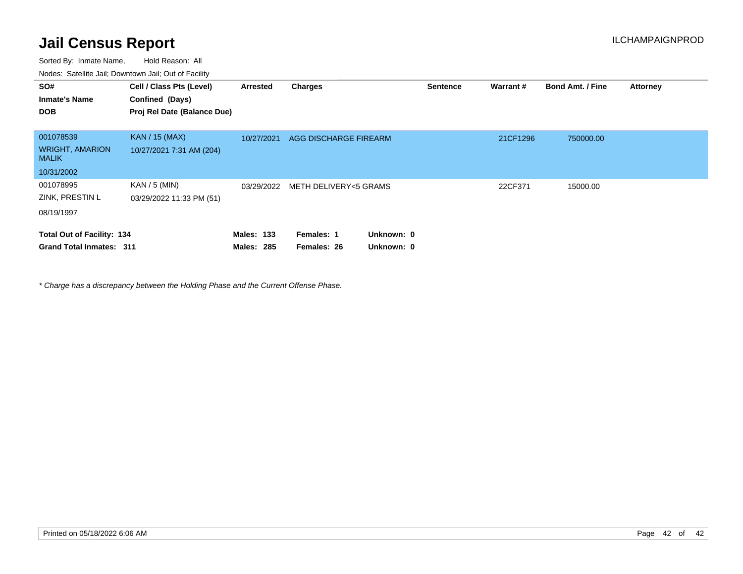# Jail Census Report

ILCHAMPAIGNPROD

Sorted By: Inmate Name, Hold Reason: All

Nodes: Satellite Jail; Downtown Jail; Out of Facility

| SO# / Inmate's Name / DOB | Cell / Class Pts (Level) / Confined (Days) / Proj Rel Date (Balance Due) | Arrested | Charges | Sentence | Warrant # | Bond Amt. / Fine | Attorney |
|---|---|---|---|---|---|---|---|
| 001078539<br>WRIGHT, AMARION MALIK<br>10/31/2002 | KAN / 15 (MAX)<br>10/27/2021 7:31 AM (204) | 10/27/2021 | AGG DISCHARGE FIREARM | | 21CF1296 | 750000.00 | |
| 001078995<br>ZINK, PRESTIN L<br>08/19/1997 | KAN / 5 (MIN)<br>03/29/2022 11:33 PM (51) | 03/29/2022 | METH DELIVERY<5 GRAMS | | 22CF371 | 15000.00 | |

**Total Out of Facility: 134** **Males: 133** **Females: 1** **Unknown: 0**

**Grand Total Inmates: 311** **Males: 285** **Females: 26** **Unknown: 0**

*\* Charge has a discrepancy between the Holding Phase and the Current Offense Phase.*

Printed on 05/18/2022 6:06 AM